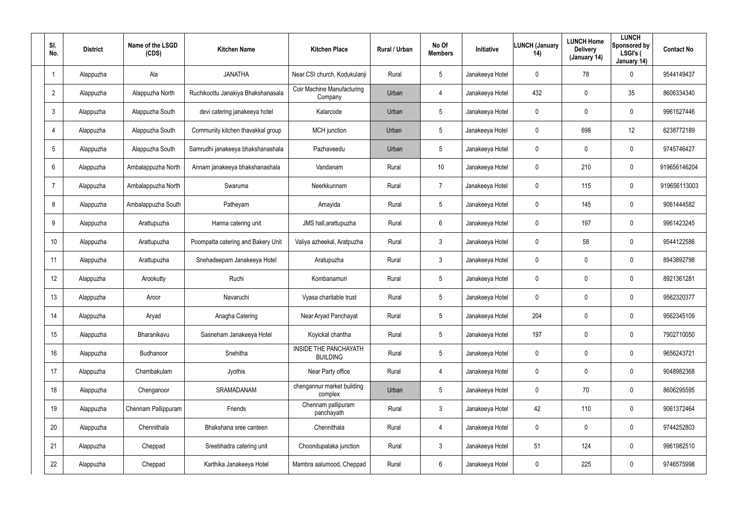| Sl. No. | District | Name of the LSGD (CDS) | Kitchen Name | Kitchen Place | Rural / Urban | No Of Members | Initiative | LUNCH (January 14) | LUNCH Home Delivery (January 14) | LUNCH Sponsored by LSGI's ( January 14) | Contact No |
|---|---|---|---|---|---|---|---|---|---|---|---|
| 1 | Alappuzha | Ala | JANATHA | Near CSI church, Kodukulanji | Rural | 5 | Janakeeya Hotel | 0 | 78 | 0 | 9544149437 |
| 2 | Alappuzha | Alappuzha North | Ruchikoottu Janakiya Bhakshanasala | Coir Machine Manufacturing Company | Urban | 4 | Janakeeya Hotel | 432 | 0 | 35 | 8606334340 |
| 3 | Alappuzha | Alappuzha South | devi catering janakeeya hotel | Kalarcode | Urban | 5 | Janakeeya Hotel | 0 | 0 | 0 | 9961527446 |
| 4 | Alappuzha | Alappuzha South | Community kitchen thavakkal group | MCH junction | Urban | 5 | Janakeeya Hotel | 0 | 698 | 12 | 6238772189 |
| 5 | Alappuzha | Alappuzha South | Samrudhi janakeeya bhakshanashala | Pazhaveedu | Urban | 5 | Janakeeya Hotel | 0 | 0 | 0 | 9745746427 |
| 6 | Alappuzha | Ambalappuzha North | Annam janakeeya bhakshanashala | Vandanam | Rural | 10 | Janakeeya Hotel | 0 | 210 | 0 | 919656146204 |
| 7 | Alappuzha | Ambalappuzha North | Swaruma | Neerkkunnam | Rural | 7 | Janakeeya Hotel | 0 | 115 | 0 | 919656113003 |
| 8 | Alappuzha | Ambalappuzha South | Patheyam | Amayida | Rural | 5 | Janakeeya Hotel | 0 | 145 | 0 | 9061444582 |
| 9 | Alappuzha | Arattupuzha | Hanna catering unit | JMS hall,arattupuzha | Rural | 6 | Janakeeya Hotel | 0 | 197 | 0 | 9961423245 |
| 10 | Alappuzha | Arattupuzha | Poompatta catering and Bakery Unit | Valiya azheekal, Aratpuzha | Rural | 3 | Janakeeya Hotel | 0 | 58 | 0 | 9544122586 |
| 11 | Alappuzha | Arattupuzha | Snehadeepam Janakeeya Hotel | Aratupuzha | Rural | 3 | Janakeeya Hotel | 0 | 0 | 0 | 8943892798 |
| 12 | Alappuzha | Arookutty | Ruchi | Kombanamuri | Rural | 5 | Janakeeya Hotel | 0 | 0 | 0 | 8921361281 |
| 13 | Alappuzha | Aroor | Navaruchi | Vyasa charitable trust | Rural | 5 | Janakeeya Hotel | 0 | 0 | 0 | 9562320377 |
| 14 | Alappuzha | Aryad | Anagha Catering | Near Aryad Panchayat | Rural | 5 | Janakeeya Hotel | 204 | 0 | 0 | 9562345109 |
| 15 | Alappuzha | Bharanikavu | Sasneham Janakeeya Hotel | Koyickal chantha | Rural | 5 | Janakeeya Hotel | 197 | 0 | 0 | 7902710050 |
| 16 | Alappuzha | Budhanoor | Snehitha | INSIDE THE PANCHAYATH BUILDING | Rural | 5 | Janakeeya Hotel | 0 | 0 | 0 | 9656243721 |
| 17 | Alappuzha | Chambakulam | Jyothis | Near Party office | Rural | 4 | Janakeeya Hotel | 0 | 0 | 0 | 9048982368 |
| 18 | Alappuzha | Chenganoor | SRAMADANAM | chengannur market building complex | Urban | 5 | Janakeeya Hotel | 0 | 70 | 0 | 8606295595 |
| 19 | Alappuzha | Chennam Pallippuram | Friends | Chennam pallipuram panchayath | Rural | 3 | Janakeeya Hotel | 42 | 110 | 0 | 9061372464 |
| 20 | Alappuzha | Chennithala | Bhakshana sree canteen | Chennithala | Rural | 4 | Janakeeya Hotel | 0 | 0 | 0 | 9744252803 |
| 21 | Alappuzha | Cheppad | Sreebhadra catering unit | Choondupalaka junction | Rural | 3 | Janakeeya Hotel | 51 | 124 | 0 | 9961982510 |
| 22 | Alappuzha | Cheppad | Karthika Janakeeya Hotel | Mambra aalumood, Cheppad | Rural | 6 | Janakeeya Hotel | 0 | 225 | 0 | 9746575998 |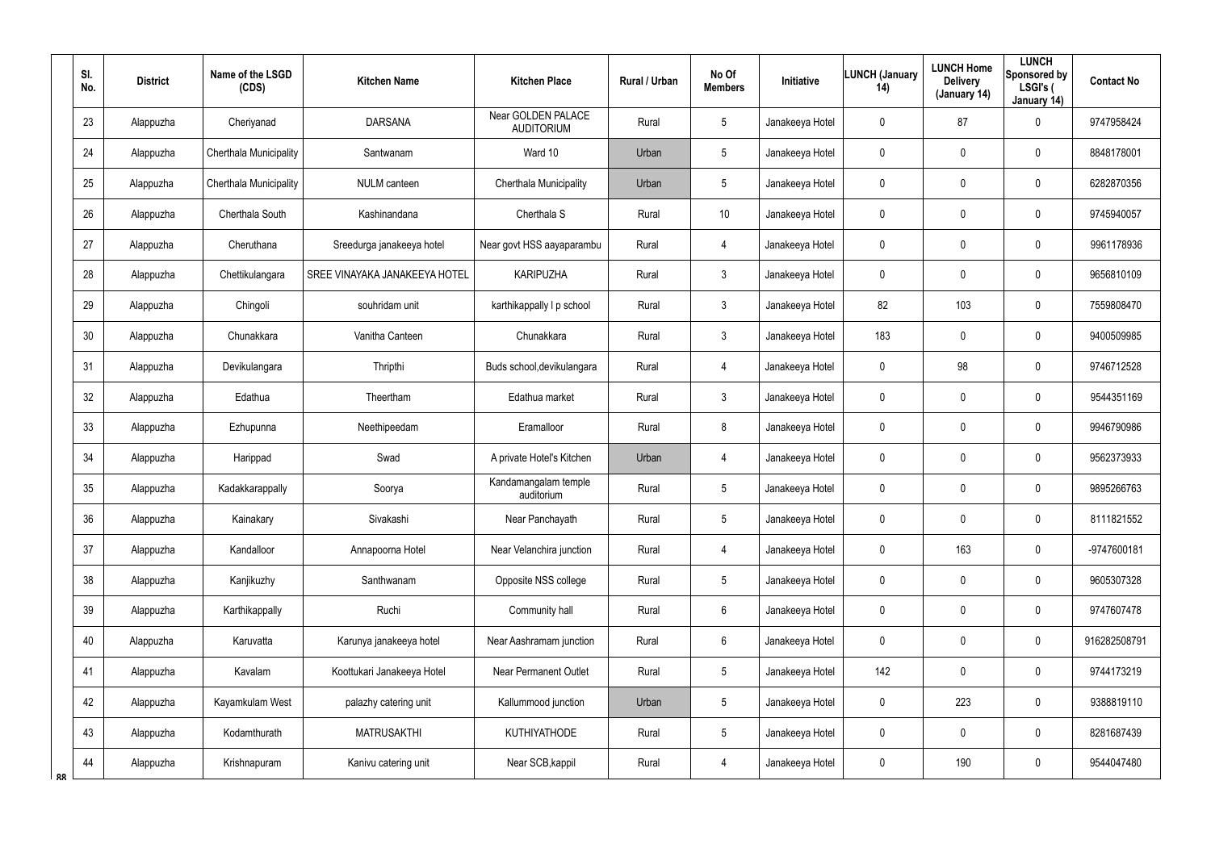| Sl. No. | District | Name of the LSGD (CDS) | Kitchen Name | Kitchen Place | Rural / Urban | No Of Members | Initiative | LUNCH (January 14) | LUNCH Home Delivery (January 14) | LUNCH Sponsored by LSGI's ( January 14) | Contact No |
|---|---|---|---|---|---|---|---|---|---|---|---|
| 23 | Alappuzha | Cheriyanad | DARSANA | Near GOLDEN PALACE AUDITORIUM | Rural | 5 | Janakeeya Hotel | 0 | 87 | 0 | 9747958424 |
| 24 | Alappuzha | Cherthala Municipality | Santwanam | Ward 10 | Urban | 5 | Janakeeya Hotel | 0 | 0 | 0 | 8848178001 |
| 25 | Alappuzha | Cherthala Municipality | NULM canteen | Cherthala Municipality | Urban | 5 | Janakeeya Hotel | 0 | 0 | 0 | 6282870356 |
| 26 | Alappuzha | Cherthala South | Kashinandana | Cherthala S | Rural | 10 | Janakeeya Hotel | 0 | 0 | 0 | 9745940057 |
| 27 | Alappuzha | Cheruthana | Sreedurga janakeeya hotel | Near govt HSS aayaparambu | Rural | 4 | Janakeeya Hotel | 0 | 0 | 0 | 9961178936 |
| 28 | Alappuzha | Chettikulangara | SREE VINAYAKA JANAKEEYA HOTEL | KARIPUZHA | Rural | 3 | Janakeeya Hotel | 0 | 0 | 0 | 9656810109 |
| 29 | Alappuzha | Chingoli | souhridam unit | karthikappally l p school | Rural | 3 | Janakeeya Hotel | 82 | 103 | 0 | 7559808470 |
| 30 | Alappuzha | Chunakkara | Vanitha Canteen | Chunakkara | Rural | 3 | Janakeeya Hotel | 183 | 0 | 0 | 9400509985 |
| 31 | Alappuzha | Devikulangara | Thripthi | Buds school,devikulangara | Rural | 4 | Janakeeya Hotel | 0 | 98 | 0 | 9746712528 |
| 32 | Alappuzha | Edathua | Theertham | Edathua market | Rural | 3 | Janakeeya Hotel | 0 | 0 | 0 | 9544351169 |
| 33 | Alappuzha | Ezhupunna | Neethipeedam | Eramalloor | Rural | 8 | Janakeeya Hotel | 0 | 0 | 0 | 9946790986 |
| 34 | Alappuzha | Harippad | Swad | A private Hotel's Kitchen | Urban | 4 | Janakeeya Hotel | 0 | 0 | 0 | 9562373933 |
| 35 | Alappuzha | Kadakkarappally | Soorya | Kandamangalam temple auditorium | Rural | 5 | Janakeeya Hotel | 0 | 0 | 0 | 9895266763 |
| 36 | Alappuzha | Kainakary | Sivakashi | Near Panchayath | Rural | 5 | Janakeeya Hotel | 0 | 0 | 0 | 8111821552 |
| 37 | Alappuzha | Kandalloor | Annapoorna Hotel | Near Velanchira junction | Rural | 4 | Janakeeya Hotel | 0 | 163 | 0 | -9747600181 |
| 38 | Alappuzha | Kanjikuzhy | Santhwanam | Opposite NSS college | Rural | 5 | Janakeeya Hotel | 0 | 0 | 0 | 9605307328 |
| 39 | Alappuzha | Karthikappally | Ruchi | Community hall | Rural | 6 | Janakeeya Hotel | 0 | 0 | 0 | 9747607478 |
| 40 | Alappuzha | Karuvatta | Karunya janakeeya hotel | Near Aashramam junction | Rural | 6 | Janakeeya Hotel | 0 | 0 | 0 | 916282508791 |
| 41 | Alappuzha | Kavalam | Koottukari Janakeeya Hotel | Near Permanent Outlet | Rural | 5 | Janakeeya Hotel | 142 | 0 | 0 | 9744173219 |
| 42 | Alappuzha | Kayamkulam West | palazhy catering unit | Kallummood junction | Urban | 5 | Janakeeya Hotel | 0 | 223 | 0 | 9388819110 |
| 43 | Alappuzha | Kodamthurath | MATRUSAKTHI | KUTHIYATHODE | Rural | 5 | Janakeeya Hotel | 0 | 0 | 0 | 8281687439 |
| 44 | Alappuzha | Krishnapuram | Kanivu catering unit | Near SCB,kappil | Rural | 4 | Janakeeya Hotel | 0 | 190 | 0 | 9544047480 |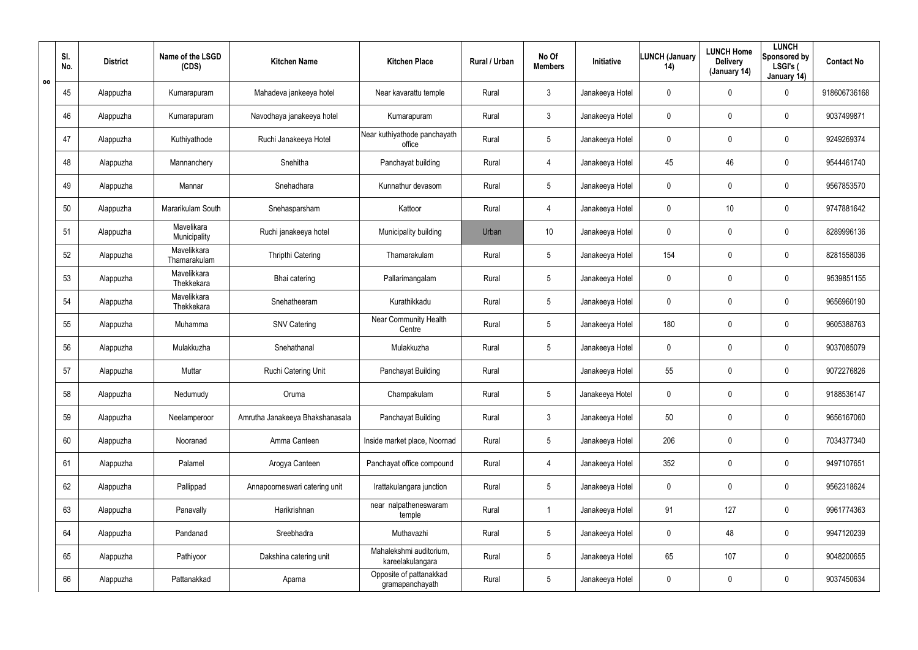| Sl. No. | District | Name of the LSGD (CDS) | Kitchen Name | Kitchen Place | Rural / Urban | No Of Members | Initiative | LUNCH (January 14) | LUNCH Home Delivery (January 14) | LUNCH Sponsored by LSGI's ( January 14) | Contact No |
|---|---|---|---|---|---|---|---|---|---|---|---|
| 45 | Alappuzha | Kumarapuram | Mahadeva jankeeya hotel | Near kavarattu temple | Rural | 3 | Janakeeya Hotel | 0 | 0 | 0 | 918606736168 |
| 46 | Alappuzha | Kumarapuram | Navodhaya janakeeya hotel | Kumarapuram | Rural | 3 | Janakeeya Hotel | 0 | 0 | 0 | 9037499871 |
| 47 | Alappuzha | Kuthiyathode | Ruchi Janakeeya Hotel | Near kuthiyathode panchayath office | Rural | 5 | Janakeeya Hotel | 0 | 0 | 0 | 9249269374 |
| 48 | Alappuzha | Mannanchery | Snehitha | Panchayat building | Rural | 4 | Janakeeya Hotel | 45 | 46 | 0 | 9544461740 |
| 49 | Alappuzha | Mannar | Snehadhara | Kunnathur devasom | Rural | 5 | Janakeeya Hotel | 0 | 0 | 0 | 9567853570 |
| 50 | Alappuzha | Mararikulam South | Snehasparsham | Kattoor | Rural | 4 | Janakeeya Hotel | 0 | 10 | 0 | 9747881642 |
| 51 | Alappuzha | Mavelikara Municipality | Ruchi janakeeya hotel | Municipality building | Urban | 10 | Janakeeya Hotel | 0 | 0 | 0 | 8289996136 |
| 52 | Alappuzha | Mavelikkara Thamarakulam | Thripthi Catering | Thamarakulam | Rural | 5 | Janakeeya Hotel | 154 | 0 | 0 | 8281558036 |
| 53 | Alappuzha | Mavelikkara Thekkekara | Bhai catering | Pallarimangalam | Rural | 5 | Janakeeya Hotel | 0 | 0 | 0 | 9539851155 |
| 54 | Alappuzha | Mavelikkara Thekkekara | Snehatheeram | Kurathikkadu | Rural | 5 | Janakeeya Hotel | 0 | 0 | 0 | 9656960190 |
| 55 | Alappuzha | Muhamma | SNV Catering | Near Community Health Centre | Rural | 5 | Janakeeya Hotel | 180 | 0 | 0 | 9605388763 |
| 56 | Alappuzha | Mulakkuzha | Snehathanal | Mulakkuzha | Rural | 5 | Janakeeya Hotel | 0 | 0 | 0 | 9037085079 |
| 57 | Alappuzha | Muttar | Ruchi Catering Unit | Panchayat Building | Rural | | Janakeeya Hotel | 55 | 0 | 0 | 9072276826 |
| 58 | Alappuzha | Nedumudy | Oruma | Champakulam | Rural | 5 | Janakeeya Hotel | 0 | 0 | 0 | 9188536147 |
| 59 | Alappuzha | Neelamperoor | Amrutha Janakeeya Bhakshanasala | Panchayat Building | Rural | 3 | Janakeeya Hotel | 50 | 0 | 0 | 9656167060 |
| 60 | Alappuzha | Nooranad | Amma Canteen | Inside market place, Noornad | Rural | 5 | Janakeeya Hotel | 206 | 0 | 0 | 7034377340 |
| 61 | Alappuzha | Palamel | Arogya Canteen | Panchayat office compound | Rural | 4 | Janakeeya Hotel | 352 | 0 | 0 | 9497107651 |
| 62 | Alappuzha | Pallippad | Annapoorneswari catering unit | Irattakulangara junction | Rural | 5 | Janakeeya Hotel | 0 | 0 | 0 | 9562318624 |
| 63 | Alappuzha | Panavally | Harikrishnan | near nalpatheneswaram temple | Rural | 1 | Janakeeya Hotel | 91 | 127 | 0 | 9961774363 |
| 64 | Alappuzha | Pandanad | Sreebhadra | Muthavazhi | Rural | 5 | Janakeeya Hotel | 0 | 48 | 0 | 9947120239 |
| 65 | Alappuzha | Pathiyoor | Dakshina catering unit | Mahalekshmi auditorium, kareelakulangara | Rural | 5 | Janakeeya Hotel | 65 | 107 | 0 | 9048200655 |
| 66 | Alappuzha | Pattanakkad | Aparna | Opposite of pattanakkad gramapanchayath | Rural | 5 | Janakeeya Hotel | 0 | 0 | 0 | 9037450634 |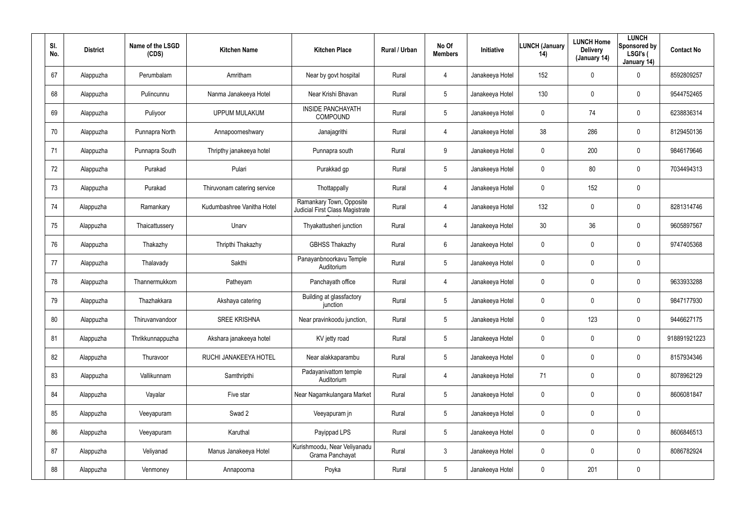| Sl. No. | District | Name of the LSGD (CDS) | Kitchen Name | Kitchen Place | Rural / Urban | No Of Members | Initiative | LUNCH (January 14) | LUNCH Home Delivery (January 14) | LUNCH Sponsored by LSGI's ( January 14) | Contact No |
|---|---|---|---|---|---|---|---|---|---|---|---|
| 67 | Alappuzha | Perumbalam | Amritham | Near by govt hospital | Rural | 4 | Janakeeya Hotel | 152 | 0 | 0 | 8592809257 |
| 68 | Alappuzha | Pulincunnu | Nanma Janakeeya Hotel | Near Krishi Bhavan | Rural | 5 | Janakeeya Hotel | 130 | 0 | 0 | 9544752465 |
| 69 | Alappuzha | Puliyoor | UPPUM MULAKUM | INSIDE PANCHAYATH COMPOUND | Rural | 5 | Janakeeya Hotel | 0 | 74 | 0 | 6238836314 |
| 70 | Alappuzha | Punnapra North | Annapoorneshwary | Janajagrithi | Rural | 4 | Janakeeya Hotel | 38 | 286 | 0 | 8129450136 |
| 71 | Alappuzha | Punnapra South | Thripthy janakeeya hotel | Punnapra south | Rural | 9 | Janakeeya Hotel | 0 | 200 | 0 | 9846179646 |
| 72 | Alappuzha | Purakad | Pulari | Purakkad gp | Rural | 5 | Janakeeya Hotel | 0 | 80 | 0 | 7034494313 |
| 73 | Alappuzha | Purakad | Thiruvonam catering service | Thottappally | Rural | 4 | Janakeeya Hotel | 0 | 152 | 0 | |
| 74 | Alappuzha | Ramankary | Kudumbashree Vanitha Hotel | Ramankary Town, Opposite Judicial First Class Magistrate Court | Rural | 4 | Janakeeya Hotel | 132 | 0 | 0 | 8281314746 |
| 75 | Alappuzha | Thaicattussery | Unarv | Thyakattusheri junction | Rural | 4 | Janakeeya Hotel | 30 | 36 | 0 | 9605897567 |
| 76 | Alappuzha | Thakazhy | Thripthi Thakazhy | GBHSS Thakazhy | Rural | 6 | Janakeeya Hotel | 0 | 0 | 0 | 9747405368 |
| 77 | Alappuzha | Thalavady | Sakthi | Panayanbnoorkavu Temple Auditorium | Rural | 5 | Janakeeya Hotel | 0 | 0 | 0 | |
| 78 | Alappuzha | Thannermukkom | Patheyam | Panchayath office | Rural | 4 | Janakeeya Hotel | 0 | 0 | 0 | 9633933288 |
| 79 | Alappuzha | Thazhakkara | Akshaya catering | Building at glassfactory junction | Rural | 5 | Janakeeya Hotel | 0 | 0 | 0 | 9847177930 |
| 80 | Alappuzha | Thiruvanvandoor | SREE KRISHNA | Near pravinkoodu junction, | Rural | 5 | Janakeeya Hotel | 0 | 123 | 0 | 9446627175 |
| 81 | Alappuzha | Thrikkunnappuzha | Akshara janakeeya hotel | KV jetty road | Rural | 5 | Janakeeya Hotel | 0 | 0 | 0 | 918891921223 |
| 82 | Alappuzha | Thuravoor | RUCHI JANAKEEYA HOTEL | Near alakkaparambu | Rural | 5 | Janakeeya Hotel | 0 | 0 | 0 | 8157934346 |
| 83 | Alappuzha | Vallikunnam | Samthripthi | Padayanivattom temple Auditorium | Rural | 4 | Janakeeya Hotel | 71 | 0 | 0 | 8078962129 |
| 84 | Alappuzha | Vayalar | Five star | Near Nagamkulangara Market | Rural | 5 | Janakeeya Hotel | 0 | 0 | 0 | 8606081847 |
| 85 | Alappuzha | Veeyapuram | Swad 2 | Veeyapuram jn | Rural | 5 | Janakeeya Hotel | 0 | 0 | 0 | |
| 86 | Alappuzha | Veeyapuram | Karuthal | Payippad LPS | Rural | 5 | Janakeeya Hotel | 0 | 0 | 0 | 8606846513 |
| 87 | Alappuzha | Veliyanad | Manus Janakeeya Hotel | Kurishmoodu, Near Veliyanadu Grama Panchayat | Rural | 3 | Janakeeya Hotel | 0 | 0 | 0 | 8086782924 |
| 88 | Alappuzha | Venmoney | Annapoorna | Poyka | Rural | 5 | Janakeeya Hotel | 0 | 201 | 0 | |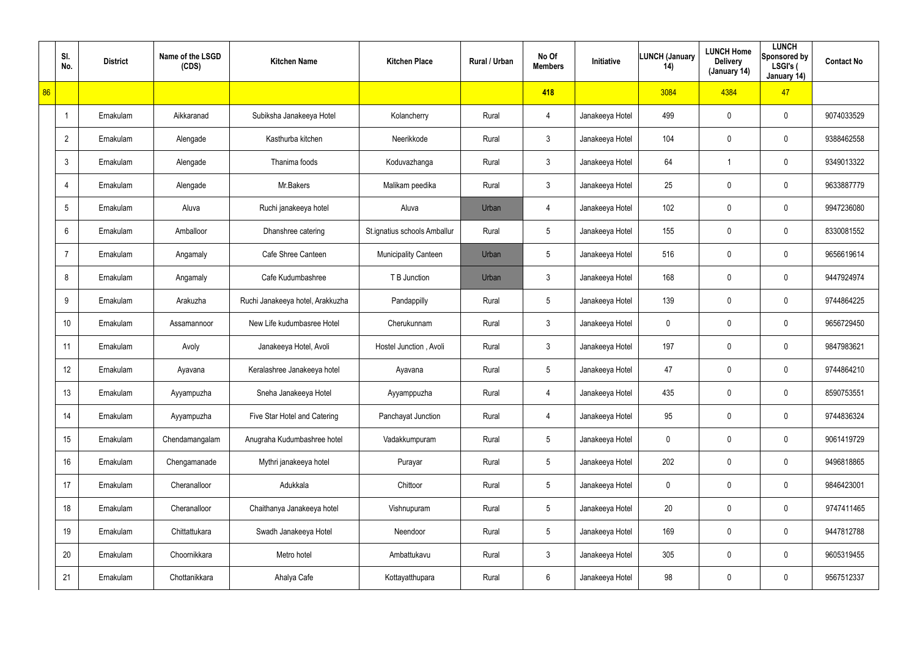| | Sl. No. | District | Name of the LSGD (CDS) | Kitchen Name | Kitchen Place | Rural / Urban | No Of Members | Initiative | LUNCH (January 14) | LUNCH Home Delivery (January 14) | LUNCH Sponsored by LSGI's ( January 14) | Contact No |
|---|---|---|---|---|---|---|---|---|---|---|---|---|
| 86 | | | | | | | 418 | | 3084 | 4384 | 47 | |
| | 1 | Ernakulam | Aikkaranad | Subiksha Janakeeya Hotel | Kolancherry | Rural | 4 | Janakeeya Hotel | 499 | 0 | 0 | 9074033529 |
| | 2 | Ernakulam | Alengade | Kasthurba kitchen | Neerikkode | Rural | 3 | Janakeeya Hotel | 104 | 0 | 0 | 9388462558 |
| | 3 | Ernakulam | Alengade | Thanima foods | Koduvazhanga | Rural | 3 | Janakeeya Hotel | 64 | 1 | 0 | 9349013322 |
| | 4 | Ernakulam | Alengade | Mr.Bakers | Malikam peedika | Rural | 3 | Janakeeya Hotel | 25 | 0 | 0 | 9633887779 |
| | 5 | Ernakulam | Aluva | Ruchi janakeeya hotel | Aluva | Urban | 4 | Janakeeya Hotel | 102 | 0 | 0 | 9947236080 |
| | 6 | Ernakulam | Amballoor | Dhanshree catering | St.ignatius schools Amballur | Rural | 5 | Janakeeya Hotel | 155 | 0 | 0 | 8330081552 |
| | 7 | Ernakulam | Angamaly | Cafe Shree Canteen | Municipality Canteen | Urban | 5 | Janakeeya Hotel | 516 | 0 | 0 | 9656619614 |
| | 8 | Ernakulam | Angamaly | Cafe Kudumbashree | T B Junction | Urban | 3 | Janakeeya Hotel | 168 | 0 | 0 | 9447924974 |
| | 9 | Ernakulam | Arakuzha | Ruchi Janakeeya hotel, Arakkuzha | Pandappilly | Rural | 5 | Janakeeya Hotel | 139 | 0 | 0 | 9744864225 |
| | 10 | Ernakulam | Assamannoor | New Life kudumbasree Hotel | Cherukunnam | Rural | 3 | Janakeeya Hotel | 0 | 0 | 0 | 9656729450 |
| | 11 | Ernakulam | Avoly | Janakeeya Hotel, Avoli | Hostel Junction , Avoli | Rural | 3 | Janakeeya Hotel | 197 | 0 | 0 | 9847983621 |
| | 12 | Ernakulam | Ayavana | Keralashree Janakeeya hotel | Ayavana | Rural | 5 | Janakeeya Hotel | 47 | 0 | 0 | 9744864210 |
| | 13 | Ernakulam | Ayyampuzha | Sneha Janakeeya Hotel | Ayyamppuzha | Rural | 4 | Janakeeya Hotel | 435 | 0 | 0 | 8590753551 |
| | 14 | Ernakulam | Ayyampuzha | Five Star Hotel and Catering | Panchayat Junction | Rural | 4 | Janakeeya Hotel | 95 | 0 | 0 | 9744836324 |
| | 15 | Ernakulam | Chendamangalam | Anugraha Kudumbashree hotel | Vadakkumpuram | Rural | 5 | Janakeeya Hotel | 0 | 0 | 0 | 9061419729 |
| | 16 | Ernakulam | Chengamanade | Mythri janakeeya hotel | Purayar | Rural | 5 | Janakeeya Hotel | 202 | 0 | 0 | 9496818865 |
| | 17 | Ernakulam | Cheranalloor | Adukkala | Chittoor | Rural | 5 | Janakeeya Hotel | 0 | 0 | 0 | 9846423001 |
| | 18 | Ernakulam | Cheranalloor | Chaithanya Janakeeya hotel | Vishnupuram | Rural | 5 | Janakeeya Hotel | 20 | 0 | 0 | 9747411465 |
| | 19 | Ernakulam | Chittattukara | Swadh Janakeeya Hotel | Neendoor | Rural | 5 | Janakeeya Hotel | 169 | 0 | 0 | 9447812788 |
| | 20 | Ernakulam | Choornikkara | Metro hotel | Ambattukavu | Rural | 3 | Janakeeya Hotel | 305 | 0 | 0 | 9605319455 |
| | 21 | Ernakulam | Chottanikkara | Ahalya Cafe | Kottayatthupara | Rural | 6 | Janakeeya Hotel | 98 | 0 | 0 | 9567512337 |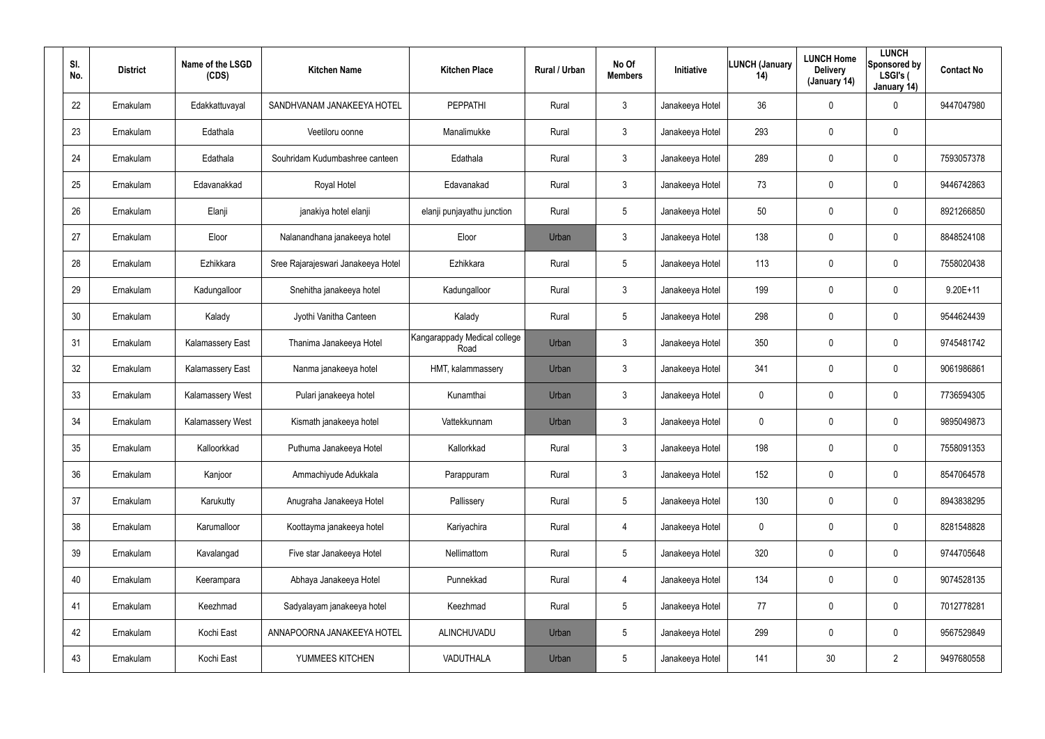| Sl. No. | District | Name of the LSGD (CDS) | Kitchen Name | Kitchen Place | Rural / Urban | No Of Members | Initiative | LUNCH (January 14) | LUNCH Home Delivery (January 14) | LUNCH Sponsored by LSGI's ( January 14) | Contact No |
|---|---|---|---|---|---|---|---|---|---|---|---|
| 22 | Ernakulam | Edakkattuvayal | SANDHVANAM JANAKEEYA HOTEL | PEPPATHI | Rural | 3 | Janakeeya Hotel | 36 | 0 | 0 | 9447047980 |
| 23 | Ernakulam | Edathala | Veetiloru oonne | Manalimukke | Rural | 3 | Janakeeya Hotel | 293 | 0 | 0 | |
| 24 | Ernakulam | Edathala | Souhridam Kudumbashree canteen | Edathala | Rural | 3 | Janakeeya Hotel | 289 | 0 | 0 | 7593057378 |
| 25 | Ernakulam | Edavanakkad | Royal Hotel | Edavanakad | Rural | 3 | Janakeeya Hotel | 73 | 0 | 0 | 9446742863 |
| 26 | Ernakulam | Elanji | janakiya hotel elanji | elanji punjayathu junction | Rural | 5 | Janakeeya Hotel | 50 | 0 | 0 | 8921266850 |
| 27 | Ernakulam | Eloor | Nalanandhana janakeeya hotel | Eloor | Urban | 3 | Janakeeya Hotel | 138 | 0 | 0 | 8848524108 |
| 28 | Ernakulam | Ezhikkara | Sree Rajarajeswari Janakeeya Hotel | Ezhikkara | Rural | 5 | Janakeeya Hotel | 113 | 0 | 0 | 7558020438 |
| 29 | Ernakulam | Kadungalloor | Snehitha janakeeya hotel | Kadungalloor | Rural | 3 | Janakeeya Hotel | 199 | 0 | 0 | 9.20E+11 |
| 30 | Ernakulam | Kalady | Jyothi Vanitha Canteen | Kalady | Rural | 5 | Janakeeya Hotel | 298 | 0 | 0 | 9544624439 |
| 31 | Ernakulam | Kalamassery East | Thanima Janakeeya Hotel | Kangarappady Medical college Road | Urban | 3 | Janakeeya Hotel | 350 | 0 | 0 | 9745481742 |
| 32 | Ernakulam | Kalamassery East | Nanma janakeeya hotel | HMT, kalammassery | Urban | 3 | Janakeeya Hotel | 341 | 0 | 0 | 9061986861 |
| 33 | Ernakulam | Kalamassery West | Pulari janakeeya hotel | Kunamthai | Urban | 3 | Janakeeya Hotel | 0 | 0 | 0 | 7736594305 |
| 34 | Ernakulam | Kalamassery West | Kismath janakeeya hotel | Vattekkunnam | Urban | 3 | Janakeeya Hotel | 0 | 0 | 0 | 9895049873 |
| 35 | Ernakulam | Kalloorkkad | Puthuma Janakeeya Hotel | Kallorkkad | Rural | 3 | Janakeeya Hotel | 198 | 0 | 0 | 7558091353 |
| 36 | Ernakulam | Kanjoor | Ammachiyude Adukkala | Parappuram | Rural | 3 | Janakeeya Hotel | 152 | 0 | 0 | 8547064578 |
| 37 | Ernakulam | Karukutty | Anugraha Janakeeya Hotel | Pallissery | Rural | 5 | Janakeeya Hotel | 130 | 0 | 0 | 8943838295 |
| 38 | Ernakulam | Karumalloor | Koottayma janakeeya hotel | Kariyachira | Rural | 4 | Janakeeya Hotel | 0 | 0 | 0 | 8281548828 |
| 39 | Ernakulam | Kavalangad | Five star Janakeeya Hotel | Nellimattom | Rural | 5 | Janakeeya Hotel | 320 | 0 | 0 | 9744705648 |
| 40 | Ernakulam | Keerampara | Abhaya Janakeeya Hotel | Punnekkad | Rural | 4 | Janakeeya Hotel | 134 | 0 | 0 | 9074528135 |
| 41 | Ernakulam | Keezhmad | Sadyalayam janakeeya hotel | Keezhmad | Rural | 5 | Janakeeya Hotel | 77 | 0 | 0 | 7012778281 |
| 42 | Ernakulam | Kochi East | ANNAPOORNA JANAKEEYA HOTEL | ALINCHUVADU | Urban | 5 | Janakeeya Hotel | 299 | 0 | 0 | 9567529849 |
| 43 | Ernakulam | Kochi East | YUMMEES KITCHEN | VADUTHALA | Urban | 5 | Janakeeya Hotel | 141 | 30 | 2 | 9497680558 |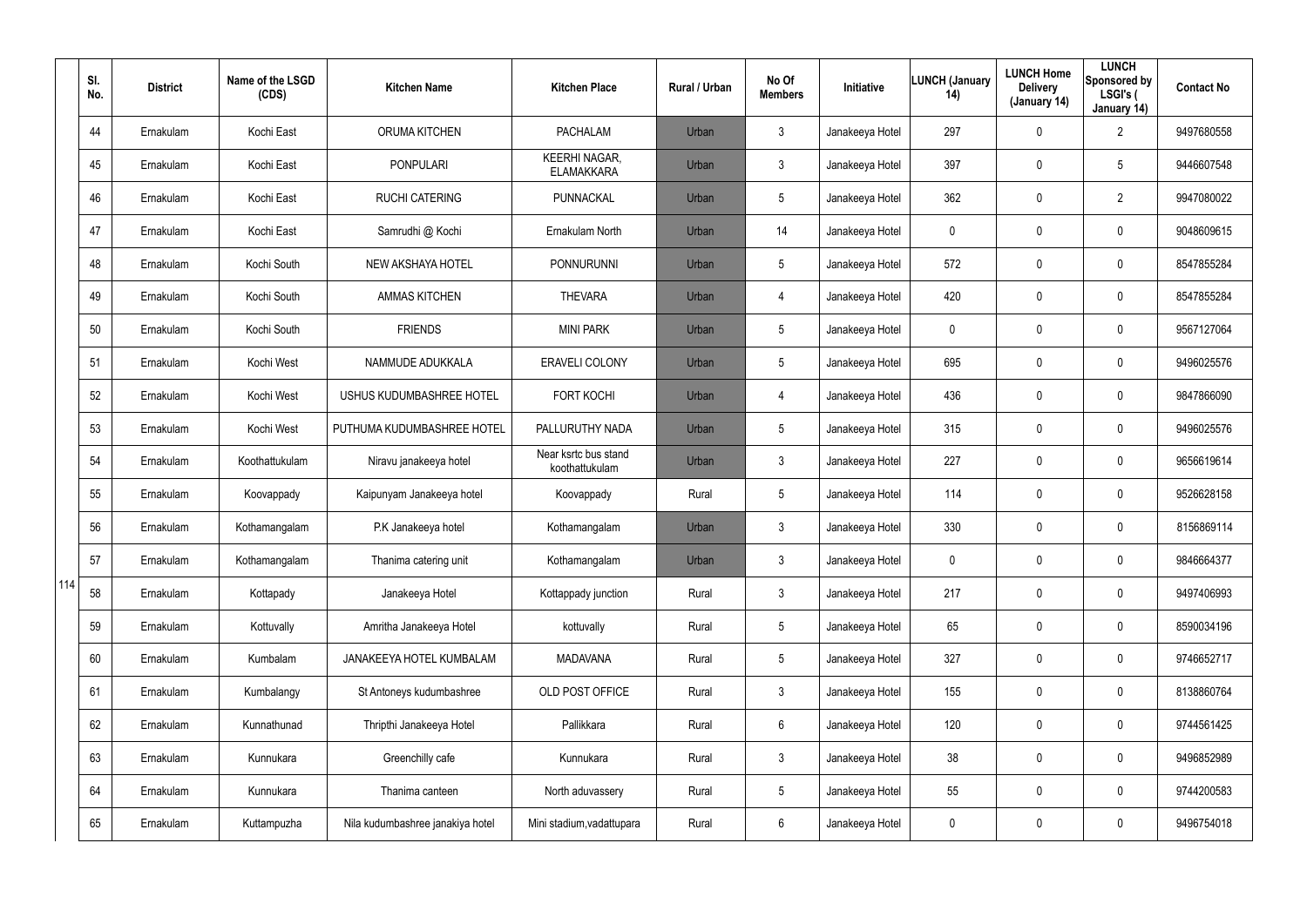| Sl. No. | District | Name of the LSGD (CDS) | Kitchen Name | Kitchen Place | Rural / Urban | No Of Members | Initiative | LUNCH (January 14) | LUNCH Home Delivery (January 14) | LUNCH Sponsored by LSGI's ( January 14) | Contact No |
|---|---|---|---|---|---|---|---|---|---|---|---|
| 44 | Ernakulam | Kochi East | ORUMA KITCHEN | PACHALAM | Urban | 3 | Janakeeya Hotel | 297 | 0 | 2 | 9497680558 |
| 45 | Ernakulam | Kochi East | PONPULARI | KEERHI NAGAR, ELAMAKKARA | Urban | 3 | Janakeeya Hotel | 397 | 0 | 5 | 9446607548 |
| 46 | Ernakulam | Kochi East | RUCHI CATERING | PUNNACKAL | Urban | 5 | Janakeeya Hotel | 362 | 0 | 2 | 9947080022 |
| 47 | Ernakulam | Kochi East | Samrudhi @ Kochi | Ernakulam North | Urban | 14 | Janakeeya Hotel | 0 | 0 | 0 | 9048609615 |
| 48 | Ernakulam | Kochi South | NEW AKSHAYA HOTEL | PONNURUNNI | Urban | 5 | Janakeeya Hotel | 572 | 0 | 0 | 8547855284 |
| 49 | Ernakulam | Kochi South | AMMAS KITCHEN | THEVARA | Urban | 4 | Janakeeya Hotel | 420 | 0 | 0 | 8547855284 |
| 50 | Ernakulam | Kochi South | FRIENDS | MINI PARK | Urban | 5 | Janakeeya Hotel | 0 | 0 | 0 | 9567127064 |
| 51 | Ernakulam | Kochi West | NAMMUDE ADUKKALA | ERAVELI COLONY | Urban | 5 | Janakeeya Hotel | 695 | 0 | 0 | 9496025576 |
| 52 | Ernakulam | Kochi West | USHUS KUDUMBASHREE HOTEL | FORT KOCHI | Urban | 4 | Janakeeya Hotel | 436 | 0 | 0 | 9847866090 |
| 53 | Ernakulam | Kochi West | PUTHUMA KUDUMBASHREE HOTEL | PALLURUTHY NADA | Urban | 5 | Janakeeya Hotel | 315 | 0 | 0 | 9496025576 |
| 54 | Ernakulam | Koothattukulam | Niravu janakeeya hotel | Near ksrtc bus stand koothattukulam | Urban | 3 | Janakeeya Hotel | 227 | 0 | 0 | 9656619614 |
| 55 | Ernakulam | Koovappady | Kaipunyam Janakeeya hotel | Koovappady | Rural | 5 | Janakeeya Hotel | 114 | 0 | 0 | 9526628158 |
| 56 | Ernakulam | Kothamangalam | P.K Janakeeya hotel | Kothamangalam | Urban | 3 | Janakeeya Hotel | 330 | 0 | 0 | 8156869114 |
| 57 | Ernakulam | Kothamangalam | Thanima catering unit | Kothamangalam | Urban | 3 | Janakeeya Hotel | 0 | 0 | 0 | 9846664377 |
| 58 | Ernakulam | Kottapady | Janakeeya Hotel | Kottappady junction | Rural | 3 | Janakeeya Hotel | 217 | 0 | 0 | 9497406993 |
| 59 | Ernakulam | Kottuvally | Amritha Janakeeya Hotel | kottuvally | Rural | 5 | Janakeeya Hotel | 65 | 0 | 0 | 8590034196 |
| 60 | Ernakulam | Kumbalam | JANAKEEYA HOTEL KUMBALAM | MADAVANA | Rural | 5 | Janakeeya Hotel | 327 | 0 | 0 | 9746652717 |
| 61 | Ernakulam | Kumbalangy | St Antoneys kudumbashree | OLD POST OFFICE | Rural | 3 | Janakeeya Hotel | 155 | 0 | 0 | 8138860764 |
| 62 | Ernakulam | Kunnathunad | Thripthi Janakeeya Hotel | Pallikkara | Rural | 6 | Janakeeya Hotel | 120 | 0 | 0 | 9744561425 |
| 63 | Ernakulam | Kunnukara | Greenchilly cafe | Kunnukara | Rural | 3 | Janakeeya Hotel | 38 | 0 | 0 | 9496852989 |
| 64 | Ernakulam | Kunnukara | Thanima canteen | North aduvassery | Rural | 5 | Janakeeya Hotel | 55 | 0 | 0 | 9744200583 |
| 65 | Ernakulam | Kuttampuzha | Nila kudumbashree janakiya hotel | Mini stadium,vadattupara | Rural | 6 | Janakeeya Hotel | 0 | 0 | 0 | 9496754018 |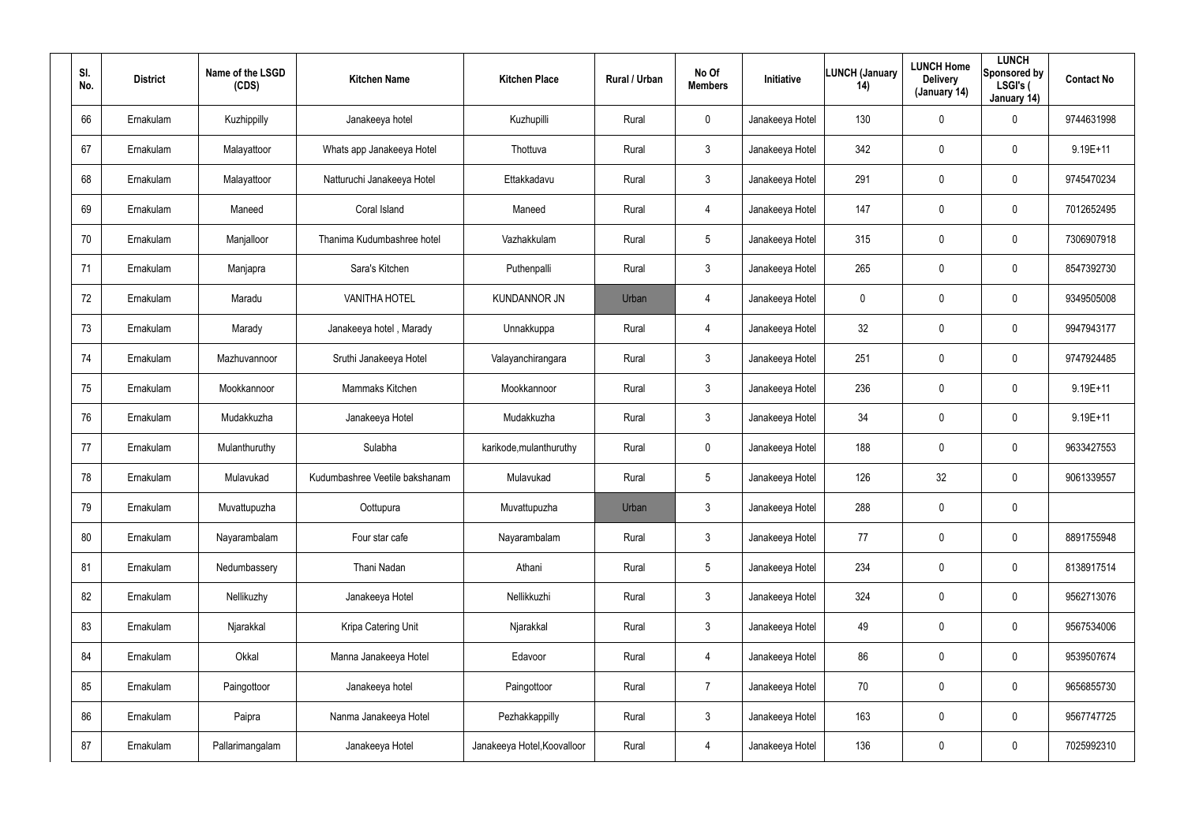| Sl. No. | District | Name of the LSGD (CDS) | Kitchen Name | Kitchen Place | Rural / Urban | No Of Members | Initiative | LUNCH (January 14) | LUNCH Home Delivery (January 14) | LUNCH Sponsored by LSGI's ( January 14) | Contact No |
|---|---|---|---|---|---|---|---|---|---|---|---|
| 66 | Ernakulam | Kuzhippilly | Janakeeya hotel | Kuzhupilli | Rural | 0 | Janakeeya Hotel | 130 | 0 | 0 | 9744631998 |
| 67 | Ernakulam | Malayattoor | Whats app Janakeeya Hotel | Thottuva | Rural | 3 | Janakeeya Hotel | 342 | 0 | 0 | 9.19E+11 |
| 68 | Ernakulam | Malayattoor | Natturuchi Janakeeya Hotel | Ettakkadavu | Rural | 3 | Janakeeya Hotel | 291 | 0 | 0 | 9745470234 |
| 69 | Ernakulam | Maneed | Coral Island | Maneed | Rural | 4 | Janakeeya Hotel | 147 | 0 | 0 | 7012652495 |
| 70 | Ernakulam | Manjalloor | Thanima Kudumbashree hotel | Vazhakkulam | Rural | 5 | Janakeeya Hotel | 315 | 0 | 0 | 7306907918 |
| 71 | Ernakulam | Manjapra | Sara's Kitchen | Puthenpalli | Rural | 3 | Janakeeya Hotel | 265 | 0 | 0 | 8547392730 |
| 72 | Ernakulam | Maradu | VANITHA HOTEL | KUNDANNOR JN | Urban | 4 | Janakeeya Hotel | 0 | 0 | 0 | 9349505008 |
| 73 | Ernakulam | Marady | Janakeeya hotel , Marady | Unnakkuppa | Rural | 4 | Janakeeya Hotel | 32 | 0 | 0 | 9947943177 |
| 74 | Ernakulam | Mazhuvannoor | Sruthi Janakeeya Hotel | Valayanchirangara | Rural | 3 | Janakeeya Hotel | 251 | 0 | 0 | 9747924485 |
| 75 | Ernakulam | Mookkannoor | Mammaks Kitchen | Mookkannoor | Rural | 3 | Janakeeya Hotel | 236 | 0 | 0 | 9.19E+11 |
| 76 | Ernakulam | Mudakkuzha | Janakeeya Hotel | Mudakkuzha | Rural | 3 | Janakeeya Hotel | 34 | 0 | 0 | 9.19E+11 |
| 77 | Ernakulam | Mulanthuruthy | Sulabha | karikode,mulanthuruthy | Rural | 0 | Janakeeya Hotel | 188 | 0 | 0 | 9633427553 |
| 78 | Ernakulam | Mulavukad | Kudumbashree Veetile bakshanam | Mulavukad | Rural | 5 | Janakeeya Hotel | 126 | 32 | 0 | 9061339557 |
| 79 | Ernakulam | Muvattupuzha | Oottupura | Muvattupuzha | Urban | 3 | Janakeeya Hotel | 288 | 0 | 0 | |
| 80 | Ernakulam | Nayarambalam | Four star cafe | Nayarambalam | Rural | 3 | Janakeeya Hotel | 77 | 0 | 0 | 8891755948 |
| 81 | Ernakulam | Nedumbassery | Thani Nadan | Athani | Rural | 5 | Janakeeya Hotel | 234 | 0 | 0 | 8138917514 |
| 82 | Ernakulam | Nellikuzhy | Janakeeya Hotel | Nellikkuzhi | Rural | 3 | Janakeeya Hotel | 324 | 0 | 0 | 9562713076 |
| 83 | Ernakulam | Njarakkal | Kripa Catering Unit | Njarakkal | Rural | 3 | Janakeeya Hotel | 49 | 0 | 0 | 9567534006 |
| 84 | Ernakulam | Okkal | Manna Janakeeya Hotel | Edavoor | Rural | 4 | Janakeeya Hotel | 86 | 0 | 0 | 9539507674 |
| 85 | Ernakulam | Paingottoor | Janakeeya hotel | Paingottoor | Rural | 7 | Janakeeya Hotel | 70 | 0 | 0 | 9656855730 |
| 86 | Ernakulam | Paipra | Nanma Janakeeya Hotel | Pezhakkappilly | Rural | 3 | Janakeeya Hotel | 163 | 0 | 0 | 9567747725 |
| 87 | Ernakulam | Pallarimangalam | Janakeeya Hotel | Janakeeya Hotel,Koovalloor | Rural | 4 | Janakeeya Hotel | 136 | 0 | 0 | 7025992310 |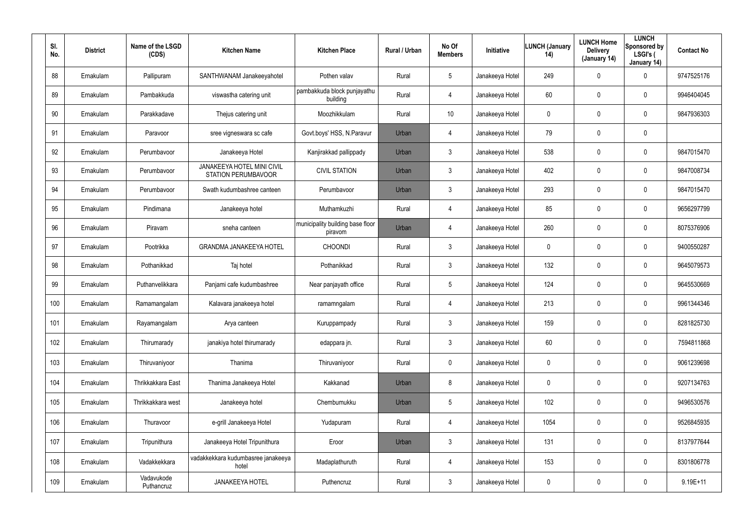| Sl. No. | District | Name of the LSGD (CDS) | Kitchen Name | Kitchen Place | Rural / Urban | No Of Members | Initiative | LUNCH (January 14) | LUNCH Home Delivery (January 14) | LUNCH Sponsored by LSGI's ( January 14) | Contact No |
|---|---|---|---|---|---|---|---|---|---|---|---|
| 88 | Ernakulam | Pallipuram | SANTHWANAM Janakeeyahotel | Pothen valav | Rural | 5 | Janakeeya Hotel | 249 | 0 | 0 | 9747525176 |
| 89 | Ernakulam | Pambakkuda | viswastha catering unit | pambakkuda block punjayathu building | Rural | 4 | Janakeeya Hotel | 60 | 0 | 0 | 9946404045 |
| 90 | Ernakulam | Parakkadave | Thejus catering unit | Moozhikkulam | Rural | 10 | Janakeeya Hotel | 0 | 0 | 0 | 9847936303 |
| 91 | Ernakulam | Paravoor | sree vigneswara sc cafe | Govt.boys' HSS, N.Paravur | Urban | 4 | Janakeeya Hotel | 79 | 0 | 0 | |
| 92 | Ernakulam | Perumbavoor | Janakeeya Hotel | Kanjirakkad pallippady | Urban | 3 | Janakeeya Hotel | 538 | 0 | 0 | 9847015470 |
| 93 | Ernakulam | Perumbavoor | JANAKEEYA HOTEL MINI CIVIL STATION PERUMBAVOOR | CIVIL STATION | Urban | 3 | Janakeeya Hotel | 402 | 0 | 0 | 9847008734 |
| 94 | Ernakulam | Perumbavoor | Swath kudumbashree canteen | Perumbavoor | Urban | 3 | Janakeeya Hotel | 293 | 0 | 0 | 9847015470 |
| 95 | Ernakulam | Pindimana | Janakeeya hotel | Muthamkuzhi | Rural | 4 | Janakeeya Hotel | 85 | 0 | 0 | 9656297799 |
| 96 | Ernakulam | Piravam | sneha canteen | municipality building base floor piravom | Urban | 4 | Janakeeya Hotel | 260 | 0 | 0 | 8075376906 |
| 97 | Ernakulam | Pootrikka | GRANDMA JANAKEEYA HOTEL | CHOONDI | Rural | 3 | Janakeeya Hotel | 0 | 0 | 0 | 9400550287 |
| 98 | Ernakulam | Pothanikkad | Taj hotel | Pothanikkad | Rural | 3 | Janakeeya Hotel | 132 | 0 | 0 | 9645079573 |
| 99 | Ernakulam | Puthanvelikkara | Panjami cafe kudumbashree | Near panjayath office | Rural | 5 | Janakeeya Hotel | 124 | 0 | 0 | 9645530669 |
| 100 | Ernakulam | Ramamangalam | Kalavara janakeeya hotel | ramamngalam | Rural | 4 | Janakeeya Hotel | 213 | 0 | 0 | 9961344346 |
| 101 | Ernakulam | Rayamangalam | Arya canteen | Kuruppampady | Rural | 3 | Janakeeya Hotel | 159 | 0 | 0 | 8281825730 |
| 102 | Ernakulam | Thirumarady | janakiya hotel thirumarady | edappara jn. | Rural | 3 | Janakeeya Hotel | 60 | 0 | 0 | 7594811868 |
| 103 | Ernakulam | Thiruvaniyoor | Thanima | Thiruvaniyoor | Rural | 0 | Janakeeya Hotel | 0 | 0 | 0 | 9061239698 |
| 104 | Ernakulam | Thrikkakkara East | Thanima Janakeeya Hotel | Kakkanad | Urban | 8 | Janakeeya Hotel | 0 | 0 | 0 | 9207134763 |
| 105 | Ernakulam | Thrikkakkara west | Janakeeya hotel | Chembumukku | Urban | 5 | Janakeeya Hotel | 102 | 0 | 0 | 9496530576 |
| 106 | Ernakulam | Thuravoor | e-grill Janakeeya Hotel | Yudapuram | Rural | 4 | Janakeeya Hotel | 1054 | 0 | 0 | 9526845935 |
| 107 | Ernakulam | Tripunithura | Janakeeya Hotel Tripunithura | Eroor | Urban | 3 | Janakeeya Hotel | 131 | 0 | 0 | 8137977644 |
| 108 | Ernakulam | Vadakkekkara | vadakkekkara kudumbasree janakeeya hotel | Madaplathuruth | Rural | 4 | Janakeeya Hotel | 153 | 0 | 0 | 8301806778 |
| 109 | Ernakulam | Vadavukode Puthancruz | JANAKEEYA HOTEL | Puthencruz | Rural | 3 | Janakeeya Hotel | 0 | 0 | 0 | 9.19E+11 |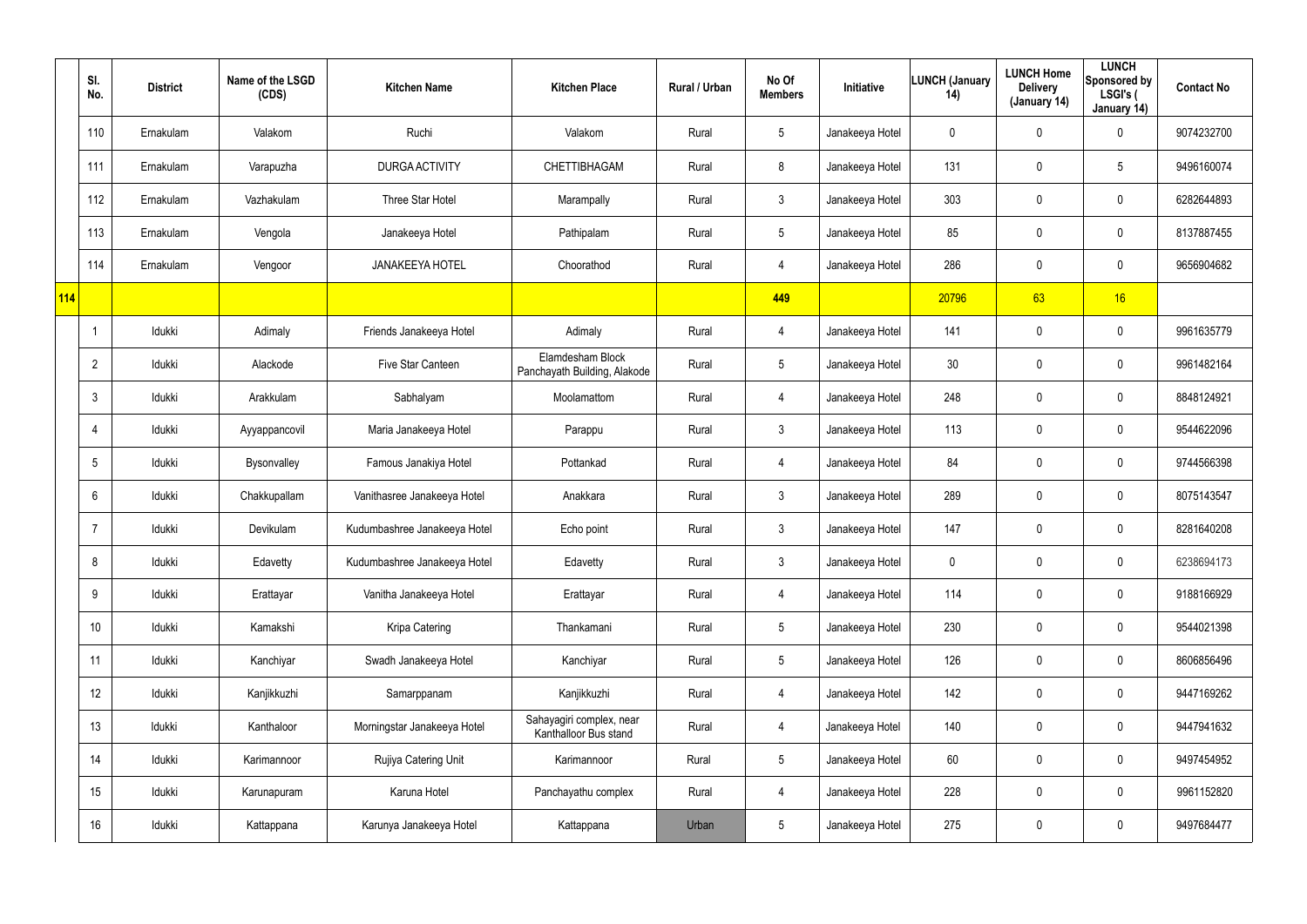| | Sl. No. | District | Name of the LSGD (CDS) | Kitchen Name | Kitchen Place | Rural / Urban | No Of Members | Initiative | LUNCH (January 14) | LUNCH Home Delivery (January 14) | LUNCH Sponsored by LSGI's ( January 14) | Contact No |
|---|---|---|---|---|---|---|---|---|---|---|---|---|
| | 110 | Ernakulam | Valakom | Ruchi | Valakom | Rural | 5 | Janakeeya Hotel | 0 | 0 | 0 | 9074232700 |
| | 111 | Ernakulam | Varapuzha | DURGA ACTIVITY | CHETTIBHAGAM | Rural | 8 | Janakeeya Hotel | 131 | 0 | 5 | 9496160074 |
| | 112 | Ernakulam | Vazhakulam | Three Star Hotel | Marampally | Rural | 3 | Janakeeya Hotel | 303 | 0 | 0 | 6282644893 |
| | 113 | Ernakulam | Vengola | Janakeeya Hotel | Pathipalam | Rural | 5 | Janakeeya Hotel | 85 | 0 | 0 | 8137887455 |
| | 114 | Ernakulam | Vengoor | JANAKEEYA HOTEL | Choorathod | Rural | 4 | Janakeeya Hotel | 286 | 0 | 0 | 9656904682 |
| 114 | | | | | | | 449 | | 20796 | 63 | 16 | |
| | 1 | Idukki | Adimaly | Friends Janakeeya Hotel | Adimaly | Rural | 4 | Janakeeya Hotel | 141 | 0 | 0 | 9961635779 |
| | 2 | Idukki | Alackode | Five Star Canteen | Elamdesham Block Panchayath Building, Alakode | Rural | 5 | Janakeeya Hotel | 30 | 0 | 0 | 9961482164 |
| | 3 | Idukki | Arakkulam | Sabhalyam | Moolamattom | Rural | 4 | Janakeeya Hotel | 248 | 0 | 0 | 8848124921 |
| | 4 | Idukki | Ayyappancovil | Maria Janakeeya Hotel | Parappu | Rural | 3 | Janakeeya Hotel | 113 | 0 | 0 | 9544622096 |
| | 5 | Idukki | Bysonvalley | Famous Janakiya Hotel | Pottankad | Rural | 4 | Janakeeya Hotel | 84 | 0 | 0 | 9744566398 |
| | 6 | Idukki | Chakkupallam | Vanithasree Janakeeya Hotel | Anakkara | Rural | 3 | Janakeeya Hotel | 289 | 0 | 0 | 8075143547 |
| | 7 | Idukki | Devikulam | Kudumbashree Janakeeya Hotel | Echo point | Rural | 3 | Janakeeya Hotel | 147 | 0 | 0 | 8281640208 |
| | 8 | Idukki | Edavetty | Kudumbashree Janakeeya Hotel | Edavetty | Rural | 3 | Janakeeya Hotel | 0 | 0 | 0 | 6238694173 |
| | 9 | Idukki | Erattayar | Vanitha Janakeeya Hotel | Erattayar | Rural | 4 | Janakeeya Hotel | 114 | 0 | 0 | 9188166929 |
| | 10 | Idukki | Kamakshi | Kripa Catering | Thankamani | Rural | 5 | Janakeeya Hotel | 230 | 0 | 0 | 9544021398 |
| | 11 | Idukki | Kanchiyar | Swadh Janakeeya Hotel | Kanchiyar | Rural | 5 | Janakeeya Hotel | 126 | 0 | 0 | 8606856496 |
| | 12 | Idukki | Kanjikkuzhi | Samarppanam | Kanjikkuzhi | Rural | 4 | Janakeeya Hotel | 142 | 0 | 0 | 9447169262 |
| | 13 | Idukki | Kanthaloor | Morningstar Janakeeya Hotel | Sahayagiri complex, near Kanthalloor Bus stand | Rural | 4 | Janakeeya Hotel | 140 | 0 | 0 | 9447941632 |
| | 14 | Idukki | Karimannoor | Rujiya Catering Unit | Karimannoor | Rural | 5 | Janakeeya Hotel | 60 | 0 | 0 | 9497454952 |
| | 15 | Idukki | Karunapuram | Karuna Hotel | Panchayathu complex | Rural | 4 | Janakeeya Hotel | 228 | 0 | 0 | 9961152820 |
| | 16 | Idukki | Kattappana | Karunya Janakeeya Hotel | Kattappana | Urban | 5 | Janakeeya Hotel | 275 | 0 | 0 | 9497684477 |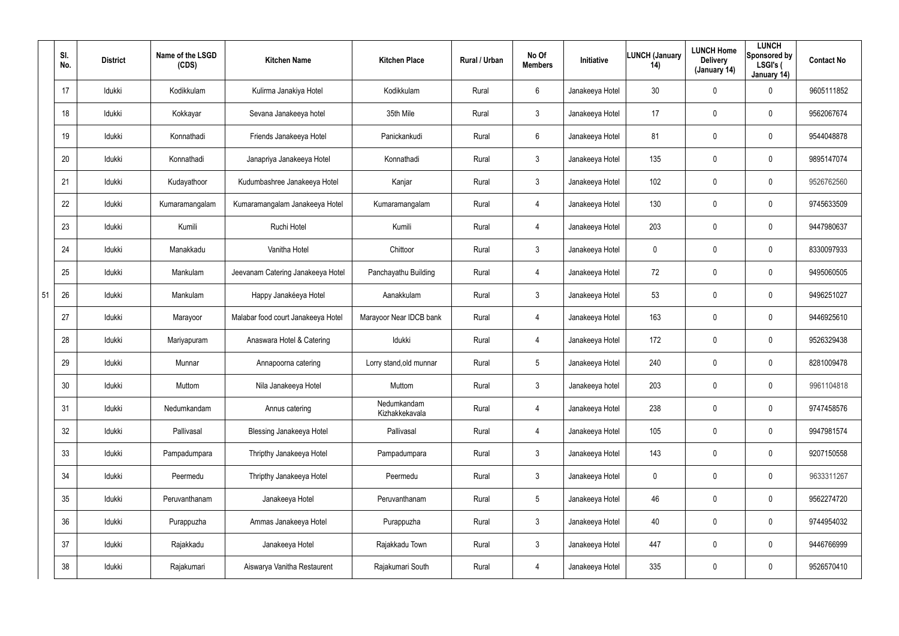| | Sl. No. | District | Name of the LSGD (CDS) | Kitchen Name | Kitchen Place | Rural / Urban | No Of Members | Initiative | LUNCH (January 14) | LUNCH Home Delivery (January 14) | LUNCH Sponsored by LSGI's ( January 14) | Contact No |
|---|---|---|---|---|---|---|---|---|---|---|---|---|
| | 17 | Idukki | Kodikkulam | Kulirma Janakiya Hotel | Kodikkulam | Rural | 6 | Janakeeya Hotel | 30 | 0 | 0 | 9605111852 |
| | 18 | Idukki | Kokkayar | Sevana Janakeeya hotel | 35th Mile | Rural | 3 | Janakeeya Hotel | 17 | 0 | 0 | 9562067674 |
| | 19 | Idukki | Konnathadi | Friends Janakeeya Hotel | Panickankudi | Rural | 6 | Janakeeya Hotel | 81 | 0 | 0 | 9544048878 |
| | 20 | Idukki | Konnathadi | Janapriya Janakeeya Hotel | Konnathadi | Rural | 3 | Janakeeya Hotel | 135 | 0 | 0 | 9895147074 |
| | 21 | Idukki | Kudayathoor | Kudumbashree Janakeeya Hotel | Kanjar | Rural | 3 | Janakeeya Hotel | 102 | 0 | 0 | 9526762560 |
| | 22 | Idukki | Kumaramangalam | Kumaramangalam Janakeeya Hotel | Kumaramangalam | Rural | 4 | Janakeeya Hotel | 130 | 0 | 0 | 9745633509 |
| | 23 | Idukki | Kumili | Ruchi Hotel | Kumili | Rural | 4 | Janakeeya Hotel | 203 | 0 | 0 | 9447980637 |
| | 24 | Idukki | Manakkadu | Vanitha Hotel | Chittoor | Rural | 3 | Janakeeya Hotel | 0 | 0 | 0 | 8330097933 |
| | 25 | Idukki | Mankulam | Jeevanam Catering Janakeeya Hotel | Panchayathu Building | Rural | 4 | Janakeeya Hotel | 72 | 0 | 0 | 9495060505 |
| 51 | 26 | Idukki | Mankulam | Happy Janakéeya Hotel | Aanakkulam | Rural | 3 | Janakeeya Hotel | 53 | 0 | 0 | 9496251027 |
| | 27 | Idukki | Marayoor | Malabar food court Janakeeya Hotel | Marayoor Near IDCB bank | Rural | 4 | Janakeeya Hotel | 163 | 0 | 0 | 9446925610 |
| | 28 | Idukki | Mariyapuram | Anaswara Hotel & Catering | Idukki | Rural | 4 | Janakeeya Hotel | 172 | 0 | 0 | 9526329438 |
| | 29 | Idukki | Munnar | Annapoorna catering | Lorry stand,old munnar | Rural | 5 | Janakeeya Hotel | 240 | 0 | 0 | 8281009478 |
| | 30 | Idukki | Muttom | Nila Janakeeya Hotel | Muttom | Rural | 3 | Janakeeya hotel | 203 | 0 | 0 | 9961104818 |
| | 31 | Idukki | Nedumkandam | Annus catering | Nedumkandam Kizhakkekavala | Rural | 4 | Janakeeya Hotel | 238 | 0 | 0 | 9747458576 |
| | 32 | Idukki | Pallivasal | Blessing Janakeeya Hotel | Pallivasal | Rural | 4 | Janakeeya Hotel | 105 | 0 | 0 | 9947981574 |
| | 33 | Idukki | Pampadumpara | Thripthy Janakeeya Hotel | Pampadumpara | Rural | 3 | Janakeeya Hotel | 143 | 0 | 0 | 9207150558 |
| | 34 | Idukki | Peermedu | Thripthy Janakeeya Hotel | Peermedu | Rural | 3 | Janakeeya Hotel | 0 | 0 | 0 | 9633311267 |
| | 35 | Idukki | Peruvanthanam | Janakeeya Hotel | Peruvanthanam | Rural | 5 | Janakeeya Hotel | 46 | 0 | 0 | 9562274720 |
| | 36 | Idukki | Purappuzha | Ammas Janakeeya Hotel | Purappuzha | Rural | 3 | Janakeeya Hotel | 40 | 0 | 0 | 9744954032 |
| | 37 | Idukki | Rajakkadu | Janakeeya Hotel | Rajakkadu Town | Rural | 3 | Janakeeya Hotel | 447 | 0 | 0 | 9446766999 |
| | 38 | Idukki | Rajakumari | Aiswarya Vanitha Restaurent | Rajakumari South | Rural | 4 | Janakeeya Hotel | 335 | 0 | 0 | 9526570410 |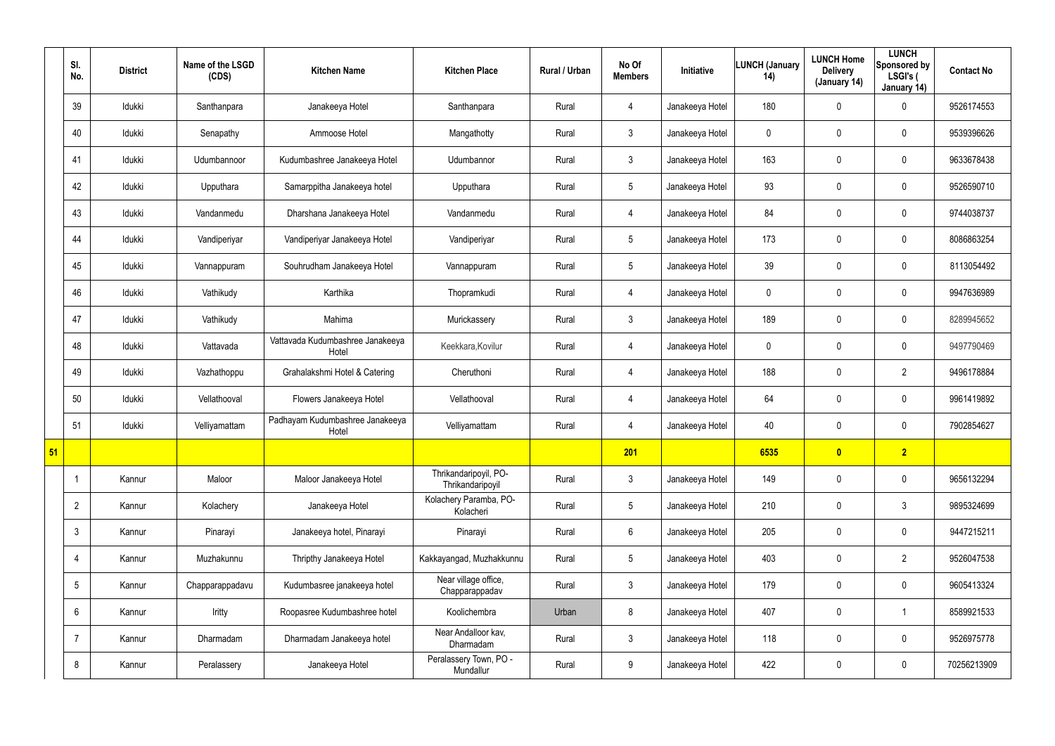| | Sl. No. | District | Name of the LSGD (CDS) | Kitchen Name | Kitchen Place | Rural / Urban | No Of Members | Initiative | LUNCH (January 14) | LUNCH Home Delivery (January 14) | LUNCH Sponsored by LSGI's ( January 14) | Contact No |
|---|---|---|---|---|---|---|---|---|---|---|---|---|
| | 39 | Idukki | Santhanpara | Janakeeya Hotel | Santhanpara | Rural | 4 | Janakeeya Hotel | 180 | 0 | 0 | 9526174553 |
| | 40 | Idukki | Senapathy | Ammoose Hotel | Mangathotty | Rural | 3 | Janakeeya Hotel | 0 | 0 | 0 | 9539396626 |
| | 41 | Idukki | Udumbannoor | Kudumbashree Janakeeya Hotel | Udumbannor | Rural | 3 | Janakeeya Hotel | 163 | 0 | 0 | 9633678438 |
| | 42 | Idukki | Upputhara | Samarppitha Janakeeya hotel | Upputhara | Rural | 5 | Janakeeya Hotel | 93 | 0 | 0 | 9526590710 |
| | 43 | Idukki | Vandanmedu | Dharshana Janakeeya Hotel | Vandanmedu | Rural | 4 | Janakeeya Hotel | 84 | 0 | 0 | 9744038737 |
| | 44 | Idukki | Vandiperiyar | Vandiperiyar Janakeeya Hotel | Vandiperiyar | Rural | 5 | Janakeeya Hotel | 173 | 0 | 0 | 8086863254 |
| | 45 | Idukki | Vannappuram | Souhrudham Janakeeya Hotel | Vannappuram | Rural | 5 | Janakeeya Hotel | 39 | 0 | 0 | 8113054492 |
| | 46 | Idukki | Vathikudy | Karthika | Thopramkudi | Rural | 4 | Janakeeya Hotel | 0 | 0 | 0 | 9947636989 |
| | 47 | Idukki | Vathikudy | Mahima | Murickassery | Rural | 3 | Janakeeya Hotel | 189 | 0 | 0 | 8289945652 |
| | 48 | Idukki | Vattavada | Vattavada Kudumbashree Janakeeya Hotel | Keekkara,Kovilur | Rural | 4 | Janakeeya Hotel | 0 | 0 | 0 | 9497790469 |
| | 49 | Idukki | Vazhathoppu | Grahalakshmi Hotel & Catering | Cheruthoni | Rural | 4 | Janakeeya Hotel | 188 | 0 | 2 | 9496178884 |
| | 50 | Idukki | Vellathooval | Flowers Janakeeya Hotel | Vellathooval | Rural | 4 | Janakeeya Hotel | 64 | 0 | 0 | 9961419892 |
| | 51 | Idukki | Velliyamattam | Padhayam Kudumbashree Janakeeya Hotel | Velliyamattam | Rural | 4 | Janakeeya Hotel | 40 | 0 | 0 | 7902854627 |
| **51** | | | | | | | **201** | | **6535** | **0** | **2** | |
| | 1 | Kannur | Maloor | Maloor Janakeeya Hotel | Thrikandaripoyil, PO-Thrikandaripoyil | Rural | 3 | Janakeeya Hotel | 149 | 0 | 0 | 9656132294 |
| | 2 | Kannur | Kolachery | Janakeeya Hotel | Kolachery Paramba, PO-Kolacheri | Rural | 5 | Janakeeya Hotel | 210 | 0 | 3 | 9895324699 |
| | 3 | Kannur | Pinarayi | Janakeeya hotel, Pinarayi | Pinarayi | Rural | 6 | Janakeeya Hotel | 205 | 0 | 0 | 9447215211 |
| | 4 | Kannur | Muzhakunnu | Thripthy Janakeeya Hotel | Kakkayangad, Muzhakkunnu | Rural | 5 | Janakeeya Hotel | 403 | 0 | 2 | 9526047538 |
| | 5 | Kannur | Chapparappadavu | Kudumbasree janakeeya hotel | Near village office, Chapparappadav | Rural | 3 | Janakeeya Hotel | 179 | 0 | 0 | 9605413324 |
| | 6 | Kannur | Iritty | Roopasree Kudumbashree hotel | Koolichembra | Urban | 8 | Janakeeya Hotel | 407 | 0 | 1 | 8589921533 |
| | 7 | Kannur | Dharmadam | Dharmadam Janakeeya hotel | Near Andalloor kav, Dharmadam | Rural | 3 | Janakeeya Hotel | 118 | 0 | 0 | 9526975778 |
| | 8 | Kannur | Peralassery | Janakeeya Hotel | Peralassery Town, PO - Mundallur | Rural | 9 | Janakeeya Hotel | 422 | 0 | 0 | 70256213909 |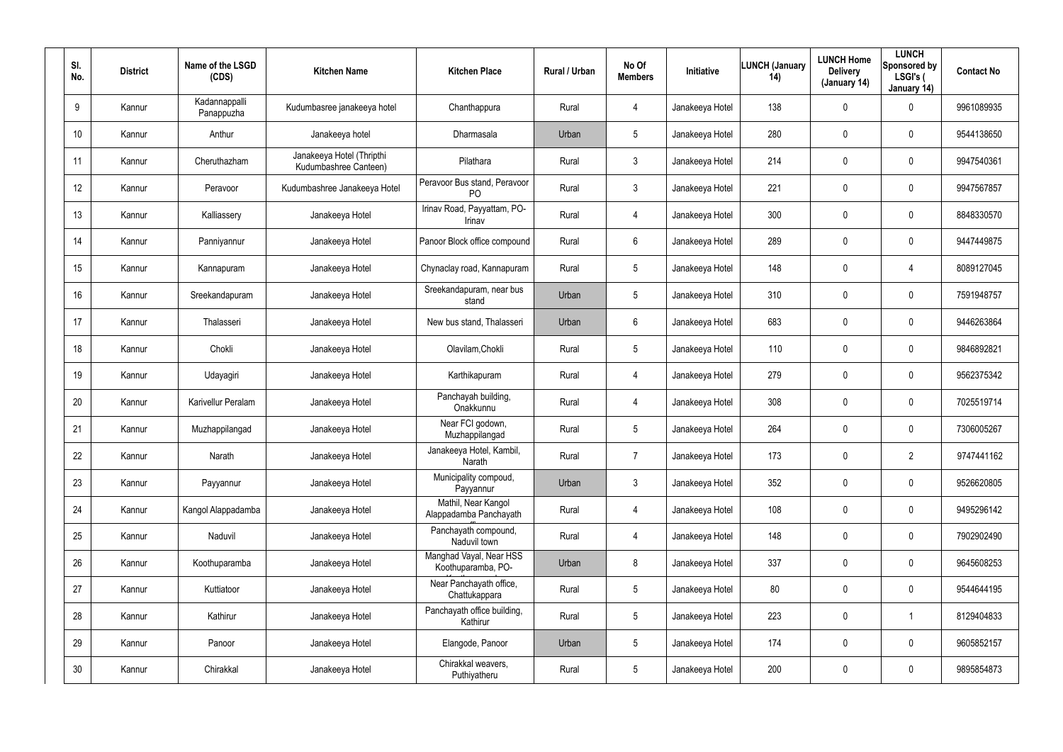| Sl. No. | District | Name of the LSGD (CDS) | Kitchen Name | Kitchen Place | Rural / Urban | No Of Members | Initiative | LUNCH (January 14) | LUNCH Home Delivery (January 14) | LUNCH Sponsored by LSGI's ( January 14) | Contact No |
|---|---|---|---|---|---|---|---|---|---|---|---|
| 9 | Kannur | Kadannappalli Panappuzha | Kudumbasree janakeeya hotel | Chanthappura | Rural | 4 | Janakeeya Hotel | 138 | 0 | 0 | 9961089935 |
| 10 | Kannur | Anthur | Janakeeya hotel | Dharmasala | Urban | 5 | Janakeeya Hotel | 280 | 0 | 0 | 9544138650 |
| 11 | Kannur | Cheruthazham | Janakeeya Hotel (Thripthi Kudumbashree Canteen) | Pilathara | Rural | 3 | Janakeeya Hotel | 214 | 0 | 0 | 9947540361 |
| 12 | Kannur | Peravoor | Kudumbashree Janakeeya Hotel | Peravoor Bus stand, Peravoor PO | Rural | 3 | Janakeeya Hotel | 221 | 0 | 0 | 9947567857 |
| 13 | Kannur | Kalliassery | Janakeeya Hotel | Irinav Road, Payyattam, PO-Irinav | Rural | 4 | Janakeeya Hotel | 300 | 0 | 0 | 8848330570 |
| 14 | Kannur | Panniyannur | Janakeeya Hotel | Panoor Block office compound | Rural | 6 | Janakeeya Hotel | 289 | 0 | 0 | 9447449875 |
| 15 | Kannur | Kannapuram | Janakeeya Hotel | Chynaclay road, Kannapuram | Rural | 5 | Janakeeya Hotel | 148 | 0 | 4 | 8089127045 |
| 16 | Kannur | Sreekandapuram | Janakeeya Hotel | Sreekandapuram, near bus stand | Urban | 5 | Janakeeya Hotel | 310 | 0 | 0 | 7591948757 |
| 17 | Kannur | Thalasseri | Janakeeya Hotel | New bus stand, Thalasseri | Urban | 6 | Janakeeya Hotel | 683 | 0 | 0 | 9446263864 |
| 18 | Kannur | Chokli | Janakeeya Hotel | Olavilam,Chokli | Rural | 5 | Janakeeya Hotel | 110 | 0 | 0 | 9846892821 |
| 19 | Kannur | Udayagiri | Janakeeya Hotel | Karthikapuram | Rural | 4 | Janakeeya Hotel | 279 | 0 | 0 | 9562375342 |
| 20 | Kannur | Karivellur Peralam | Janakeeya Hotel | Panchayah building, Onakkunnu | Rural | 4 | Janakeeya Hotel | 308 | 0 | 0 | 7025519714 |
| 21 | Kannur | Muzhappilangad | Janakeeya Hotel | Near FCI godown, Muzhappilangad | Rural | 5 | Janakeeya Hotel | 264 | 0 | 0 | 7306005267 |
| 22 | Kannur | Narath | Janakeeya Hotel | Janakeeya Hotel, Kambil, Narath | Rural | 7 | Janakeeya Hotel | 173 | 0 | 2 | 9747441162 |
| 23 | Kannur | Payyannur | Janakeeya Hotel | Municipality compoud, Payyannur | Urban | 3 | Janakeeya Hotel | 352 | 0 | 0 | 9526620805 |
| 24 | Kannur | Kangol Alappadamba | Janakeeya Hotel | Mathil, Near Kangol Alappadamba Panchayath | Rural | 4 | Janakeeya Hotel | 108 | 0 | 0 | 9495296142 |
| 25 | Kannur | Naduvil | Janakeeya Hotel | Panchayath compound, Naduvil town | Rural | 4 | Janakeeya Hotel | 148 | 0 | 0 | 7902902490 |
| 26 | Kannur | Koothuparamba | Janakeeya Hotel | Manghad Vayal, Near HSS Koothuparamba, PO- | Urban | 8 | Janakeeya Hotel | 337 | 0 | 0 | 9645608253 |
| 27 | Kannur | Kuttiatoor | Janakeeya Hotel | Near Panchayath office, Chattukappara | Rural | 5 | Janakeeya Hotel | 80 | 0 | 0 | 9544644195 |
| 28 | Kannur | Kathirur | Janakeeya Hotel | Panchayath office building, Kathirur | Rural | 5 | Janakeeya Hotel | 223 | 0 | 1 | 8129404833 |
| 29 | Kannur | Panoor | Janakeeya Hotel | Elangode, Panoor | Urban | 5 | Janakeeya Hotel | 174 | 0 | 0 | 9605852157 |
| 30 | Kannur | Chirakkal | Janakeeya Hotel | Chirakkal weavers, Puthiyatheru | Rural | 5 | Janakeeya Hotel | 200 | 0 | 0 | 9895854873 |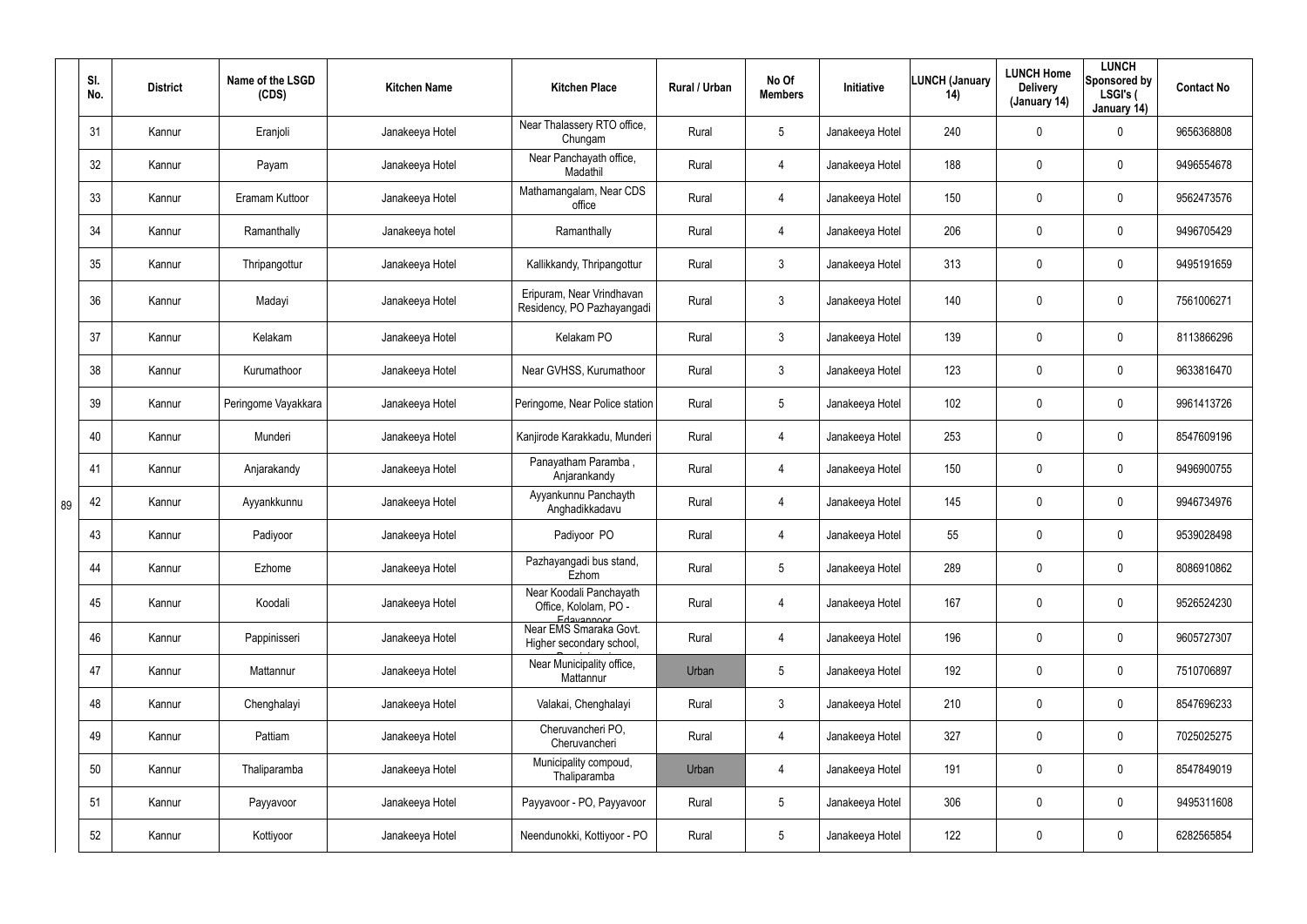| | Sl. No. | District | Name of the LSGD (CDS) | Kitchen Name | Kitchen Place | Rural / Urban | No Of Members | Initiative | LUNCH (January 14) | LUNCH Home Delivery (January 14) | LUNCH Sponsored by LSGI's ( January 14) | Contact No |
|---|---|---|---|---|---|---|---|---|---|---|---|---|
| | 31 | Kannur | Eranjoli | Janakeeya Hotel | Near Thalassery RTO office, Chungam | Rural | 5 | Janakeeya Hotel | 240 | 0 | 0 | 9656368808 |
| | 32 | Kannur | Payam | Janakeeya Hotel | Near Panchayath office, Madathil | Rural | 4 | Janakeeya Hotel | 188 | 0 | 0 | 9496554678 |
| | 33 | Kannur | Eramam Kuttoor | Janakeeya Hotel | Mathamangalam, Near CDS office | Rural | 4 | Janakeeya Hotel | 150 | 0 | 0 | 9562473576 |
| | 34 | Kannur | Ramanthally | Janakeeya hotel | Ramanthally | Rural | 4 | Janakeeya Hotel | 206 | 0 | 0 | 9496705429 |
| | 35 | Kannur | Thripangottur | Janakeeya Hotel | Kallikkandy, Thripangottur | Rural | 3 | Janakeeya Hotel | 313 | 0 | 0 | 9495191659 |
| | 36 | Kannur | Madayi | Janakeeya Hotel | Eripuram, Near Vrindhavan Residency, PO Pazhayangadi | Rural | 3 | Janakeeya Hotel | 140 | 0 | 0 | 7561006271 |
| | 37 | Kannur | Kelakam | Janakeeya Hotel | Kelakam PO | Rural | 3 | Janakeeya Hotel | 139 | 0 | 0 | 8113866296 |
| | 38 | Kannur | Kurumathoor | Janakeeya Hotel | Near GVHSS, Kurumathoor | Rural | 3 | Janakeeya Hotel | 123 | 0 | 0 | 9633816470 |
| | 39 | Kannur | Peringome Vayakkara | Janakeeya Hotel | Peringome, Near Police station | Rural | 5 | Janakeeya Hotel | 102 | 0 | 0 | 9961413726 |
| | 40 | Kannur | Munderi | Janakeeya Hotel | Kanjirode Karakkadu, Munderi | Rural | 4 | Janakeeya Hotel | 253 | 0 | 0 | 8547609196 |
| | 41 | Kannur | Anjarakandy | Janakeeya Hotel | Panayatham Paramba , Anjarankandy | Rural | 4 | Janakeeya Hotel | 150 | 0 | 0 | 9496900755 |
| 89 | 42 | Kannur | Ayyankkunnu | Janakeeya Hotel | Ayyankunnu Panchayth Anghadikkadavu | Rural | 4 | Janakeeya Hotel | 145 | 0 | 0 | 9946734976 |
| | 43 | Kannur | Padiyoor | Janakeeya Hotel | Padiyoor PO | Rural | 4 | Janakeeya Hotel | 55 | 0 | 0 | 9539028498 |
| | 44 | Kannur | Ezhome | Janakeeya Hotel | Pazhayangadi bus stand, Ezhom | Rural | 5 | Janakeeya Hotel | 289 | 0 | 0 | 8086910862 |
| | 45 | Kannur | Koodali | Janakeeya Hotel | Near Koodali Panchayath Office, Kololam, PO - Edavannoor | Rural | 4 | Janakeeya Hotel | 167 | 0 | 0 | 9526524230 |
| | 46 | Kannur | Pappinisseri | Janakeeya Hotel | Near EMS Smaraka Govt. Higher secondary school, | Rural | 4 | Janakeeya Hotel | 196 | 0 | 0 | 9605727307 |
| | 47 | Kannur | Mattannur | Janakeeya Hotel | Near Municipality office, Mattannur | Urban | 5 | Janakeeya Hotel | 192 | 0 | 0 | 7510706897 |
| | 48 | Kannur | Chenghalayi | Janakeeya Hotel | Valakai, Chenghalayi | Rural | 3 | Janakeeya Hotel | 210 | 0 | 0 | 8547696233 |
| | 49 | Kannur | Pattiam | Janakeeya Hotel | Cheruvancheri PO, Cheruvancheri | Rural | 4 | Janakeeya Hotel | 327 | 0 | 0 | 7025025275 |
| | 50 | Kannur | Thaliparamba | Janakeeya Hotel | Municipality compoud, Thaliparamba | Urban | 4 | Janakeeya Hotel | 191 | 0 | 0 | 8547849019 |
| | 51 | Kannur | Payyavoor | Janakeeya Hotel | Payyavoor - PO, Payyavoor | Rural | 5 | Janakeeya Hotel | 306 | 0 | 0 | 9495311608 |
| | 52 | Kannur | Kottiyoor | Janakeeya Hotel | Neendunokki, Kottiyoor - PO | Rural | 5 | Janakeeya Hotel | 122 | 0 | 0 | 6282565854 |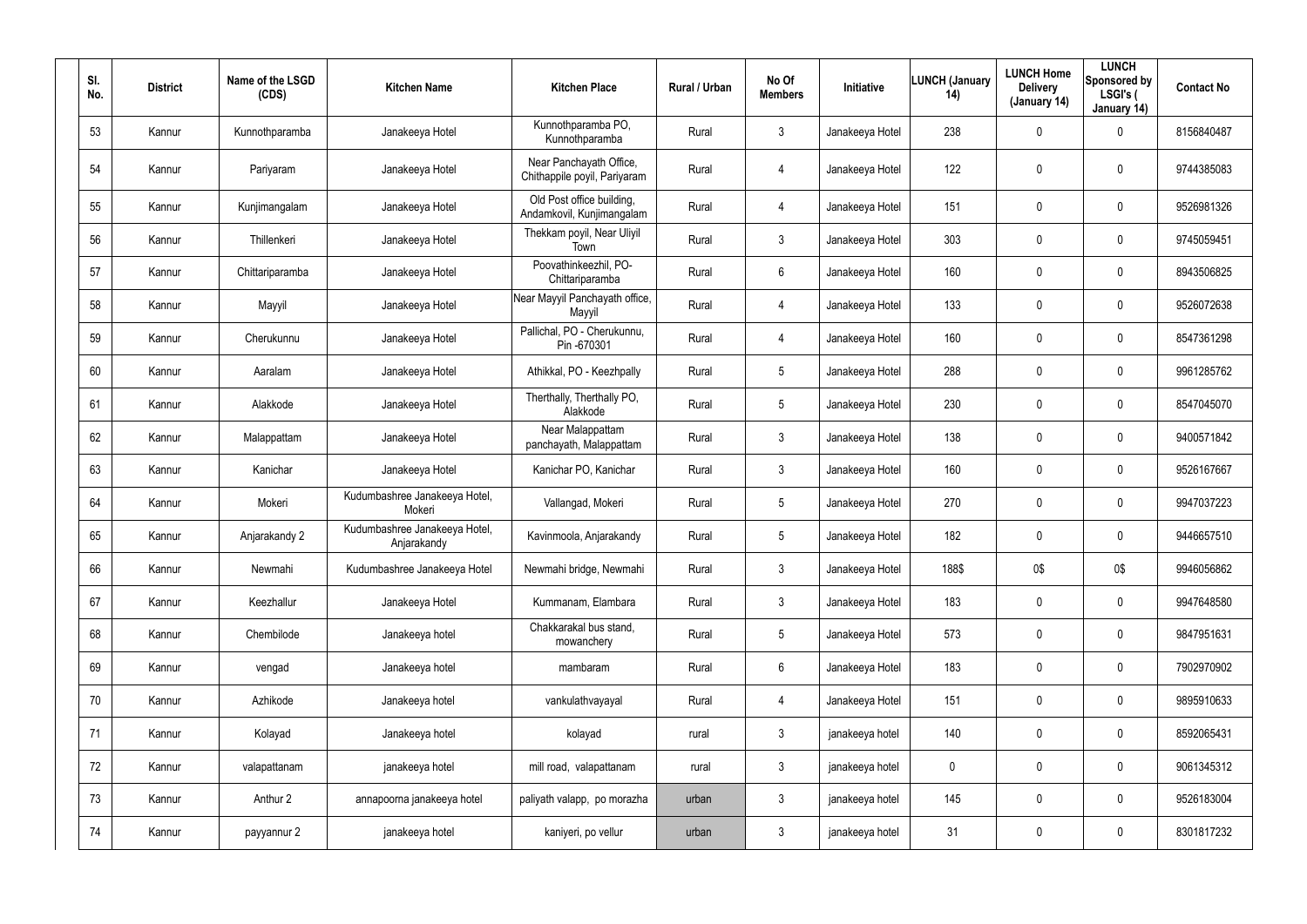| Sl. No. | District | Name of the LSGD (CDS) | Kitchen Name | Kitchen Place | Rural / Urban | No Of Members | Initiative | LUNCH (January 14) | LUNCH Home Delivery (January 14) | LUNCH Sponsored by LSGI's ( January 14) | Contact No |
|---|---|---|---|---|---|---|---|---|---|---|---|
| 53 | Kannur | Kunnothparamba | Janakeeya Hotel | Kunnothparamba PO, Kunnothparamba | Rural | 3 | Janakeeya Hotel | 238 | 0 | 0 | 8156840487 |
| 54 | Kannur | Pariyaram | Janakeeya Hotel | Near Panchayath Office, Chithappile poyil, Pariyaram | Rural | 4 | Janakeeya Hotel | 122 | 0 | 0 | 9744385083 |
| 55 | Kannur | Kunjimangalam | Janakeeya Hotel | Old Post office building, Andamkovil, Kunjimangalam | Rural | 4 | Janakeeya Hotel | 151 | 0 | 0 | 9526981326 |
| 56 | Kannur | Thillenkeri | Janakeeya Hotel | Thekkam poyil, Near Uliyil Town | Rural | 3 | Janakeeya Hotel | 303 | 0 | 0 | 9745059451 |
| 57 | Kannur | Chittariparamba | Janakeeya Hotel | Poovathinkeezhil, PO-Chittariparamba | Rural | 6 | Janakeeya Hotel | 160 | 0 | 0 | 8943506825 |
| 58 | Kannur | Mayyil | Janakeeya Hotel | Near Mayyil Panchayath office, Mayyil | Rural | 4 | Janakeeya Hotel | 133 | 0 | 0 | 9526072638 |
| 59 | Kannur | Cherukunnu | Janakeeya Hotel | Pallichal, PO - Cherukunnu, Pin -670301 | Rural | 4 | Janakeeya Hotel | 160 | 0 | 0 | 8547361298 |
| 60 | Kannur | Aaralam | Janakeeya Hotel | Athikkal, PO - Keezhpally | Rural | 5 | Janakeeya Hotel | 288 | 0 | 0 | 9961285762 |
| 61 | Kannur | Alakkode | Janakeeya Hotel | Therthally, Therthally PO, Alakkode | Rural | 5 | Janakeeya Hotel | 230 | 0 | 0 | 8547045070 |
| 62 | Kannur | Malappattam | Janakeeya Hotel | Near Malappattam panchayath, Malappattam | Rural | 3 | Janakeeya Hotel | 138 | 0 | 0 | 9400571842 |
| 63 | Kannur | Kanichar | Janakeeya Hotel | Kanichar PO, Kanichar | Rural | 3 | Janakeeya Hotel | 160 | 0 | 0 | 9526167667 |
| 64 | Kannur | Mokeri | Kudumbashree Janakeeya Hotel, Mokeri | Vallangad, Mokeri | Rural | 5 | Janakeeya Hotel | 270 | 0 | 0 | 9947037223 |
| 65 | Kannur | Anjarakandy 2 | Kudumbashree Janakeeya Hotel, Anjarakandy | Kavinmoola, Anjarakandy | Rural | 5 | Janakeeya Hotel | 182 | 0 | 0 | 9446657510 |
| 66 | Kannur | Newmahi | Kudumbashree Janakeeya Hotel | Newmahi bridge, Newmahi | Rural | 3 | Janakeeya Hotel | 188$ | 0$ | 0$ | 9946056862 |
| 67 | Kannur | Keezhallur | Janakeeya Hotel | Kummanam, Elambara | Rural | 3 | Janakeeya Hotel | 183 | 0 | 0 | 9947648580 |
| 68 | Kannur | Chembilode | Janakeeya hotel | Chakkarakal bus stand, mowanchery | Rural | 5 | Janakeeya Hotel | 573 | 0 | 0 | 9847951631 |
| 69 | Kannur | vengad | Janakeeya hotel | mambaram | Rural | 6 | Janakeeya Hotel | 183 | 0 | 0 | 7902970902 |
| 70 | Kannur | Azhikode | Janakeeya hotel | vankulathvayayal | Rural | 4 | Janakeeya Hotel | 151 | 0 | 0 | 9895910633 |
| 71 | Kannur | Kolayad | Janakeeya hotel | kolayad | rural | 3 | janakeeya hotel | 140 | 0 | 0 | 8592065431 |
| 72 | Kannur | valapattanam | janakeeya hotel | mill road, valapattanam | rural | 3 | janakeeya hotel | 0 | 0 | 0 | 9061345312 |
| 73 | Kannur | Anthur 2 | annapoorna janakeeya hotel | paliyath valapp, po morazha | urban | 3 | janakeeya hotel | 145 | 0 | 0 | 9526183004 |
| 74 | Kannur | payyannur 2 | janakeeya hotel | kaniyeri, po vellur | urban | 3 | janakeeya hotel | 31 | 0 | 0 | 8301817232 |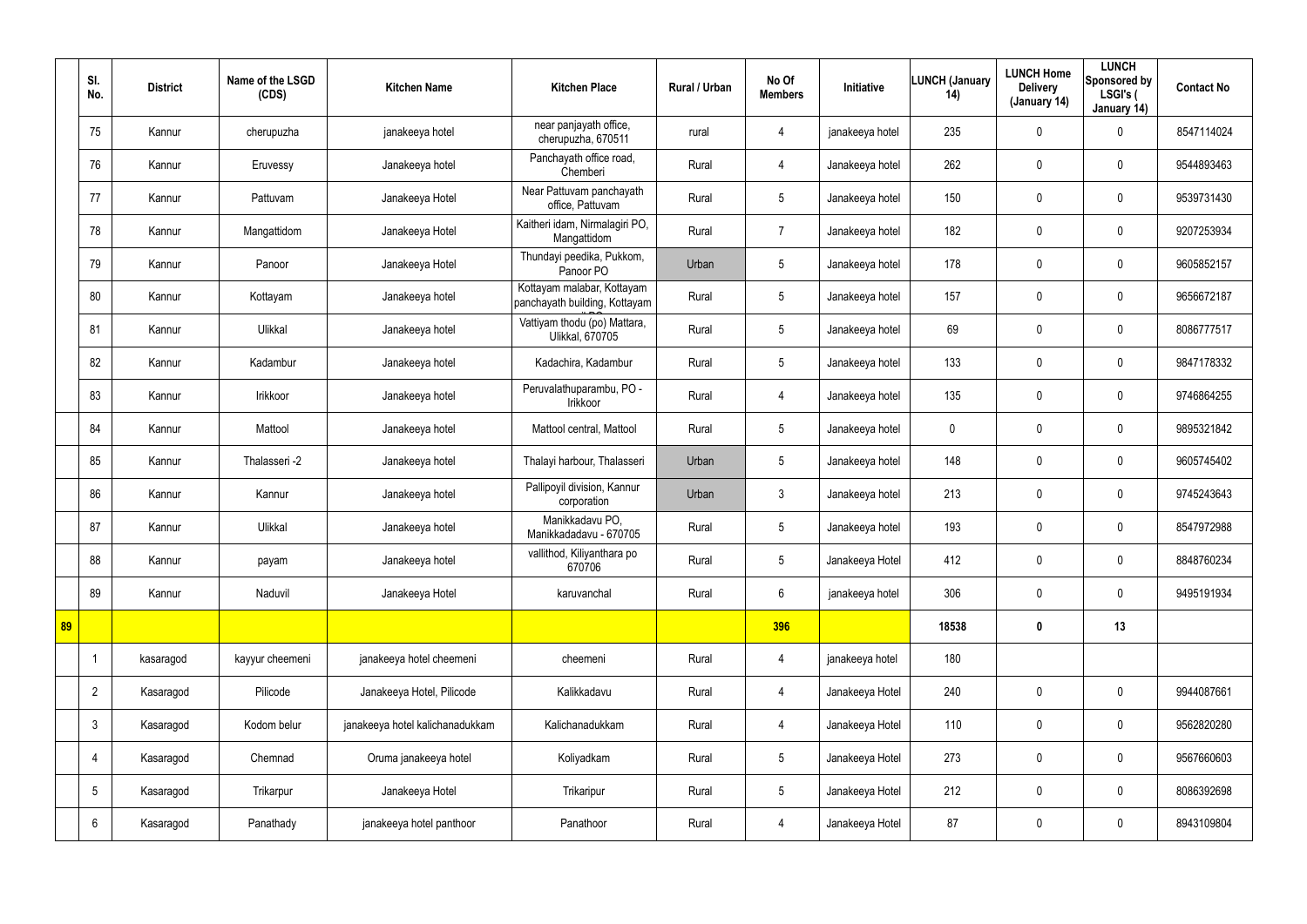| | Sl. No. | District | Name of the LSGD (CDS) | Kitchen Name | Kitchen Place | Rural / Urban | No Of Members | Initiative | LUNCH (January 14) | LUNCH Home Delivery (January 14) | LUNCH Sponsored by LSGI's ( January 14) | Contact No |
|---|---|---|---|---|---|---|---|---|---|---|---|---|
| | 75 | Kannur | cherupuzha | janakeeya hotel | near panjayath office, cherupuzha, 670511 | rural | 4 | janakeeya hotel | 235 | 0 | 0 | 8547114024 |
| | 76 | Kannur | Eruvessy | Janakeeya hotel | Panchayath office road, Chemberi | Rural | 4 | Janakeeya hotel | 262 | 0 | 0 | 9544893463 |
| | 77 | Kannur | Pattuvam | Janakeeya Hotel | Near Pattuvam panchayath office, Pattuvam | Rural | 5 | Janakeeya hotel | 150 | 0 | 0 | 9539731430 |
| | 78 | Kannur | Mangattidom | Janakeeya Hotel | Kaitheri idam, Nirmalagiri PO, Mangattidom | Rural | 7 | Janakeeya hotel | 182 | 0 | 0 | 9207253934 |
| | 79 | Kannur | Panoor | Janakeeya Hotel | Thundayi peedika, Pukkom, Panoor PO | Urban | 5 | Janakeeya hotel | 178 | 0 | 0 | 9605852157 |
| | 80 | Kannur | Kottayam | Janakeeya hotel | Kottayam malabar, Kottayam panchayath building, Kottayam | Rural | 5 | Janakeeya hotel | 157 | 0 | 0 | 9656672187 |
| | 81 | Kannur | Ulikkal | Janakeeya hotel | Vattiyam thodu (po) Mattara, Ulikkal, 670705 | Rural | 5 | Janakeeya hotel | 69 | 0 | 0 | 8086777517 |
| | 82 | Kannur | Kadambur | Janakeeya hotel | Kadachira, Kadambur | Rural | 5 | Janakeeya hotel | 133 | 0 | 0 | 9847178332 |
| | 83 | Kannur | Irikkoor | Janakeeya hotel | Peruvalathuparambu, PO - Irikkoor | Rural | 4 | Janakeeya hotel | 135 | 0 | 0 | 9746864255 |
| | 84 | Kannur | Mattool | Janakeeya hotel | Mattool central, Mattool | Rural | 5 | Janakeeya hotel | 0 | 0 | 0 | 9895321842 |
| | 85 | Kannur | Thalasseri -2 | Janakeeya hotel | Thalayi harbour, Thalasseri | Urban | 5 | Janakeeya hotel | 148 | 0 | 0 | 9605745402 |
| | 86 | Kannur | Kannur | Janakeeya hotel | Pallipoyil division, Kannur corporation | Urban | 3 | Janakeeya hotel | 213 | 0 | 0 | 9745243643 |
| | 87 | Kannur | Ulikkal | Janakeeya hotel | Manikkadavu PO, Manikkadadavu - 670705 | Rural | 5 | Janakeeya hotel | 193 | 0 | 0 | 8547972988 |
| | 88 | Kannur | payam | Janakeeya hotel | vallithod, Kiliyanthara po 670706 | Rural | 5 | Janakeeya Hotel | 412 | 0 | 0 | 8848760234 |
| | 89 | Kannur | Naduvil | Janakeeya Hotel | karuvanchal | Rural | 6 | janakeeya hotel | 306 | 0 | 0 | 9495191934 |
| **89** | | | | | | | **396** | | **18538** | **0** | **13** | |
| | 1 | kasaragod | kayyur cheemeni | janakeeya hotel cheemeni | cheemeni | Rural | 4 | janakeeya hotel | 180 | | | |
| | 2 | Kasaragod | Pilicode | Janakeeya Hotel, Pilicode | Kalikkadavu | Rural | 4 | Janakeeya Hotel | 240 | 0 | 0 | 9944087661 |
| | 3 | Kasaragod | Kodom belur | janakeeya hotel kalichanadukkam | Kalichanadukkam | Rural | 4 | Janakeeya Hotel | 110 | 0 | 0 | 9562820280 |
| | 4 | Kasaragod | Chemnad | Oruma janakeeya hotel | Koliyadkam | Rural | 5 | Janakeeya Hotel | 273 | 0 | 0 | 9567660603 |
| | 5 | Kasaragod | Trikarpur | Janakeeya Hotel | Trikaripur | Rural | 5 | Janakeeya Hotel | 212 | 0 | 0 | 8086392698 |
| | 6 | Kasaragod | Panathady | janakeeya hotel panthoor | Panathoor | Rural | 4 | Janakeeya Hotel | 87 | 0 | 0 | 8943109804 |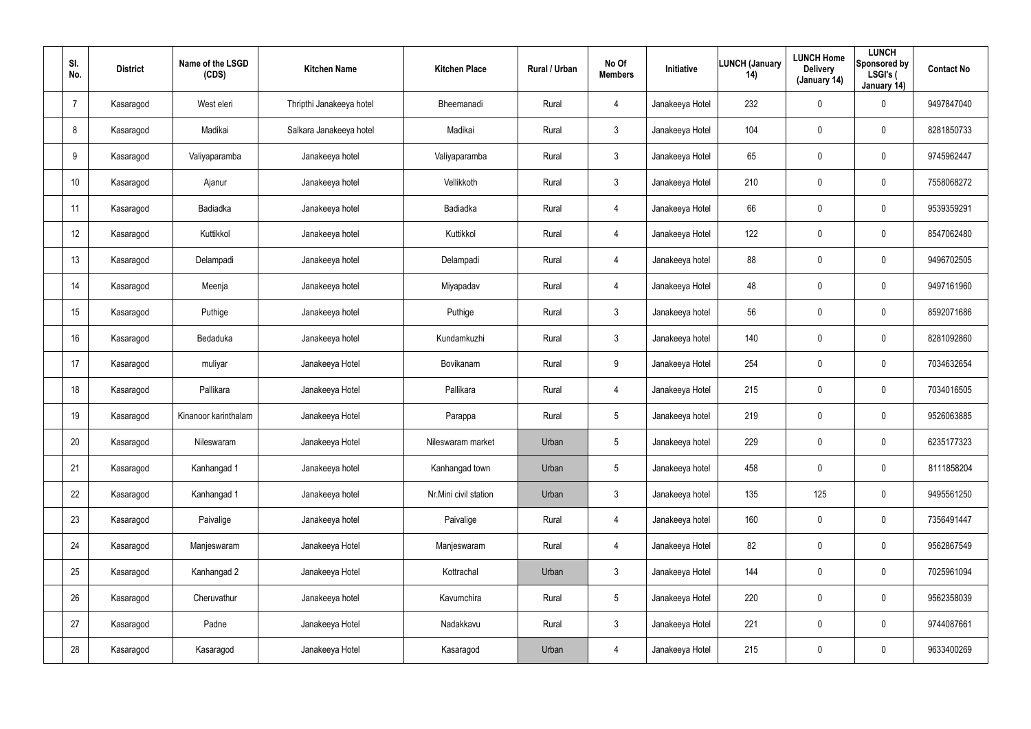| Sl. No. | District | Name of the LSGD (CDS) | Kitchen Name | Kitchen Place | Rural / Urban | No Of Members | Initiative | LUNCH (January 14) | LUNCH Home Delivery (January 14) | LUNCH Sponsored by LSGI's ( January 14) | Contact No |
|---|---|---|---|---|---|---|---|---|---|---|---|
| 7 | Kasaragod | West eleri | Thripthi Janakeeya hotel | Bheemanadi | Rural | 4 | Janakeeya Hotel | 232 | 0 | 0 | 9497847040 |
| 8 | Kasaragod | Madikai | Salkara Janakeeya hotel | Madikai | Rural | 3 | Janakeeya Hotel | 104 | 0 | 0 | 8281850733 |
| 9 | Kasaragod | Valiyaparamba | Janakeeya hotel | Valiyaparamba | Rural | 3 | Janakeeya Hotel | 65 | 0 | 0 | 9745962447 |
| 10 | Kasaragod | Ajanur | Janakeeya hotel | Vellikkoth | Rural | 3 | Janakeeya Hotel | 210 | 0 | 0 | 7558068272 |
| 11 | Kasaragod | Badiadka | Janakeeya hotel | Badiadka | Rural | 4 | Janakeeya Hotel | 66 | 0 | 0 | 9539359291 |
| 12 | Kasaragod | Kuttikkol | Janakeeya hotel | Kuttikkol | Rural | 4 | Janakeeya Hotel | 122 | 0 | 0 | 8547062480 |
| 13 | Kasaragod | Delampadi | Janakeeya hotel | Delampadi | Rural | 4 | Janakeeya hotel | 88 | 0 | 0 | 9496702505 |
| 14 | Kasaragod | Meenja | Janakeeya hotel | Miyapadav | Rural | 4 | Janakeeya Hotel | 48 | 0 | 0 | 9497161960 |
| 15 | Kasaragod | Puthige | Janakeeya hotel | Puthige | Rural | 3 | Janakeeya hotel | 56 | 0 | 0 | 8592071686 |
| 16 | Kasaragod | Bedaduka | Janakeeya hotel | Kundamkuzhi | Rural | 3 | Janakeeya hotel | 140 | 0 | 0 | 8281092860 |
| 17 | Kasaragod | muliyar | Janakeeya Hotel | Bovikanam | Rural | 9 | Janakeeya Hotel | 254 | 0 | 0 | 7034632654 |
| 18 | Kasaragod | Pallikara | Janakeeya Hotel | Pallikara | Rural | 4 | Janakeeya Hotel | 215 | 0 | 0 | 7034016505 |
| 19 | Kasaragod | Kinanoor karinthalam | Janakeeya Hotel | Parappa | Rural | 5 | Janakeeya hotel | 219 | 0 | 0 | 9526063885 |
| 20 | Kasaragod | Nileswaram | Janakeeya Hotel | Nileswaram market | Urban | 5 | Janakeeya hotel | 229 | 0 | 0 | 6235177323 |
| 21 | Kasaragod | Kanhangad 1 | Janakeeya hotel | Kanhangad town | Urban | 5 | Janakeeya hotel | 458 | 0 | 0 | 8111858204 |
| 22 | Kasaragod | Kanhangad 1 | Janakeeya hotel | Nr.Mini civil station | Urban | 3 | Janakeeya hotel | 135 | 125 | 0 | 9495561250 |
| 23 | Kasaragod | Paivalige | Janakeeya hotel | Paivalige | Rural | 4 | Janakeeya hotel | 160 | 0 | 0 | 7356491447 |
| 24 | Kasaragod | Manjeswaram | Janakeeya Hotel | Manjeswaram | Rural | 4 | Janakeeya Hotel | 82 | 0 | 0 | 9562867549 |
| 25 | Kasaragod | Kanhangad 2 | Janakeeya Hotel | Kottrachal | Urban | 3 | Janakeeya Hotel | 144 | 0 | 0 | 7025961094 |
| 26 | Kasaragod | Cheruvathur | Janakeeya hotel | Kavumchira | Rural | 5 | Janakeeya Hotel | 220 | 0 | 0 | 9562358039 |
| 27 | Kasaragod | Padne | Janakeeya Hotel | Nadakkavu | Rural | 3 | Janakeeya Hotel | 221 | 0 | 0 | 9744087661 |
| 28 | Kasaragod | Kasaragod | Janakeeya Hotel | Kasaragod | Urban | 4 | Janakeeya Hotel | 215 | 0 | 0 | 9633400269 |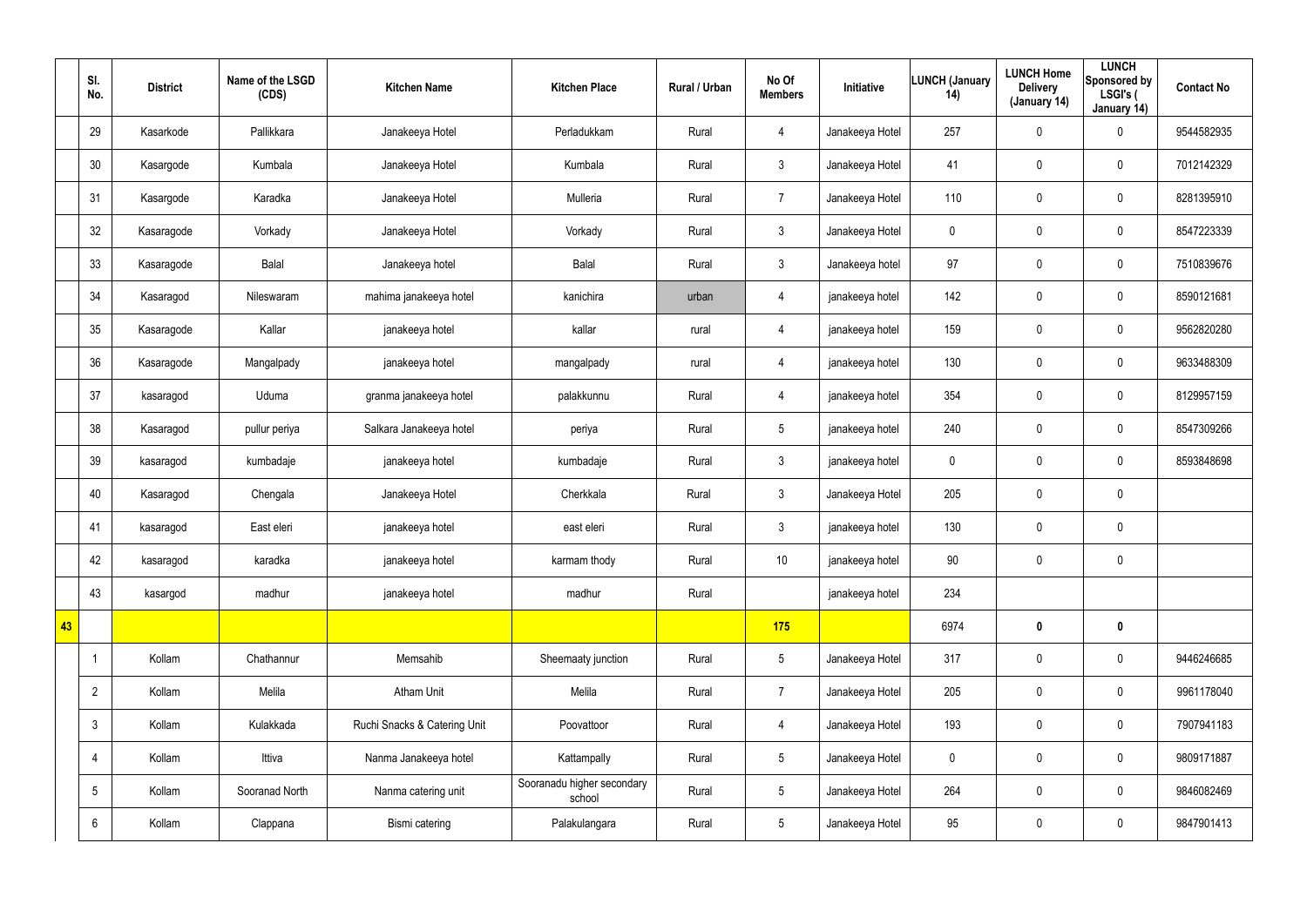| | Sl. No. | District | Name of the LSGD (CDS) | Kitchen Name | Kitchen Place | Rural / Urban | No Of Members | Initiative | LUNCH (January 14) | LUNCH Home Delivery (January 14) | LUNCH Sponsored by LSGI's ( January 14) | Contact No |
|---|---|---|---|---|---|---|---|---|---|---|---|---|
| | 29 | Kasarkode | Pallikkara | Janakeeya Hotel | Perladukkam | Rural | 4 | Janakeeya Hotel | 257 | 0 | 0 | 9544582935 |
| | 30 | Kasargode | Kumbala | Janakeeya Hotel | Kumbala | Rural | 3 | Janakeeya Hotel | 41 | 0 | 0 | 7012142329 |
| | 31 | Kasargode | Karadka | Janakeeya Hotel | Mulleria | Rural | 7 | Janakeeya Hotel | 110 | 0 | 0 | 8281395910 |
| | 32 | Kasaragode | Vorkady | Janakeeya Hotel | Vorkady | Rural | 3 | Janakeeya Hotel | 0 | 0 | 0 | 8547223339 |
| | 33 | Kasaragode | Balal | Janakeeya hotel | Balal | Rural | 3 | Janakeeya hotel | 97 | 0 | 0 | 7510839676 |
| | 34 | Kasaragod | Nileswaram | mahima janakeeya hotel | kanichira | urban | 4 | janakeeya hotel | 142 | 0 | 0 | 8590121681 |
| | 35 | Kasaragode | Kallar | janakeeya hotel | kallar | rural | 4 | janakeeya hotel | 159 | 0 | 0 | 9562820280 |
| | 36 | Kasaragode | Mangalpady | janakeeya hotel | mangalpady | rural | 4 | janakeeya hotel | 130 | 0 | 0 | 9633488309 |
| | 37 | kasaragod | Uduma | granma janakeeya hotel | palakkunnu | Rural | 4 | janakeeya hotel | 354 | 0 | 0 | 8129957159 |
| | 38 | Kasaragod | pullur periya | Salkara Janakeeya hotel | periya | Rural | 5 | janakeeya hotel | 240 | 0 | 0 | 8547309266 |
| | 39 | kasaragod | kumbadaje | janakeeya hotel | kumbadaje | Rural | 3 | janakeeya hotel | 0 | 0 | 0 | 8593848698 |
| | 40 | Kasaragod | Chengala | Janakeeya Hotel | Cherkkala | Rural | 3 | Janakeeya Hotel | 205 | 0 | 0 | |
| | 41 | kasaragod | East eleri | janakeeya hotel | east eleri | Rural | 3 | janakeeya hotel | 130 | 0 | 0 | |
| | 42 | kasaragod | karadka | janakeeya hotel | karmam thody | Rural | 10 | janakeeya hotel | 90 | 0 | 0 | |
| | 43 | kasargod | madhur | janakeeya hotel | madhur | Rural | | janakeeya hotel | 234 | | | |
| 43 | | | | | | | 175 | | 6974 | 0 | 0 | |
| | 1 | Kollam | Chathannur | Memsahib | Sheemaaty junction | Rural | 5 | Janakeeya Hotel | 317 | 0 | 0 | 9446246685 |
| | 2 | Kollam | Melila | Atham Unit | Melila | Rural | 7 | Janakeeya Hotel | 205 | 0 | 0 | 9961178040 |
| | 3 | Kollam | Kulakkada | Ruchi Snacks & Catering Unit | Poovattoor | Rural | 4 | Janakeeya Hotel | 193 | 0 | 0 | 7907941183 |
| | 4 | Kollam | Ittiva | Nanma Janakeeya hotel | Kattampally | Rural | 5 | Janakeeya Hotel | 0 | 0 | 0 | 9809171887 |
| | 5 | Kollam | Sooranad North | Nanma catering unit | Sooranadu higher secondary school | Rural | 5 | Janakeeya Hotel | 264 | 0 | 0 | 9846082469 |
| | 6 | Kollam | Clappana | Bismi catering | Palakulangara | Rural | 5 | Janakeeya Hotel | 95 | 0 | 0 | 9847901413 |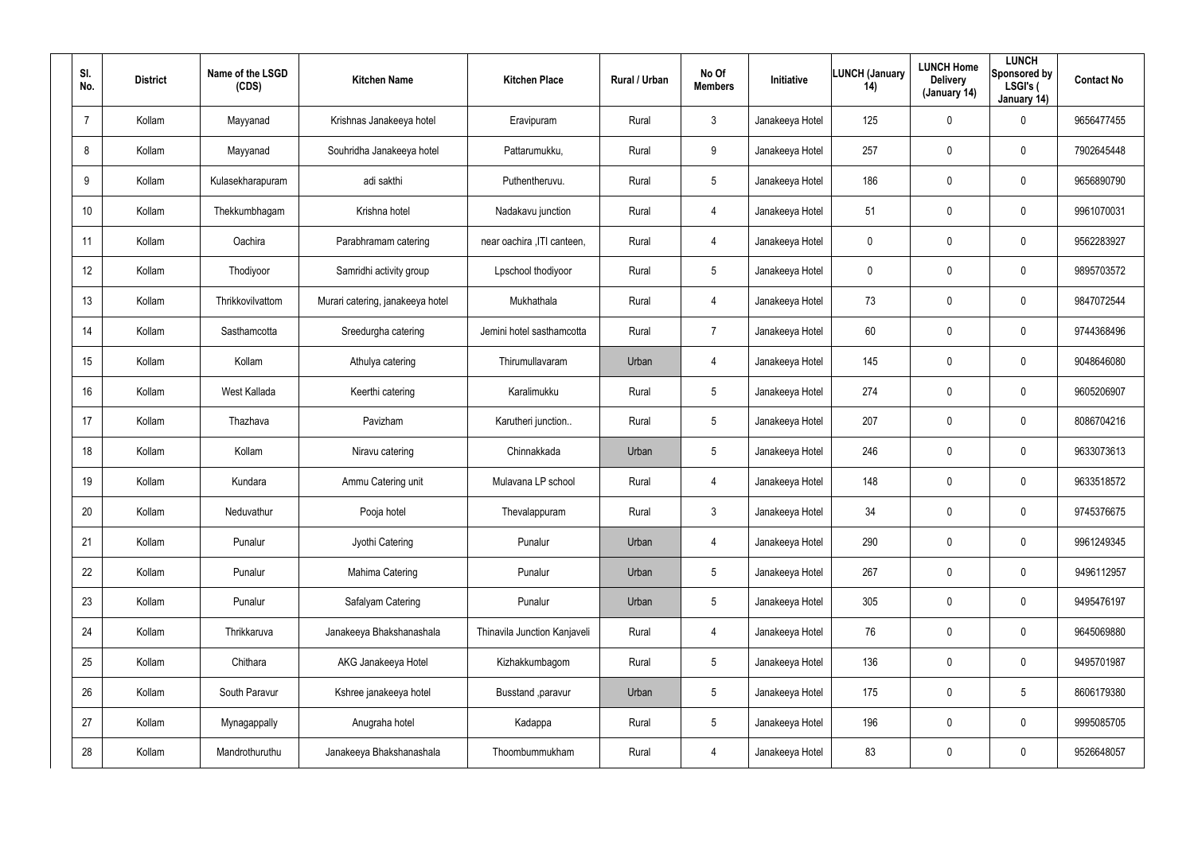| Sl. No. | District | Name of the LSGD (CDS) | Kitchen Name | Kitchen Place | Rural / Urban | No Of Members | Initiative | LUNCH (January 14) | LUNCH Home Delivery (January 14) | LUNCH Sponsored by LSGI's ( January 14) | Contact No |
|---|---|---|---|---|---|---|---|---|---|---|---|
| 7 | Kollam | Mayyanad | Krishnas Janakeeya hotel | Eravipuram | Rural | 3 | Janakeeya Hotel | 125 | 0 | 0 | 9656477455 |
| 8 | Kollam | Mayyanad | Souhridha Janakeeya hotel | Pattarumukku, | Rural | 9 | Janakeeya Hotel | 257 | 0 | 0 | 7902645448 |
| 9 | Kollam | Kulasekharapuram | adi sakthi | Puthentheruvu. | Rural | 5 | Janakeeya Hotel | 186 | 0 | 0 | 9656890790 |
| 10 | Kollam | Thekkumbhagam | Krishna hotel | Nadakavu junction | Rural | 4 | Janakeeya Hotel | 51 | 0 | 0 | 9961070031 |
| 11 | Kollam | Oachira | Parabhramam catering | near oachira ,ITI canteen, | Rural | 4 | Janakeeya Hotel | 0 | 0 | 0 | 9562283927 |
| 12 | Kollam | Thodiyoor | Samridhi activity group | Lpschool thodiyoor | Rural | 5 | Janakeeya Hotel | 0 | 0 | 0 | 9895703572 |
| 13 | Kollam | Thrikkovilvattom | Murari catering, janakeeya hotel | Mukhathala | Rural | 4 | Janakeeya Hotel | 73 | 0 | 0 | 9847072544 |
| 14 | Kollam | Sasthamcotta | Sreedurgha catering | Jemini hotel sasthamcotta | Rural | 7 | Janakeeya Hotel | 60 | 0 | 0 | 9744368496 |
| 15 | Kollam | Kollam | Athulya catering | Thirumullavaram | Urban | 4 | Janakeeya Hotel | 145 | 0 | 0 | 9048646080 |
| 16 | Kollam | West Kallada | Keerthi catering | Karalimukku | Rural | 5 | Janakeeya Hotel | 274 | 0 | 0 | 9605206907 |
| 17 | Kollam | Thazhava | Pavizham | Karutheri junction.. | Rural | 5 | Janakeeya Hotel | 207 | 0 | 0 | 8086704216 |
| 18 | Kollam | Kollam | Niravu catering | Chinnakkada | Urban | 5 | Janakeeya Hotel | 246 | 0 | 0 | 9633073613 |
| 19 | Kollam | Kundara | Ammu Catering unit | Mulavana LP school | Rural | 4 | Janakeeya Hotel | 148 | 0 | 0 | 9633518572 |
| 20 | Kollam | Neduvathur | Pooja hotel | Thevalappuram | Rural | 3 | Janakeeya Hotel | 34 | 0 | 0 | 9745376675 |
| 21 | Kollam | Punalur | Jyothi Catering | Punalur | Urban | 4 | Janakeeya Hotel | 290 | 0 | 0 | 9961249345 |
| 22 | Kollam | Punalur | Mahima Catering | Punalur | Urban | 5 | Janakeeya Hotel | 267 | 0 | 0 | 9496112957 |
| 23 | Kollam | Punalur | Safalyam Catering | Punalur | Urban | 5 | Janakeeya Hotel | 305 | 0 | 0 | 9495476197 |
| 24 | Kollam | Thrikkaruva | Janakeeya Bhakshanashala | Thinavila Junction Kanjaveli | Rural | 4 | Janakeeya Hotel | 76 | 0 | 0 | 9645069880 |
| 25 | Kollam | Chithara | AKG Janakeeya Hotel | Kizhakkumbagom | Rural | 5 | Janakeeya Hotel | 136 | 0 | 0 | 9495701987 |
| 26 | Kollam | South Paravur | Kshree janakeeya hotel | Busstand ,paravur | Urban | 5 | Janakeeya Hotel | 175 | 0 | 5 | 8606179380 |
| 27 | Kollam | Mynagappally | Anugraha hotel | Kadappa | Rural | 5 | Janakeeya Hotel | 196 | 0 | 0 | 9995085705 |
| 28 | Kollam | Mandrothuruthu | Janakeeya Bhakshanashala | Thoombummukham | Rural | 4 | Janakeeya Hotel | 83 | 0 | 0 | 9526648057 |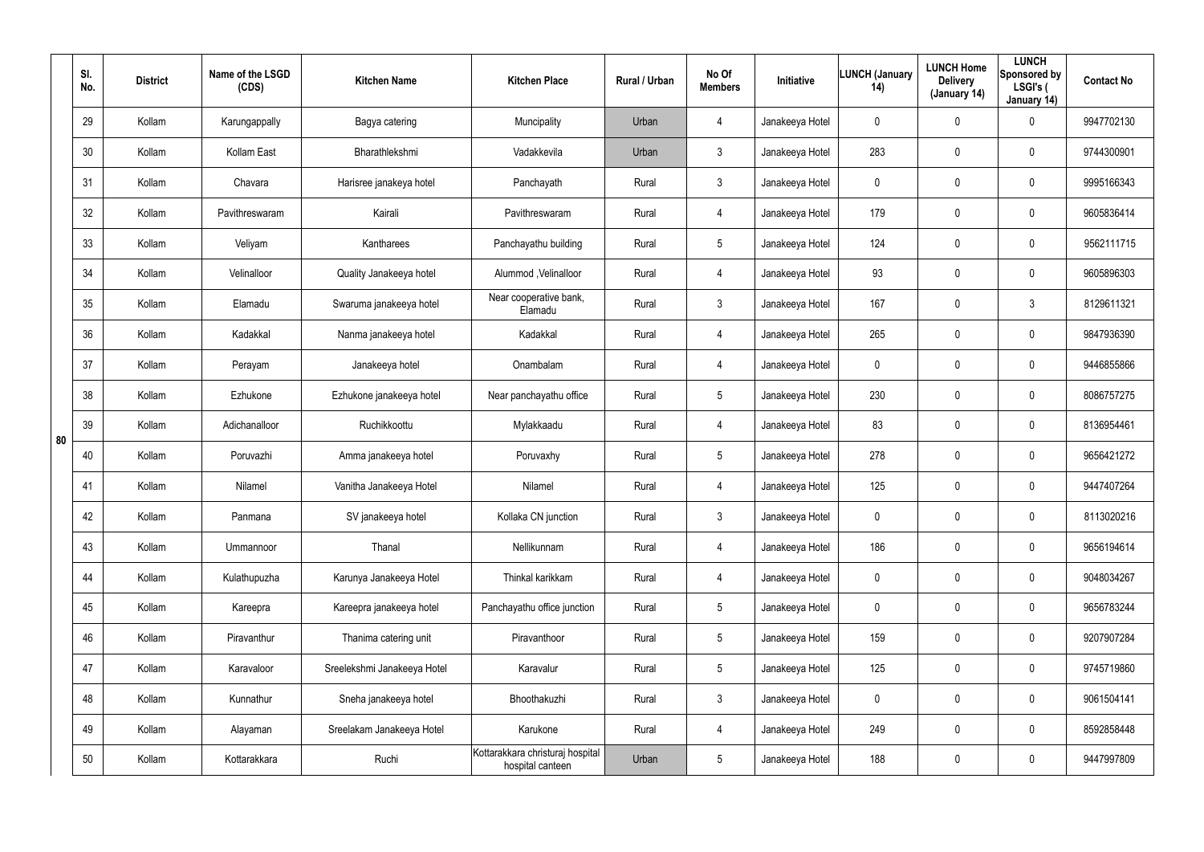| | Sl. No. | District | Name of the LSGD (CDS) | Kitchen Name | Kitchen Place | Rural / Urban | No Of Members | Initiative | LUNCH (January 14) | LUNCH Home Delivery (January 14) | LUNCH Sponsored by LSGI's ( January 14) | Contact No |
|---|---|---|---|---|---|---|---|---|---|---|---|---|
| 80 | 29 | Kollam | Karungappally | Bagya catering | Muncipality | Urban | 4 | Janakeeya Hotel | 0 | 0 | 0 | 9947702130 |
| | 30 | Kollam | Kollam East | Bharathlekshmi | Vadakkevila | Urban | 3 | Janakeeya Hotel | 283 | 0 | 0 | 9744300901 |
| | 31 | Kollam | Chavara | Harisree janakeya hotel | Panchayath | Rural | 3 | Janakeeya Hotel | 0 | 0 | 0 | 9995166343 |
| | 32 | Kollam | Pavithreswaram | Kairali | Pavithreswaram | Rural | 4 | Janakeeya Hotel | 179 | 0 | 0 | 9605836414 |
| | 33 | Kollam | Veliyam | Kantharees | Panchayathu building | Rural | 5 | Janakeeya Hotel | 124 | 0 | 0 | 9562111715 |
| | 34 | Kollam | Velinalloor | Quality Janakeeya hotel | Alummod ,Velinalloor | Rural | 4 | Janakeeya Hotel | 93 | 0 | 0 | 9605896303 |
| | 35 | Kollam | Elamadu | Swaruma janakeeya hotel | Near cooperative bank, Elamadu | Rural | 3 | Janakeeya Hotel | 167 | 0 | 3 | 8129611321 |
| | 36 | Kollam | Kadakkal | Nanma janakeeya hotel | Kadakkal | Rural | 4 | Janakeeya Hotel | 265 | 0 | 0 | 9847936390 |
| | 37 | Kollam | Perayam | Janakeeya hotel | Onambalam | Rural | 4 | Janakeeya Hotel | 0 | 0 | 0 | 9446855866 |
| | 38 | Kollam | Ezhukone | Ezhukone janakeeya hotel | Near panchayathu office | Rural | 5 | Janakeeya Hotel | 230 | 0 | 0 | 8086757275 |
| | 39 | Kollam | Adichanalloor | Ruchikkoottu | Mylakkaadu | Rural | 4 | Janakeeya Hotel | 83 | 0 | 0 | 8136954461 |
| | 40 | Kollam | Poruvazhi | Amma janakeeya hotel | Poruvaxhy | Rural | 5 | Janakeeya Hotel | 278 | 0 | 0 | 9656421272 |
| | 41 | Kollam | Nilamel | Vanitha Janakeeya Hotel | Nilamel | Rural | 4 | Janakeeya Hotel | 125 | 0 | 0 | 9447407264 |
| | 42 | Kollam | Panmana | SV janakeeya hotel | Kollaka CN junction | Rural | 3 | Janakeeya Hotel | 0 | 0 | 0 | 8113020216 |
| | 43 | Kollam | Ummannoor | Thanal | Nellikunnam | Rural | 4 | Janakeeya Hotel | 186 | 0 | 0 | 9656194614 |
| | 44 | Kollam | Kulathupuzha | Karunya Janakeeya Hotel | Thinkal karikkam | Rural | 4 | Janakeeya Hotel | 0 | 0 | 0 | 9048034267 |
| | 45 | Kollam | Kareepra | Kareepra janakeeya hotel | Panchayathu office junction | Rural | 5 | Janakeeya Hotel | 0 | 0 | 0 | 9656783244 |
| | 46 | Kollam | Piravanthur | Thanima catering unit | Piravanthoor | Rural | 5 | Janakeeya Hotel | 159 | 0 | 0 | 9207907284 |
| | 47 | Kollam | Karavaloor | Sreelekshmi Janakeeya Hotel | Karavalur | Rural | 5 | Janakeeya Hotel | 125 | 0 | 0 | 9745719860 |
| | 48 | Kollam | Kunnathur | Sneha janakeeya hotel | Bhoothakuzhi | Rural | 3 | Janakeeya Hotel | 0 | 0 | 0 | 9061504141 |
| | 49 | Kollam | Alayaman | Sreelakam Janakeeya Hotel | Karukone | Rural | 4 | Janakeeya Hotel | 249 | 0 | 0 | 8592858448 |
| | 50 | Kollam | Kottarakkara | Ruchi | Kottarakkara christuraj hospital hospital canteen | Urban | 5 | Janakeeya Hotel | 188 | 0 | 0 | 9447997809 |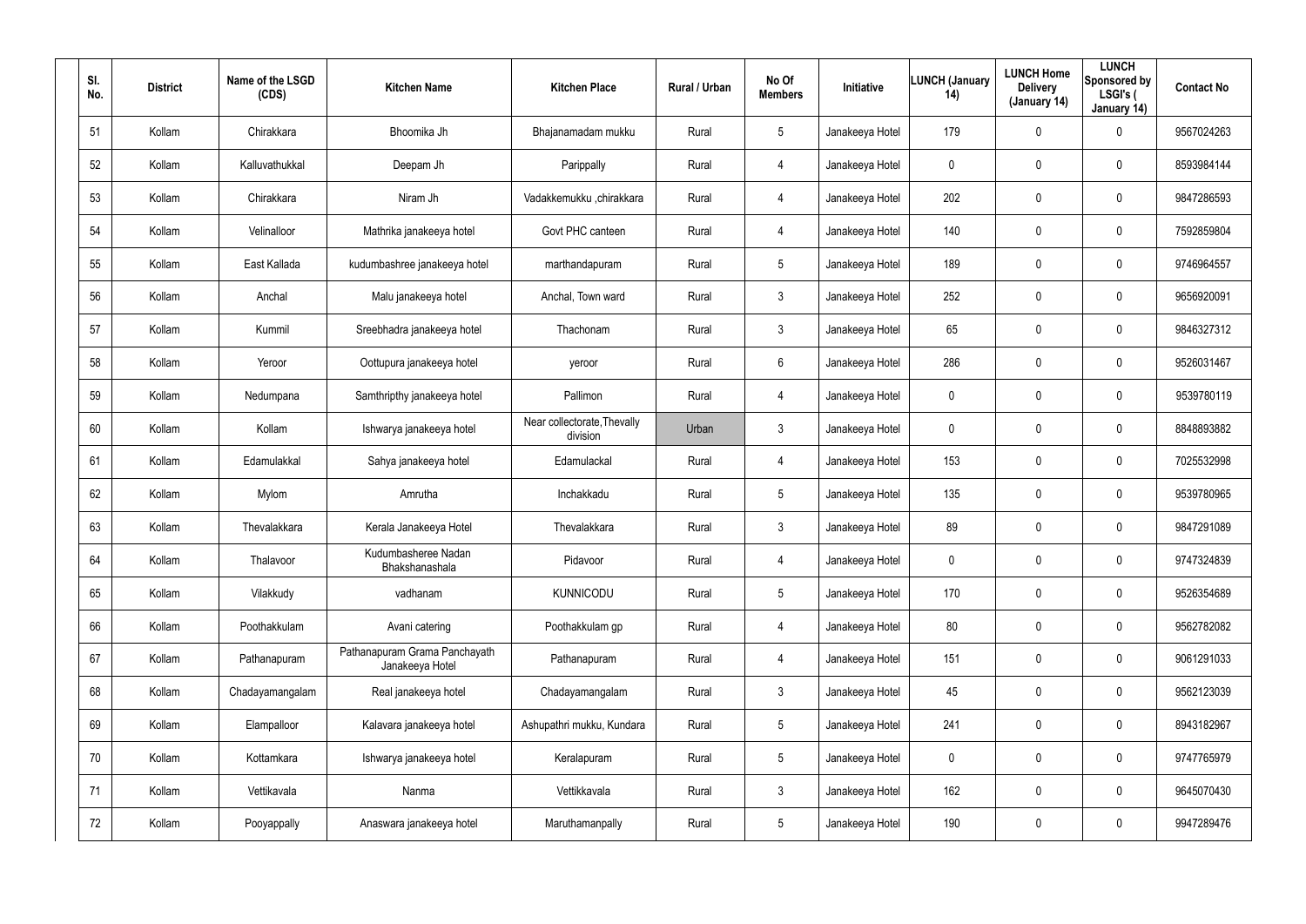| Sl. No. | District | Name of the LSGD (CDS) | Kitchen Name | Kitchen Place | Rural / Urban | No Of Members | Initiative | LUNCH (January 14) | LUNCH Home Delivery (January 14) | LUNCH Sponsored by LSGI's ( January 14) | Contact No |
|---|---|---|---|---|---|---|---|---|---|---|---|
| 51 | Kollam | Chirakkara | Bhoomika Jh | Bhajanamadam mukku | Rural | 5 | Janakeeya Hotel | 179 | 0 | 0 | 9567024263 |
| 52 | Kollam | Kalluvathukkal | Deepam Jh | Parippally | Rural | 4 | Janakeeya Hotel | 0 | 0 | 0 | 8593984144 |
| 53 | Kollam | Chirakkara | Niram Jh | Vadakkemukku ,chirakkara | Rural | 4 | Janakeeya Hotel | 202 | 0 | 0 | 9847286593 |
| 54 | Kollam | Velinalloor | Mathrika janakeeya hotel | Govt PHC canteen | Rural | 4 | Janakeeya Hotel | 140 | 0 | 0 | 7592859804 |
| 55 | Kollam | East Kallada | kudumbashree janakeeya hotel | marthandapuram | Rural | 5 | Janakeeya Hotel | 189 | 0 | 0 | 9746964557 |
| 56 | Kollam | Anchal | Malu janakeeya hotel | Anchal, Town ward | Rural | 3 | Janakeeya Hotel | 252 | 0 | 0 | 9656920091 |
| 57 | Kollam | Kummil | Sreebhadra janakeeya hotel | Thachonam | Rural | 3 | Janakeeya Hotel | 65 | 0 | 0 | 9846327312 |
| 58 | Kollam | Yeroor | Oottupura janakeeya hotel | yeroor | Rural | 6 | Janakeeya Hotel | 286 | 0 | 0 | 9526031467 |
| 59 | Kollam | Nedumpana | Samthripthy janakeeya hotel | Pallimon | Rural | 4 | Janakeeya Hotel | 0 | 0 | 0 | 9539780119 |
| 60 | Kollam | Kollam | Ishwarya janakeeya hotel | Near collectorate,Thevally division | Urban | 3 | Janakeeya Hotel | 0 | 0 | 0 | 8848893882 |
| 61 | Kollam | Edamulakkal | Sahya janakeeya hotel | Edamulackal | Rural | 4 | Janakeeya Hotel | 153 | 0 | 0 | 7025532998 |
| 62 | Kollam | Mylom | Amrutha | Inchakkadu | Rural | 5 | Janakeeya Hotel | 135 | 0 | 0 | 9539780965 |
| 63 | Kollam | Thevalakkara | Kerala Janakeeya Hotel | Thevalakkara | Rural | 3 | Janakeeya Hotel | 89 | 0 | 0 | 9847291089 |
| 64 | Kollam | Thalavoor | Kudumbasheree Nadan Bhakshanashala | Pidavoor | Rural | 4 | Janakeeya Hotel | 0 | 0 | 0 | 9747324839 |
| 65 | Kollam | Vilakkudy | vadhanam | KUNNICODU | Rural | 5 | Janakeeya Hotel | 170 | 0 | 0 | 9526354689 |
| 66 | Kollam | Poothakkulam | Avani catering | Poothakkulam gp | Rural | 4 | Janakeeya Hotel | 80 | 0 | 0 | 9562782082 |
| 67 | Kollam | Pathanapuram | Pathanapuram Grama Panchayath Janakeeya Hotel | Pathanapuram | Rural | 4 | Janakeeya Hotel | 151 | 0 | 0 | 9061291033 |
| 68 | Kollam | Chadayamangalam | Real janakeeya hotel | Chadayamangalam | Rural | 3 | Janakeeya Hotel | 45 | 0 | 0 | 9562123039 |
| 69 | Kollam | Elampalloor | Kalavara janakeeya hotel | Ashupathri mukku, Kundara | Rural | 5 | Janakeeya Hotel | 241 | 0 | 0 | 8943182967 |
| 70 | Kollam | Kottamkara | Ishwarya janakeeya hotel | Keralapuram | Rural | 5 | Janakeeya Hotel | 0 | 0 | 0 | 9747765979 |
| 71 | Kollam | Vettikavala | Nanma | Vettikkavala | Rural | 3 | Janakeeya Hotel | 162 | 0 | 0 | 9645070430 |
| 72 | Kollam | Pooyappally | Anaswara janakeeya hotel | Maruthamanpally | Rural | 5 | Janakeeya Hotel | 190 | 0 | 0 | 9947289476 |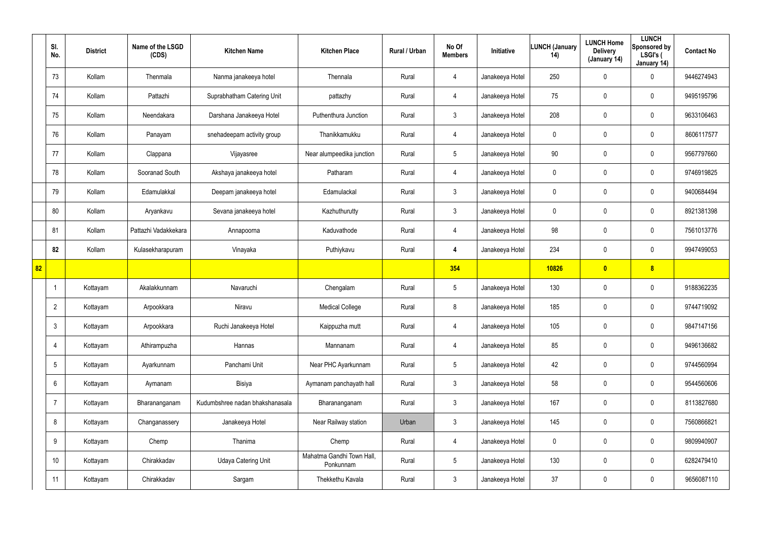| | Sl. No. | District | Name of the LSGD (CDS) | Kitchen Name | Kitchen Place | Rural / Urban | No Of Members | Initiative | LUNCH (January 14) | LUNCH Home Delivery (January 14) | LUNCH Sponsored by LSGI's ( January 14) | Contact No |
|---|---|---|---|---|---|---|---|---|---|---|---|---|
| | 73 | Kollam | Thenmala | Nanma janakeeya hotel | Thennala | Rural | 4 | Janakeeya Hotel | 250 | 0 | 0 | 9446274943 |
| | 74 | Kollam | Pattazhi | Suprabhatham Catering Unit | pattazhy | Rural | 4 | Janakeeya Hotel | 75 | 0 | 0 | 9495195796 |
| | 75 | Kollam | Neendakara | Darshana Janakeeya Hotel | Puthenthura Junction | Rural | 3 | Janakeeya Hotel | 208 | 0 | 0 | 9633106463 |
| | 76 | Kollam | Panayam | snehadeepam activity group | Thanikkamukku | Rural | 4 | Janakeeya Hotel | 0 | 0 | 0 | 8606117577 |
| | 77 | Kollam | Clappana | Vijayasree | Near alumpeedika junction | Rural | 5 | Janakeeya Hotel | 90 | 0 | 0 | 9567797660 |
| | 78 | Kollam | Sooranad South | Akshaya janakeeya hotel | Patharam | Rural | 4 | Janakeeya Hotel | 0 | 0 | 0 | 9746919825 |
| | 79 | Kollam | Edamulakkal | Deepam janakeeya hotel | Edamulackal | Rural | 3 | Janakeeya Hotel | 0 | 0 | 0 | 9400684494 |
| | 80 | Kollam | Aryankavu | Sevana janakeeya hotel | Kazhuthurutty | Rural | 3 | Janakeeya Hotel | 0 | 0 | 0 | 8921381398 |
| | 81 | Kollam | Pattazhi Vadakkekara | Annapoorna | Kaduvathode | Rural | 4 | Janakeeya Hotel | 98 | 0 | 0 | 7561013776 |
| | **82** | Kollam | Kulasekharapuram | Vinayaka | Puthiykavu | Rural | **4** | Janakeeya Hotel | 234 | 0 | 0 | 9947499053 |
| **82** | | | | | | | **354** | | **10826** | **0** | **8** | |
| | 1 | Kottayam | Akalakkunnam | Navaruchi | Chengalam | Rural | 5 | Janakeeya Hotel | 130 | 0 | 0 | 9188362235 |
| | 2 | Kottayam | Arpookkara | Niravu | Medical College | Rural | 8 | Janakeeya Hotel | 185 | 0 | 0 | 9744719092 |
| | 3 | Kottayam | Arpookkara | Ruchi Janakeeya Hotel | Kaippuzha mutt | Rural | 4 | Janakeeya Hotel | 105 | 0 | 0 | 9847147156 |
| | 4 | Kottayam | Athirampuzha | Hannas | Mannanam | Rural | 4 | Janakeeya Hotel | 85 | 0 | 0 | 9496136682 |
| | 5 | Kottayam | Ayarkunnam | Panchami Unit | Near PHC Ayarkunnam | Rural | 5 | Janakeeya Hotel | 42 | 0 | 0 | 9744560994 |
| | 6 | Kottayam | Aymanam | Bisiya | Aymanam panchayath hall | Rural | 3 | Janakeeya Hotel | 58 | 0 | 0 | 9544560606 |
| | 7 | Kottayam | Bharananganam | Kudumbshree nadan bhakshanasala | Bharananganam | Rural | 3 | Janakeeya Hotel | 167 | 0 | 0 | 8113827680 |
| | 8 | Kottayam | Changanassery | Janakeeya Hotel | Near Railway station | Urban | 3 | Janakeeya Hotel | 145 | 0 | 0 | 7560866821 |
| | 9 | Kottayam | Chemp | Thanima | Chemp | Rural | 4 | Janakeeya Hotel | 0 | 0 | 0 | 9809940907 |
| | 10 | Kottayam | Chirakkadav | Udaya Catering Unit | Mahatma Gandhi Town Hall, Ponkunnam | Rural | 5 | Janakeeya Hotel | 130 | 0 | 0 | 6282479410 |
| | 11 | Kottayam | Chirakkadav | Sargam | Thekkethu Kavala | Rural | 3 | Janakeeya Hotel | 37 | 0 | 0 | 9656087110 |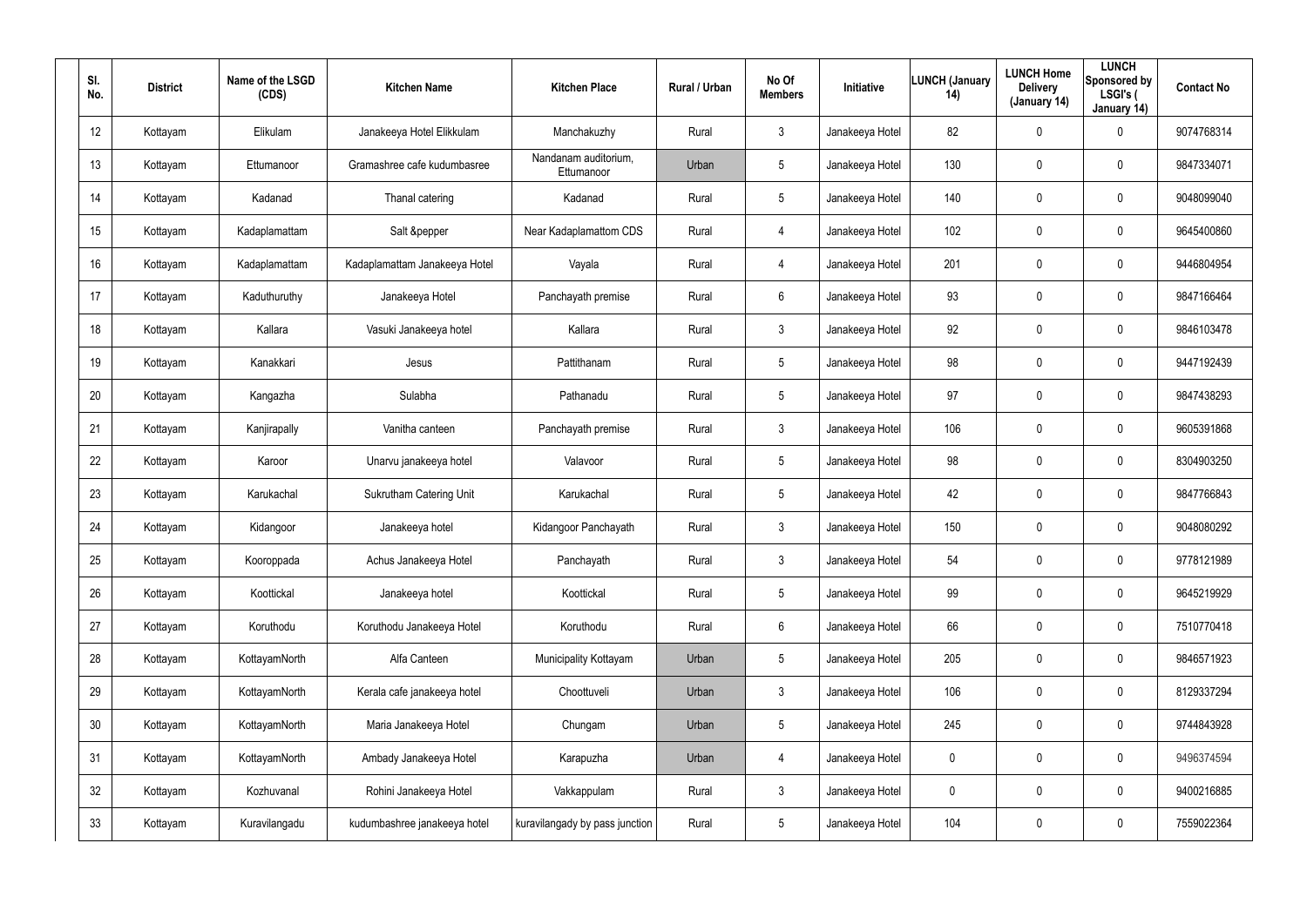| Sl. No. | District | Name of the LSGD (CDS) | Kitchen Name | Kitchen Place | Rural / Urban | No Of Members | Initiative | LUNCH (January 14) | LUNCH Home Delivery (January 14) | LUNCH Sponsored by LSGI's ( January 14) | Contact No |
|---|---|---|---|---|---|---|---|---|---|---|---|
| 12 | Kottayam | Elikulam | Janakeeya Hotel Elikkulam | Manchakuzhy | Rural | 3 | Janakeeya Hotel | 82 | 0 | 0 | 9074768314 |
| 13 | Kottayam | Ettumanoor | Gramashree cafe kudumbasree | Nandanam auditorium, Ettumanoor | Urban | 5 | Janakeeya Hotel | 130 | 0 | 0 | 9847334071 |
| 14 | Kottayam | Kadanad | Thanal catering | Kadanad | Rural | 5 | Janakeeya Hotel | 140 | 0 | 0 | 9048099040 |
| 15 | Kottayam | Kadaplamattam | Salt &pepper | Near Kadaplamattom CDS | Rural | 4 | Janakeeya Hotel | 102 | 0 | 0 | 9645400860 |
| 16 | Kottayam | Kadaplamattam | Kadaplamattam Janakeeya Hotel | Vayala | Rural | 4 | Janakeeya Hotel | 201 | 0 | 0 | 9446804954 |
| 17 | Kottayam | Kaduthuruthy | Janakeeya Hotel | Panchayath premise | Rural | 6 | Janakeeya Hotel | 93 | 0 | 0 | 9847166464 |
| 18 | Kottayam | Kallara | Vasuki Janakeeya hotel | Kallara | Rural | 3 | Janakeeya Hotel | 92 | 0 | 0 | 9846103478 |
| 19 | Kottayam | Kanakkari | Jesus | Pattithanam | Rural | 5 | Janakeeya Hotel | 98 | 0 | 0 | 9447192439 |
| 20 | Kottayam | Kangazha | Sulabha | Pathanadu | Rural | 5 | Janakeeya Hotel | 97 | 0 | 0 | 9847438293 |
| 21 | Kottayam | Kanjirapally | Vanitha canteen | Panchayath premise | Rural | 3 | Janakeeya Hotel | 106 | 0 | 0 | 9605391868 |
| 22 | Kottayam | Karoor | Unarvu janakeeya hotel | Valavoor | Rural | 5 | Janakeeya Hotel | 98 | 0 | 0 | 8304903250 |
| 23 | Kottayam | Karukachal | Sukrutham Catering Unit | Karukachal | Rural | 5 | Janakeeya Hotel | 42 | 0 | 0 | 9847766843 |
| 24 | Kottayam | Kidangoor | Janakeeya hotel | Kidangoor Panchayath | Rural | 3 | Janakeeya Hotel | 150 | 0 | 0 | 9048080292 |
| 25 | Kottayam | Kooroppada | Achus Janakeeya Hotel | Panchayath | Rural | 3 | Janakeeya Hotel | 54 | 0 | 0 | 9778121989 |
| 26 | Kottayam | Koottickal | Janakeeya hotel | Koottickal | Rural | 5 | Janakeeya Hotel | 99 | 0 | 0 | 9645219929 |
| 27 | Kottayam | Koruthodu | Koruthodu Janakeeya Hotel | Koruthodu | Rural | 6 | Janakeeya Hotel | 66 | 0 | 0 | 7510770418 |
| 28 | Kottayam | KottayamNorth | Alfa Canteen | Municipality Kottayam | Urban | 5 | Janakeeya Hotel | 205 | 0 | 0 | 9846571923 |
| 29 | Kottayam | KottayamNorth | Kerala cafe janakeeya hotel | Choottuveli | Urban | 3 | Janakeeya Hotel | 106 | 0 | 0 | 8129337294 |
| 30 | Kottayam | KottayamNorth | Maria Janakeeya Hotel | Chungam | Urban | 5 | Janakeeya Hotel | 245 | 0 | 0 | 9744843928 |
| 31 | Kottayam | KottayamNorth | Ambady Janakeeya Hotel | Karapuzha | Urban | 4 | Janakeeya Hotel | 0 | 0 | 0 | 9496374594 |
| 32 | Kottayam | Kozhuvanal | Rohini Janakeeya Hotel | Vakkappulam | Rural | 3 | Janakeeya Hotel | 0 | 0 | 0 | 9400216885 |
| 33 | Kottayam | Kuravilangadu | kudumbashree janakeeya hotel | kuravilangady by pass junction | Rural | 5 | Janakeeya Hotel | 104 | 0 | 0 | 7559022364 |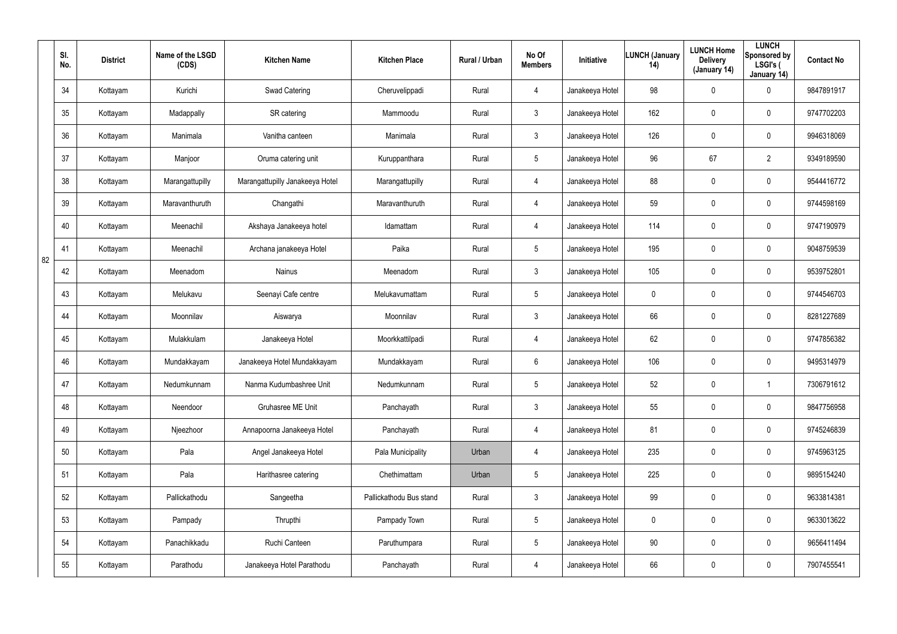|  | Sl. No. | District | Name of the LSGD (CDS) | Kitchen Name | Kitchen Place | Rural / Urban | No Of Members | Initiative | LUNCH (January 14) | LUNCH Home Delivery (January 14) | LUNCH Sponsored by LSGI's ( January 14) | Contact No |
|---|---|---|---|---|---|---|---|---|---|---|---|---|
| 82 | 34 | Kottayam | Kurichi | Swad Catering | Cheruvelippadi | Rural | 4 | Janakeeya Hotel | 98 | 0 | 0 | 9847891917 |
|  | 35 | Kottayam | Madappally | SR catering | Mammoodu | Rural | 3 | Janakeeya Hotel | 162 | 0 | 0 | 9747702203 |
|  | 36 | Kottayam | Manimala | Vanitha canteen | Manimala | Rural | 3 | Janakeeya Hotel | 126 | 0 | 0 | 9946318069 |
|  | 37 | Kottayam | Manjoor | Oruma catering unit | Kuruppanthara | Rural | 5 | Janakeeya Hotel | 96 | 67 | 2 | 9349189590 |
|  | 38 | Kottayam | Marangattupilly | Marangattupilly Janakeeya Hotel | Marangattupilly | Rural | 4 | Janakeeya Hotel | 88 | 0 | 0 | 9544416772 |
|  | 39 | Kottayam | Maravanthuruth | Changathi | Maravanthuruth | Rural | 4 | Janakeeya Hotel | 59 | 0 | 0 | 9744598169 |
|  | 40 | Kottayam | Meenachil | Akshaya Janakeeya hotel | Idamattam | Rural | 4 | Janakeeya Hotel | 114 | 0 | 0 | 9747190979 |
|  | 41 | Kottayam | Meenachil | Archana janakeeya Hotel | Paika | Rural | 5 | Janakeeya Hotel | 195 | 0 | 0 | 9048759539 |
|  | 42 | Kottayam | Meenadom | Nainus | Meenadom | Rural | 3 | Janakeeya Hotel | 105 | 0 | 0 | 9539752801 |
|  | 43 | Kottayam | Melukavu | Seenayi Cafe centre | Melukavumattam | Rural | 5 | Janakeeya Hotel | 0 | 0 | 0 | 9744546703 |
|  | 44 | Kottayam | Moonnilav | Aiswarya | Moonnilav | Rural | 3 | Janakeeya Hotel | 66 | 0 | 0 | 8281227689 |
|  | 45 | Kottayam | Mulakkulam | Janakeeya Hotel | Moorkkattilpadi | Rural | 4 | Janakeeya Hotel | 62 | 0 | 0 | 9747856382 |
|  | 46 | Kottayam | Mundakkayam | Janakeeya Hotel Mundakkayam | Mundakkayam | Rural | 6 | Janakeeya Hotel | 106 | 0 | 0 | 9495314979 |
|  | 47 | Kottayam | Nedumkunnam | Nanma Kudumbashree Unit | Nedumkunnam | Rural | 5 | Janakeeya Hotel | 52 | 0 | 1 | 7306791612 |
|  | 48 | Kottayam | Neendoor | Gruhasree ME Unit | Panchayath | Rural | 3 | Janakeeya Hotel | 55 | 0 | 0 | 9847756958 |
|  | 49 | Kottayam | Njeezhoor | Annapoorna Janakeeya Hotel | Panchayath | Rural | 4 | Janakeeya Hotel | 81 | 0 | 0 | 9745246839 |
|  | 50 | Kottayam | Pala | Angel Janakeeya Hotel | Pala Municipality | Urban | 4 | Janakeeya Hotel | 235 | 0 | 0 | 9745963125 |
|  | 51 | Kottayam | Pala | Harithasree catering | Chethimattam | Urban | 5 | Janakeeya Hotel | 225 | 0 | 0 | 9895154240 |
|  | 52 | Kottayam | Pallickathodu | Sangeetha | Pallickathodu Bus stand | Rural | 3 | Janakeeya Hotel | 99 | 0 | 0 | 9633814381 |
|  | 53 | Kottayam | Pampady | Thrupthi | Pampady Town | Rural | 5 | Janakeeya Hotel | 0 | 0 | 0 | 9633013622 |
|  | 54 | Kottayam | Panachikkadu | Ruchi Canteen | Paruthumpara | Rural | 5 | Janakeeya Hotel | 90 | 0 | 0 | 9656411494 |
|  | 55 | Kottayam | Parathodu | Janakeeya Hotel Parathodu | Panchayath | Rural | 4 | Janakeeya Hotel | 66 | 0 | 0 | 7907455541 |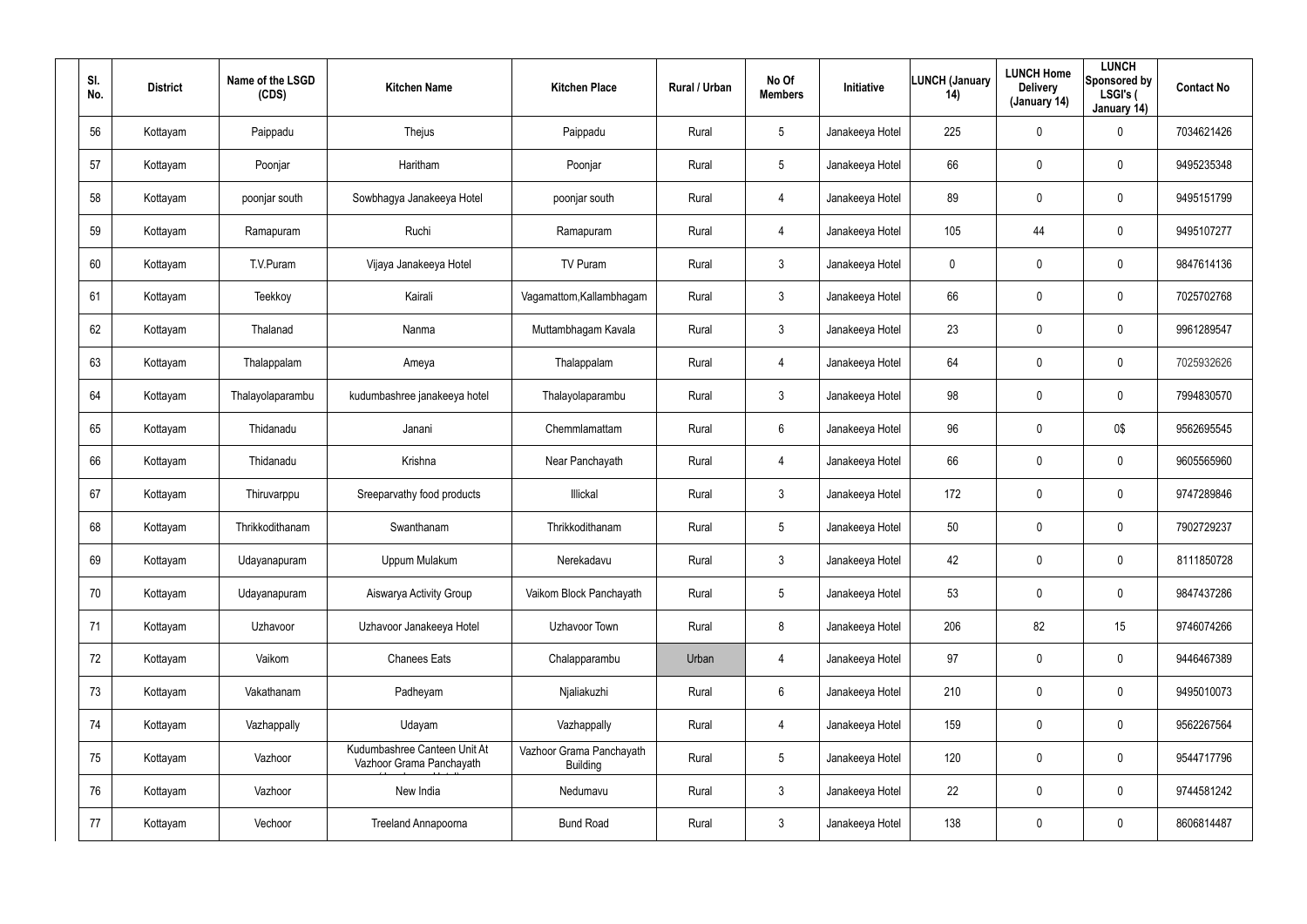| Sl. No. | District | Name of the LSGD (CDS) | Kitchen Name | Kitchen Place | Rural / Urban | No Of Members | Initiative | LUNCH (January 14) | LUNCH Home Delivery (January 14) | LUNCH Sponsored by LSGI's ( January 14) | Contact No |
|---|---|---|---|---|---|---|---|---|---|---|---|
| 56 | Kottayam | Paippadu | Thejus | Paippadu | Rural | 5 | Janakeeya Hotel | 225 | 0 | 0 | 7034621426 |
| 57 | Kottayam | Poonjar | Haritham | Poonjar | Rural | 5 | Janakeeya Hotel | 66 | 0 | 0 | 9495235348 |
| 58 | Kottayam | poonjar south | Sowbhagya Janakeeya Hotel | poonjar south | Rural | 4 | Janakeeya Hotel | 89 | 0 | 0 | 9495151799 |
| 59 | Kottayam | Ramapuram | Ruchi | Ramapuram | Rural | 4 | Janakeeya Hotel | 105 | 44 | 0 | 9495107277 |
| 60 | Kottayam | T.V.Puram | Vijaya Janakeeya Hotel | TV Puram | Rural | 3 | Janakeeya Hotel | 0 | 0 | 0 | 9847614136 |
| 61 | Kottayam | Teekkoy | Kairali | Vagamattom,Kallambhagam | Rural | 3 | Janakeeya Hotel | 66 | 0 | 0 | 7025702768 |
| 62 | Kottayam | Thalanad | Nanma | Muttambhagam Kavala | Rural | 3 | Janakeeya Hotel | 23 | 0 | 0 | 9961289547 |
| 63 | Kottayam | Thalappalam | Ameya | Thalappalam | Rural | 4 | Janakeeya Hotel | 64 | 0 | 0 | 7025932626 |
| 64 | Kottayam | Thalayolaparambu | kudumbashree janakeeya hotel | Thalayolaparambu | Rural | 3 | Janakeeya Hotel | 98 | 0 | 0 | 7994830570 |
| 65 | Kottayam | Thidanadu | Janani | Chemmlamattam | Rural | 6 | Janakeeya Hotel | 96 | 0 | 0$ | 9562695545 |
| 66 | Kottayam | Thidanadu | Krishna | Near Panchayath | Rural | 4 | Janakeeya Hotel | 66 | 0 | 0 | 9605565960 |
| 67 | Kottayam | Thiruvarppu | Sreeparvathy food products | Illickal | Rural | 3 | Janakeeya Hotel | 172 | 0 | 0 | 9747289846 |
| 68 | Kottayam | Thrikkodithanam | Swanthanam | Thrikkodithanam | Rural | 5 | Janakeeya Hotel | 50 | 0 | 0 | 7902729237 |
| 69 | Kottayam | Udayanapuram | Uppum Mulakum | Nerekadavu | Rural | 3 | Janakeeya Hotel | 42 | 0 | 0 | 8111850728 |
| 70 | Kottayam | Udayanapuram | Aiswarya Activity Group | Vaikom Block Panchayath | Rural | 5 | Janakeeya Hotel | 53 | 0 | 0 | 9847437286 |
| 71 | Kottayam | Uzhavoor | Uzhavoor Janakeeya Hotel | Uzhavoor Town | Rural | 8 | Janakeeya Hotel | 206 | 82 | 15 | 9746074266 |
| 72 | Kottayam | Vaikom | Chanees Eats | Chalapparambu | Urban | 4 | Janakeeya Hotel | 97 | 0 | 0 | 9446467389 |
| 73 | Kottayam | Vakathanam | Padheyam | Njaliakuzhi | Rural | 6 | Janakeeya Hotel | 210 | 0 | 0 | 9495010073 |
| 74 | Kottayam | Vazhappally | Udayam | Vazhappally | Rural | 4 | Janakeeya Hotel | 159 | 0 | 0 | 9562267564 |
| 75 | Kottayam | Vazhoor | Kudumbashree Canteen Unit At Vazhoor Grama Panchayath | Vazhoor Grama Panchayath Building | Rural | 5 | Janakeeya Hotel | 120 | 0 | 0 | 9544717796 |
| 76 | Kottayam | Vazhoor | New India | Nedumavu | Rural | 3 | Janakeeya Hotel | 22 | 0 | 0 | 9744581242 |
| 77 | Kottayam | Vechoor | Treeland Annapoorna | Bund Road | Rural | 3 | Janakeeya Hotel | 138 | 0 | 0 | 8606814487 |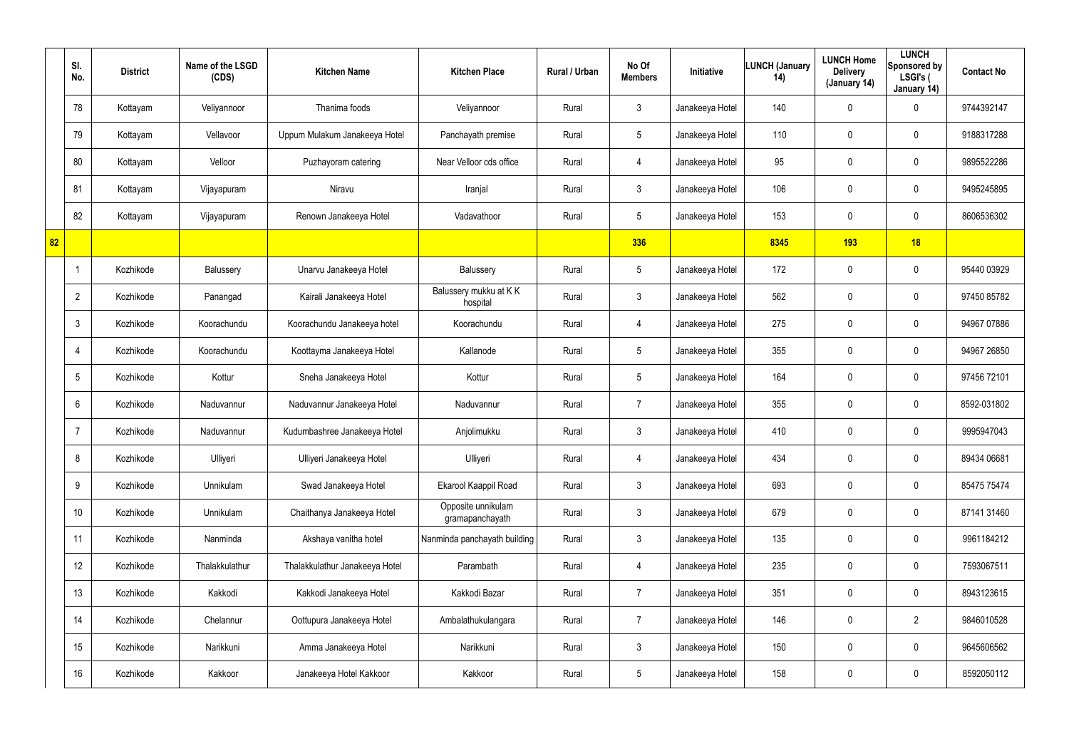| | Sl. No. | District | Name of the LSGD (CDS) | Kitchen Name | Kitchen Place | Rural / Urban | No Of Members | Initiative | LUNCH (January 14) | LUNCH Home Delivery (January 14) | LUNCH Sponsored by LSGI's ( January 14) | Contact No |
|---|---|---|---|---|---|---|---|---|---|---|---|---|
| | 78 | Kottayam | Veliyannoor | Thanima foods | Veliyannoor | Rural | 3 | Janakeeya Hotel | 140 | 0 | 0 | 9744392147 |
| | 79 | Kottayam | Vellavoor | Uppum Mulakum Janakeeya Hotel | Panchayath premise | Rural | 5 | Janakeeya Hotel | 110 | 0 | 0 | 9188317288 |
| | 80 | Kottayam | Velloor | Puzhayoram catering | Near Velloor cds office | Rural | 4 | Janakeeya Hotel | 95 | 0 | 0 | 9895522286 |
| | 81 | Kottayam | Vijayapuram | Niravu | Iranjal | Rural | 3 | Janakeeya Hotel | 106 | 0 | 0 | 9495245895 |
| | 82 | Kottayam | Vijayapuram | Renown Janakeeya Hotel | Vadavathoor | Rural | 5 | Janakeeya Hotel | 153 | 0 | 0 | 8606536302 |
| **82** | | | | | | | **336** | | **8345** | **193** | **18** | |
| | 1 | Kozhikode | Balussery | Unarvu Janakeeya Hotel | Balussery | Rural | 5 | Janakeeya Hotel | 172 | 0 | 0 | 95440 03929 |
| | 2 | Kozhikode | Panangad | Kairali Janakeeya Hotel | Balussery mukku at K K hospital | Rural | 3 | Janakeeya Hotel | 562 | 0 | 0 | 97450 85782 |
| | 3 | Kozhikode | Koorachundu | Koorachundu Janakeeya hotel | Koorachundu | Rural | 4 | Janakeeya Hotel | 275 | 0 | 0 | 94967 07886 |
| | 4 | Kozhikode | Koorachundu | Koottayma Janakeeya Hotel | Kallanode | Rural | 5 | Janakeeya Hotel | 355 | 0 | 0 | 94967 26850 |
| | 5 | Kozhikode | Kottur | Sneha Janakeeya Hotel | Kottur | Rural | 5 | Janakeeya Hotel | 164 | 0 | 0 | 97456 72101 |
| | 6 | Kozhikode | Naduvannur | Naduvannur Janakeeya Hotel | Naduvannur | Rural | 7 | Janakeeya Hotel | 355 | 0 | 0 | 8592-031802 |
| | 7 | Kozhikode | Naduvannur | Kudumbashree Janakeeya Hotel | Anjolimukku | Rural | 3 | Janakeeya Hotel | 410 | 0 | 0 | 9995947043 |
| | 8 | Kozhikode | Ulliyeri | Ulliyeri Janakeeya Hotel | Ulliyeri | Rural | 4 | Janakeeya Hotel | 434 | 0 | 0 | 89434 06681 |
| | 9 | Kozhikode | Unnikulam | Swad Janakeeya Hotel | Ekarool Kaappil Road | Rural | 3 | Janakeeya Hotel | 693 | 0 | 0 | 85475 75474 |
| | 10 | Kozhikode | Unnikulam | Chaithanya Janakeeya Hotel | Opposite unnikulam gramapanchayath | Rural | 3 | Janakeeya Hotel | 679 | 0 | 0 | 87141 31460 |
| | 11 | Kozhikode | Nanminda | Akshaya vanitha hotel | Nanminda panchayath building | Rural | 3 | Janakeeya Hotel | 135 | 0 | 0 | 9961184212 |
| | 12 | Kozhikode | Thalakkulathur | Thalakkulathur Janakeeya Hotel | Parambath | Rural | 4 | Janakeeya Hotel | 235 | 0 | 0 | 7593067511 |
| | 13 | Kozhikode | Kakkodi | Kakkodi Janakeeya Hotel | Kakkodi Bazar | Rural | 7 | Janakeeya Hotel | 351 | 0 | 0 | 8943123615 |
| | 14 | Kozhikode | Chelannur | Oottupura Janakeeya Hotel | Ambalathukulangara | Rural | 7 | Janakeeya Hotel | 146 | 0 | 2 | 9846010528 |
| | 15 | Kozhikode | Narikkuni | Amma Janakeeya Hotel | Narikkuni | Rural | 3 | Janakeeya Hotel | 150 | 0 | 0 | 9645606562 |
| | 16 | Kozhikode | Kakkoor | Janakeeya Hotel Kakkoor | Kakkoor | Rural | 5 | Janakeeya Hotel | 158 | 0 | 0 | 8592050112 |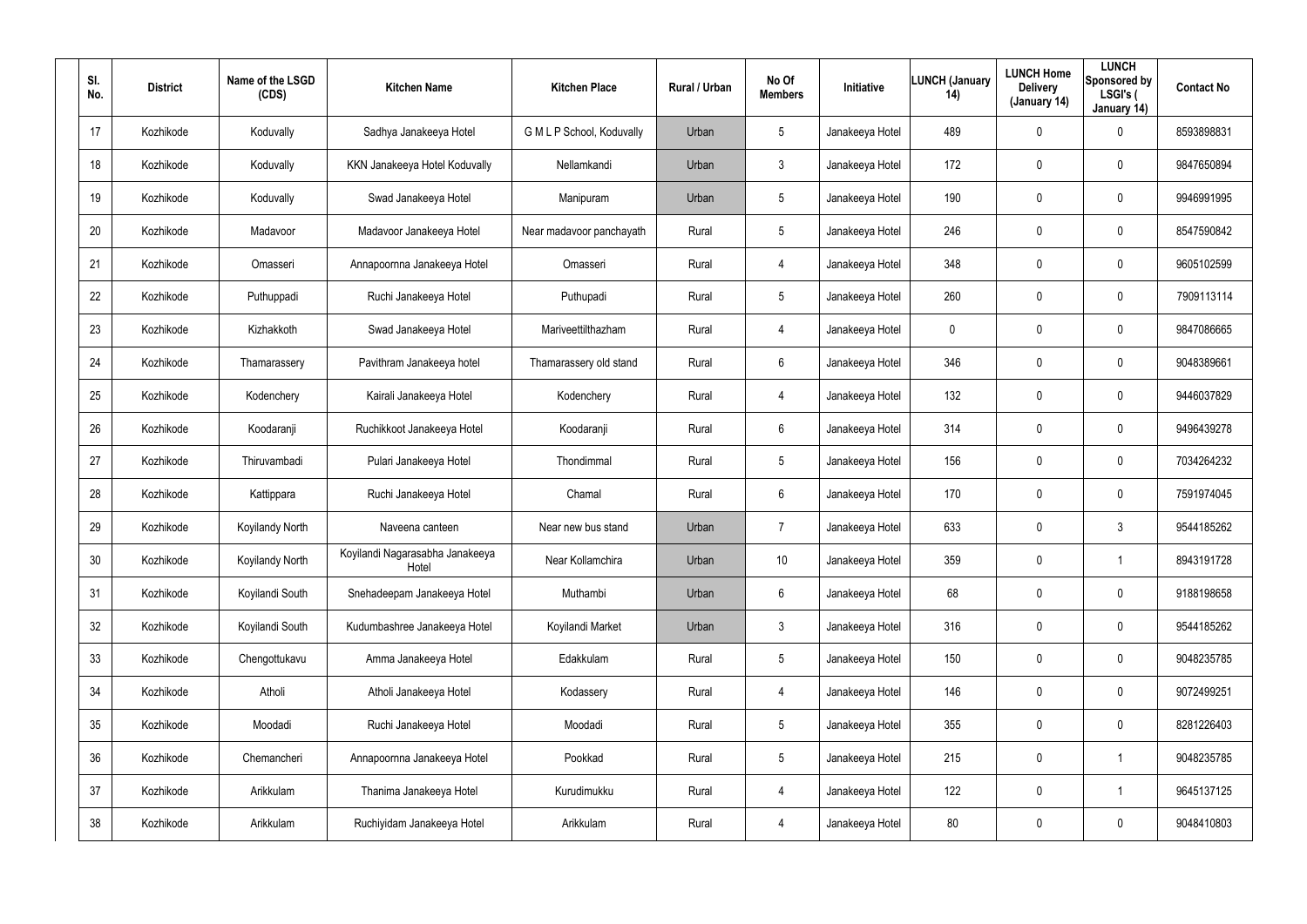| Sl. No. | District | Name of the LSGD (CDS) | Kitchen Name | Kitchen Place | Rural / Urban | No Of Members | Initiative | LUNCH (January 14) | LUNCH Home Delivery (January 14) | LUNCH Sponsored by LSGI's ( January 14) | Contact No |
|---|---|---|---|---|---|---|---|---|---|---|---|
| 17 | Kozhikode | Koduvally | Sadhya Janakeeya Hotel | G M L P School, Koduvally | Urban | 5 | Janakeeya Hotel | 489 | 0 | 0 | 8593898831 |
| 18 | Kozhikode | Koduvally | KKN Janakeeya Hotel Koduvally | Nellamkandi | Urban | 3 | Janakeeya Hotel | 172 | 0 | 0 | 9847650894 |
| 19 | Kozhikode | Koduvally | Swad Janakeeya Hotel | Manipuram | Urban | 5 | Janakeeya Hotel | 190 | 0 | 0 | 9946991995 |
| 20 | Kozhikode | Madavoor | Madavoor Janakeeya Hotel | Near madavoor panchayath | Rural | 5 | Janakeeya Hotel | 246 | 0 | 0 | 8547590842 |
| 21 | Kozhikode | Omasseri | Annapoornna Janakeeya Hotel | Omasseri | Rural | 4 | Janakeeya Hotel | 348 | 0 | 0 | 9605102599 |
| 22 | Kozhikode | Puthuppadi | Ruchi Janakeeya Hotel | Puthupadi | Rural | 5 | Janakeeya Hotel | 260 | 0 | 0 | 7909113114 |
| 23 | Kozhikode | Kizhakkoth | Swad Janakeeya Hotel | Mariveettilthazham | Rural | 4 | Janakeeya Hotel | 0 | 0 | 0 | 9847086665 |
| 24 | Kozhikode | Thamarassery | Pavithram Janakeeya hotel | Thamarassery old stand | Rural | 6 | Janakeeya Hotel | 346 | 0 | 0 | 9048389661 |
| 25 | Kozhikode | Kodenchery | Kairali Janakeeya Hotel | Kodenchery | Rural | 4 | Janakeeya Hotel | 132 | 0 | 0 | 9446037829 |
| 26 | Kozhikode | Koodaranji | Ruchikkoot Janakeeya Hotel | Koodaranji | Rural | 6 | Janakeeya Hotel | 314 | 0 | 0 | 9496439278 |
| 27 | Kozhikode | Thiruvambadi | Pulari Janakeeya Hotel | Thondimmal | Rural | 5 | Janakeeya Hotel | 156 | 0 | 0 | 7034264232 |
| 28 | Kozhikode | Kattippara | Ruchi Janakeeya Hotel | Chamal | Rural | 6 | Janakeeya Hotel | 170 | 0 | 0 | 7591974045 |
| 29 | Kozhikode | Koyilandy North | Naveena canteen | Near new bus stand | Urban | 7 | Janakeeya Hotel | 633 | 0 | 3 | 9544185262 |
| 30 | Kozhikode | Koyilandy North | Koyilandi Nagarasabha Janakeeya Hotel | Near Kollamchira | Urban | 10 | Janakeeya Hotel | 359 | 0 | 1 | 8943191728 |
| 31 | Kozhikode | Koyilandi South | Snehadeepam Janakeeya Hotel | Muthambi | Urban | 6 | Janakeeya Hotel | 68 | 0 | 0 | 9188198658 |
| 32 | Kozhikode | Koyilandi South | Kudumbashree Janakeeya Hotel | Koyilandi Market | Urban | 3 | Janakeeya Hotel | 316 | 0 | 0 | 9544185262 |
| 33 | Kozhikode | Chengottukavu | Amma Janakeeya Hotel | Edakkulam | Rural | 5 | Janakeeya Hotel | 150 | 0 | 0 | 9048235785 |
| 34 | Kozhikode | Atholi | Atholi Janakeeya Hotel | Kodassery | Rural | 4 | Janakeeya Hotel | 146 | 0 | 0 | 9072499251 |
| 35 | Kozhikode | Moodadi | Ruchi Janakeeya Hotel | Moodadi | Rural | 5 | Janakeeya Hotel | 355 | 0 | 0 | 8281226403 |
| 36 | Kozhikode | Chemancheri | Annapoornna Janakeeya Hotel | Pookkad | Rural | 5 | Janakeeya Hotel | 215 | 0 | 1 | 9048235785 |
| 37 | Kozhikode | Arikkulam | Thanima Janakeeya Hotel | Kurudimukku | Rural | 4 | Janakeeya Hotel | 122 | 0 | 1 | 9645137125 |
| 38 | Kozhikode | Arikkulam | Ruchiyidam Janakeeya Hotel | Arikkulam | Rural | 4 | Janakeeya Hotel | 80 | 0 | 0 | 9048410803 |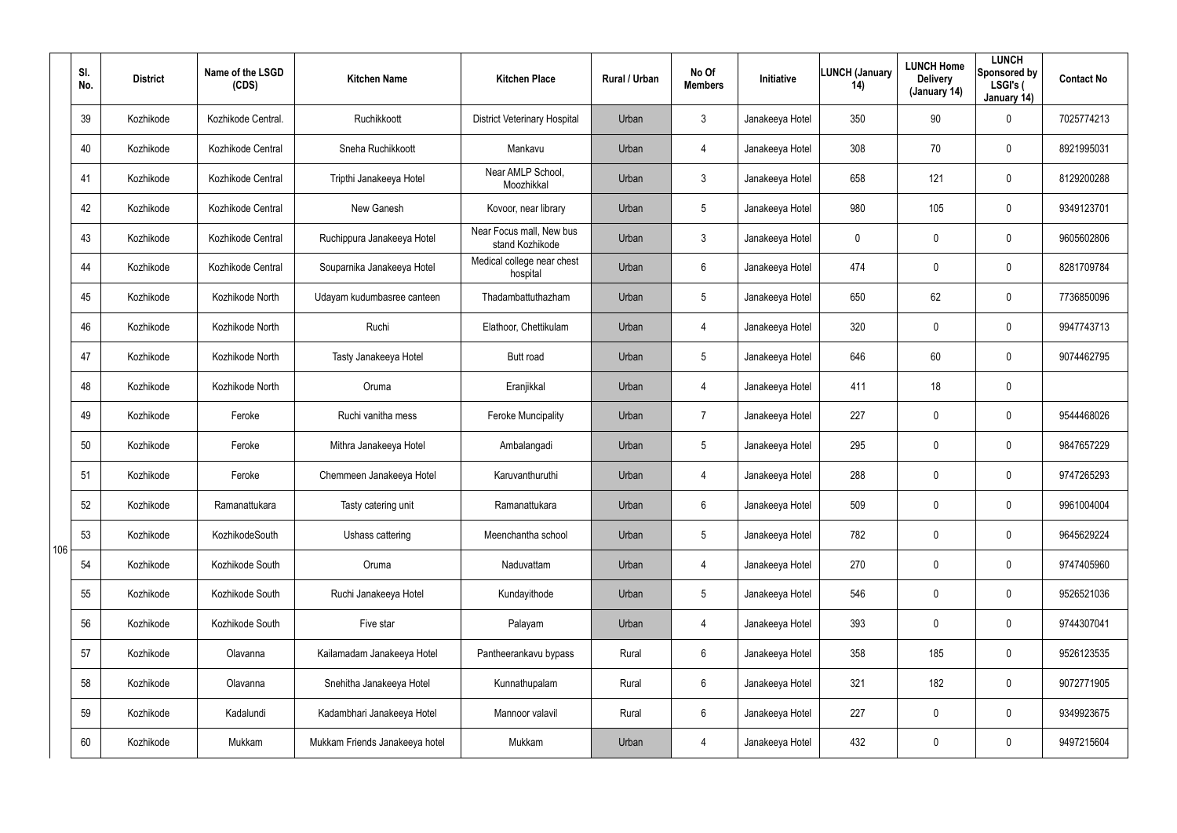| | Sl. No. | District | Name of the LSGD (CDS) | Kitchen Name | Kitchen Place | Rural / Urban | No Of Members | Initiative | LUNCH (January 14) | LUNCH Home Delivery (January 14) | LUNCH Sponsored by LSGI's ( January 14) | Contact No |
|---|---|---|---|---|---|---|---|---|---|---|---|---|
| 106 | 39 | Kozhikode | Kozhikode Central. | Ruchikkoott | District Veterinary Hospital | Urban | 3 | Janakeeya Hotel | 350 | 90 | 0 | 7025774213 |
| | 40 | Kozhikode | Kozhikode Central | Sneha Ruchikkoott | Mankavu | Urban | 4 | Janakeeya Hotel | 308 | 70 | 0 | 8921995031 |
| | 41 | Kozhikode | Kozhikode Central | Tripthi Janakeeya Hotel | Near AMLP School, Moozhikkal | Urban | 3 | Janakeeya Hotel | 658 | 121 | 0 | 8129200288 |
| | 42 | Kozhikode | Kozhikode Central | New Ganesh | Kovoor, near library | Urban | 5 | Janakeeya Hotel | 980 | 105 | 0 | 9349123701 |
| | 43 | Kozhikode | Kozhikode Central | Ruchippura Janakeeya Hotel | Near Focus mall, New bus stand Kozhikode | Urban | 3 | Janakeeya Hotel | 0 | 0 | 0 | 9605602806 |
| | 44 | Kozhikode | Kozhikode Central | Souparnika Janakeeya Hotel | Medical college near chest hospital | Urban | 6 | Janakeeya Hotel | 474 | 0 | 0 | 8281709784 |
| | 45 | Kozhikode | Kozhikode North | Udayam kudumbasree canteen | Thadambattuthazham | Urban | 5 | Janakeeya Hotel | 650 | 62 | 0 | 7736850096 |
| | 46 | Kozhikode | Kozhikode North | Ruchi | Elathoor, Chettikulam | Urban | 4 | Janakeeya Hotel | 320 | 0 | 0 | 9947743713 |
| | 47 | Kozhikode | Kozhikode North | Tasty Janakeeya Hotel | Butt road | Urban | 5 | Janakeeya Hotel | 646 | 60 | 0 | 9074462795 |
| | 48 | Kozhikode | Kozhikode North | Oruma | Eranjikkal | Urban | 4 | Janakeeya Hotel | 411 | 18 | 0 | |
| | 49 | Kozhikode | Feroke | Ruchi vanitha mess | Feroke Muncipality | Urban | 7 | Janakeeya Hotel | 227 | 0 | 0 | 9544468026 |
| | 50 | Kozhikode | Feroke | Mithra Janakeeya Hotel | Ambalangadi | Urban | 5 | Janakeeya Hotel | 295 | 0 | 0 | 9847657229 |
| | 51 | Kozhikode | Feroke | Chemmeen Janakeeya Hotel | Karuvanthuruthi | Urban | 4 | Janakeeya Hotel | 288 | 0 | 0 | 9747265293 |
| | 52 | Kozhikode | Ramanattukara | Tasty catering unit | Ramanattukara | Urban | 6 | Janakeeya Hotel | 509 | 0 | 0 | 9961004004 |
| | 53 | Kozhikode | KozhikodeSouth | Ushass cattering | Meenchantha school | Urban | 5 | Janakeeya Hotel | 782 | 0 | 0 | 9645629224 |
| | 54 | Kozhikode | Kozhikode South | Oruma | Naduvattam | Urban | 4 | Janakeeya Hotel | 270 | 0 | 0 | 9747405960 |
| | 55 | Kozhikode | Kozhikode South | Ruchi Janakeeya Hotel | Kundayithode | Urban | 5 | Janakeeya Hotel | 546 | 0 | 0 | 9526521036 |
| | 56 | Kozhikode | Kozhikode South | Five star | Palayam | Urban | 4 | Janakeeya Hotel | 393 | 0 | 0 | 9744307041 |
| | 57 | Kozhikode | Olavanna | Kailamadam Janakeeya Hotel | Pantheerankavu bypass | Rural | 6 | Janakeeya Hotel | 358 | 185 | 0 | 9526123535 |
| | 58 | Kozhikode | Olavanna | Snehitha Janakeeya Hotel | Kunnathupalam | Rural | 6 | Janakeeya Hotel | 321 | 182 | 0 | 9072771905 |
| | 59 | Kozhikode | Kadalundi | Kadambhari Janakeeya Hotel | Mannoor valavil | Rural | 6 | Janakeeya Hotel | 227 | 0 | 0 | 9349923675 |
| | 60 | Kozhikode | Mukkam | Mukkam Friends Janakeeya hotel | Mukkam | Urban | 4 | Janakeeya Hotel | 432 | 0 | 0 | 9497215604 |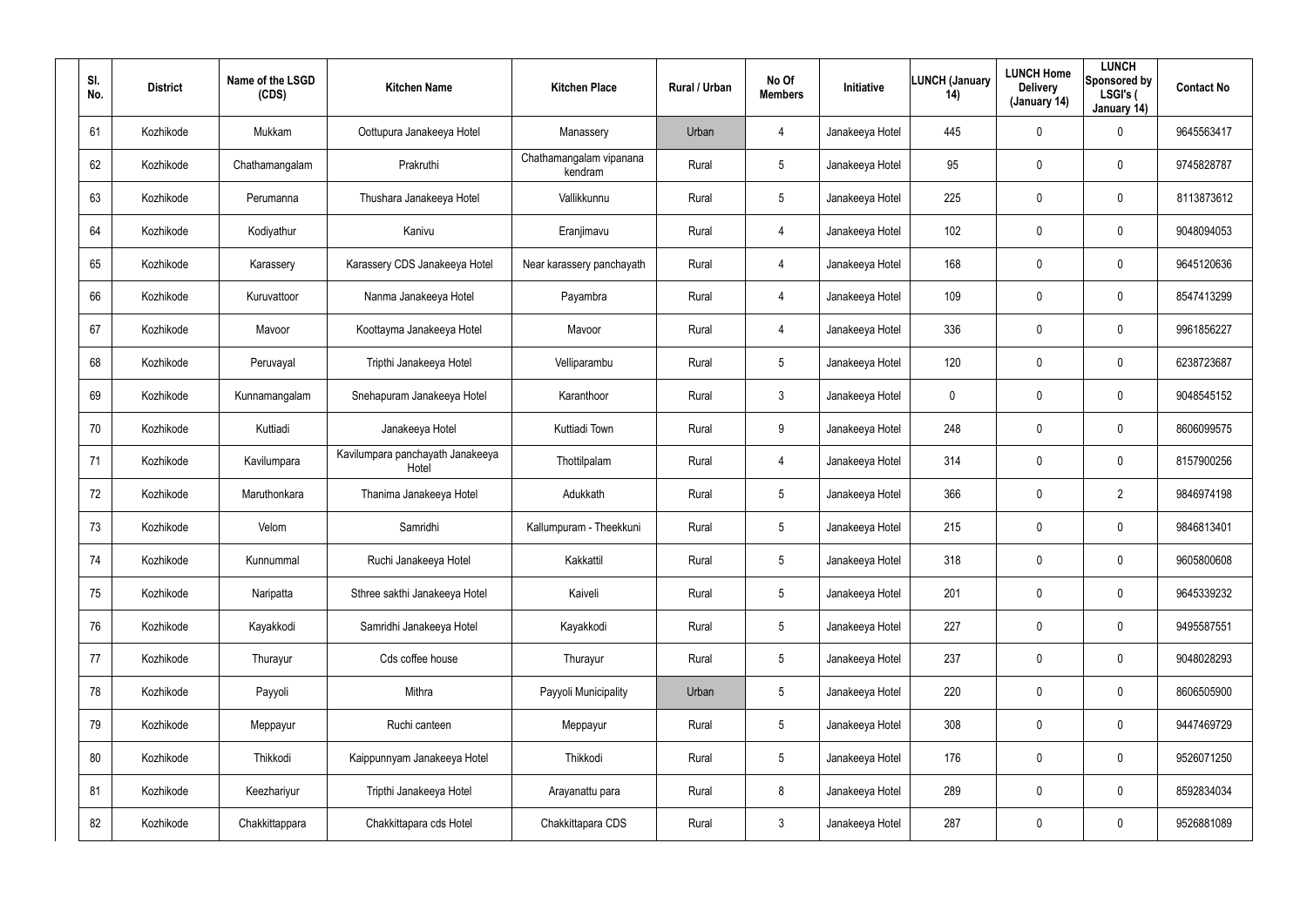| Sl. No. | District | Name of the LSGD (CDS) | Kitchen Name | Kitchen Place | Rural / Urban | No Of Members | Initiative | LUNCH (January 14) | LUNCH Home Delivery (January 14) | LUNCH Sponsored by LSGI's ( January 14) | Contact No |
|---|---|---|---|---|---|---|---|---|---|---|---|
| 61 | Kozhikode | Mukkam | Oottupura Janakeeya Hotel | Manassery | Urban | 4 | Janakeeya Hotel | 445 | 0 | 0 | 9645563417 |
| 62 | Kozhikode | Chathamangalam | Prakruthi | Chathamangalam vipanana kendram | Rural | 5 | Janakeeya Hotel | 95 | 0 | 0 | 9745828787 |
| 63 | Kozhikode | Perumanna | Thushara Janakeeya Hotel | Vallikkunnu | Rural | 5 | Janakeeya Hotel | 225 | 0 | 0 | 8113873612 |
| 64 | Kozhikode | Kodiyathur | Kanivu | Eranjimavu | Rural | 4 | Janakeeya Hotel | 102 | 0 | 0 | 9048094053 |
| 65 | Kozhikode | Karassery | Karassery CDS Janakeeya Hotel | Near karassery panchayath | Rural | 4 | Janakeeya Hotel | 168 | 0 | 0 | 9645120636 |
| 66 | Kozhikode | Kuruvattoor | Nanma Janakeeya Hotel | Payambra | Rural | 4 | Janakeeya Hotel | 109 | 0 | 0 | 8547413299 |
| 67 | Kozhikode | Mavoor | Koottayma Janakeeya Hotel | Mavoor | Rural | 4 | Janakeeya Hotel | 336 | 0 | 0 | 9961856227 |
| 68 | Kozhikode | Peruvayal | Tripthi Janakeeya Hotel | Velliparambu | Rural | 5 | Janakeeya Hotel | 120 | 0 | 0 | 6238723687 |
| 69 | Kozhikode | Kunnamangalam | Snehapuram Janakeeya Hotel | Karanthoor | Rural | 3 | Janakeeya Hotel | 0 | 0 | 0 | 9048545152 |
| 70 | Kozhikode | Kuttiadi | Janakeeya Hotel | Kuttiadi Town | Rural | 9 | Janakeeya Hotel | 248 | 0 | 0 | 8606099575 |
| 71 | Kozhikode | Kavilumpara | Kavilumpara panchayath Janakeeya Hotel | Thottilpalam | Rural | 4 | Janakeeya Hotel | 314 | 0 | 0 | 8157900256 |
| 72 | Kozhikode | Maruthonkara | Thanima Janakeeya Hotel | Adukkath | Rural | 5 | Janakeeya Hotel | 366 | 0 | 2 | 9846974198 |
| 73 | Kozhikode | Velom | Samridhi | Kallumpuram - Theekkuni | Rural | 5 | Janakeeya Hotel | 215 | 0 | 0 | 9846813401 |
| 74 | Kozhikode | Kunnummal | Ruchi Janakeeya Hotel | Kakkattil | Rural | 5 | Janakeeya Hotel | 318 | 0 | 0 | 9605800608 |
| 75 | Kozhikode | Naripatta | Sthree sakthi Janakeeya Hotel | Kaiveli | Rural | 5 | Janakeeya Hotel | 201 | 0 | 0 | 9645339232 |
| 76 | Kozhikode | Kayakkodi | Samridhi Janakeeya Hotel | Kayakkodi | Rural | 5 | Janakeeya Hotel | 227 | 0 | 0 | 9495587551 |
| 77 | Kozhikode | Thurayur | Cds coffee house | Thurayur | Rural | 5 | Janakeeya Hotel | 237 | 0 | 0 | 9048028293 |
| 78 | Kozhikode | Payyoli | Mithra | Payyoli Municipality | Urban | 5 | Janakeeya Hotel | 220 | 0 | 0 | 8606505900 |
| 79 | Kozhikode | Meppayur | Ruchi canteen | Meppayur | Rural | 5 | Janakeeya Hotel | 308 | 0 | 0 | 9447469729 |
| 80 | Kozhikode | Thikkodi | Kaippunnyam Janakeeya Hotel | Thikkodi | Rural | 5 | Janakeeya Hotel | 176 | 0 | 0 | 9526071250 |
| 81 | Kozhikode | Keezhariyur | Tripthi Janakeeya Hotel | Arayanattu para | Rural | 8 | Janakeeya Hotel | 289 | 0 | 0 | 8592834034 |
| 82 | Kozhikode | Chakkittappara | Chakkittapara cds Hotel | Chakkittapara CDS | Rural | 3 | Janakeeya Hotel | 287 | 0 | 0 | 9526881089 |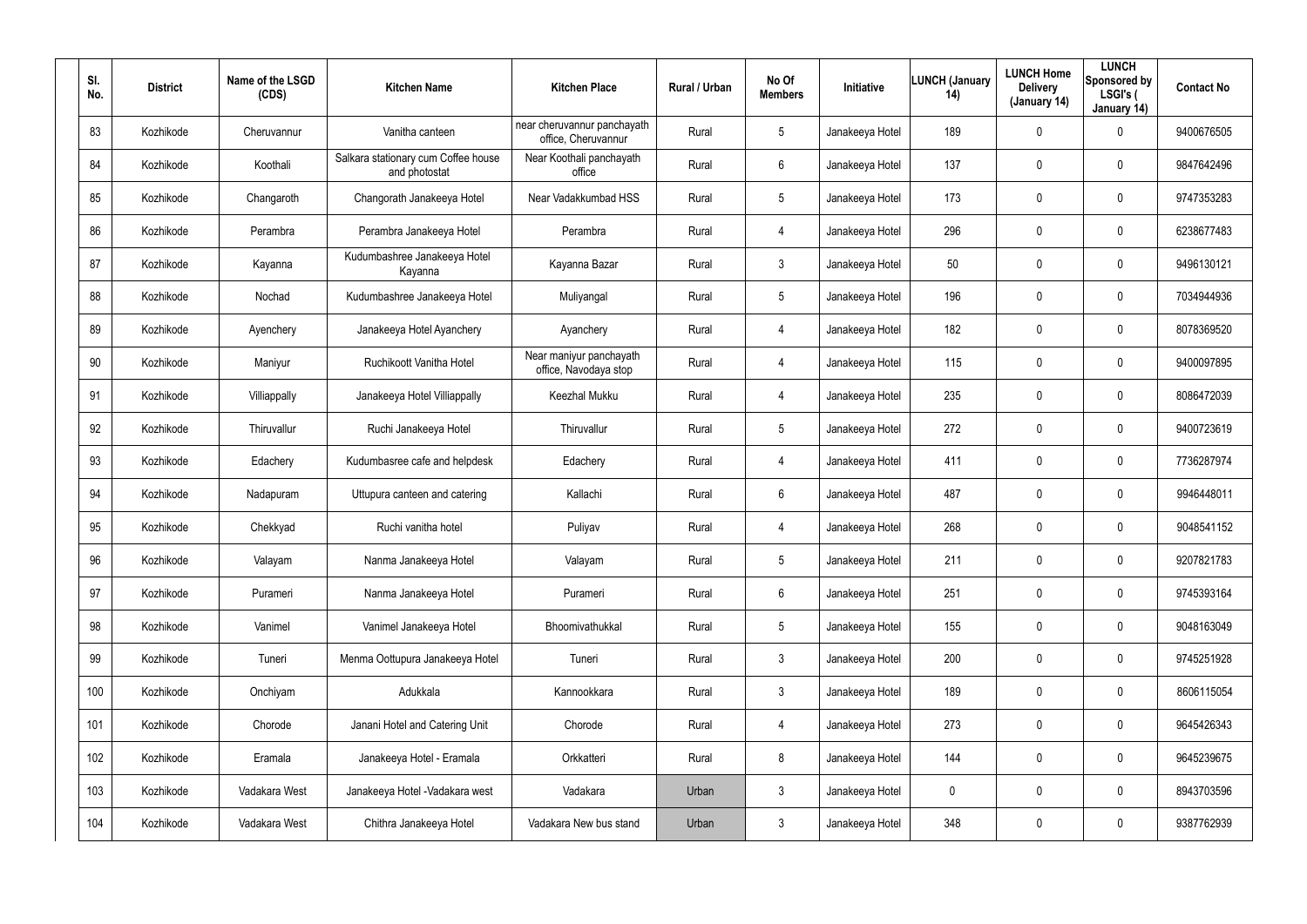| Sl. No. | District | Name of the LSGD (CDS) | Kitchen Name | Kitchen Place | Rural / Urban | No Of Members | Initiative | LUNCH (January 14) | LUNCH Home Delivery (January 14) | LUNCH Sponsored by LSGI's ( January 14) | Contact No |
|---|---|---|---|---|---|---|---|---|---|---|---|
| 83 | Kozhikode | Cheruvannur | Vanitha canteen | near cheruvannur panchayath office, Cheruvannur | Rural | 5 | Janakeeya Hotel | 189 | 0 | 0 | 9400676505 |
| 84 | Kozhikode | Koothali | Salkara stationary cum Coffee house and photostat | Near Koothali panchayath office | Rural | 6 | Janakeeya Hotel | 137 | 0 | 0 | 9847642496 |
| 85 | Kozhikode | Changaroth | Changorath Janakeeya Hotel | Near Vadakkumbad HSS | Rural | 5 | Janakeeya Hotel | 173 | 0 | 0 | 9747353283 |
| 86 | Kozhikode | Perambra | Perambra Janakeeya Hotel | Perambra | Rural | 4 | Janakeeya Hotel | 296 | 0 | 0 | 6238677483 |
| 87 | Kozhikode | Kayanna | Kudumbashree Janakeeya Hotel Kayanna | Kayanna Bazar | Rural | 3 | Janakeeya Hotel | 50 | 0 | 0 | 9496130121 |
| 88 | Kozhikode | Nochad | Kudumbashree Janakeeya Hotel | Muliyangal | Rural | 5 | Janakeeya Hotel | 196 | 0 | 0 | 7034944936 |
| 89 | Kozhikode | Ayenchery | Janakeeya Hotel Ayanchery | Ayanchery | Rural | 4 | Janakeeya Hotel | 182 | 0 | 0 | 8078369520 |
| 90 | Kozhikode | Maniyur | Ruchikoott Vanitha Hotel | Near maniyur panchayath office, Navodaya stop | Rural | 4 | Janakeeya Hotel | 115 | 0 | 0 | 9400097895 |
| 91 | Kozhikode | Villiappally | Janakeeya Hotel Villiappally | Keezhal Mukku | Rural | 4 | Janakeeya Hotel | 235 | 0 | 0 | 8086472039 |
| 92 | Kozhikode | Thiruvallur | Ruchi Janakeeya Hotel | Thiruvallur | Rural | 5 | Janakeeya Hotel | 272 | 0 | 0 | 9400723619 |
| 93 | Kozhikode | Edachery | Kudumbasree cafe and helpdesk | Edachery | Rural | 4 | Janakeeya Hotel | 411 | 0 | 0 | 7736287974 |
| 94 | Kozhikode | Nadapuram | Uttupura canteen and catering | Kallachi | Rural | 6 | Janakeeya Hotel | 487 | 0 | 0 | 9946448011 |
| 95 | Kozhikode | Chekkyad | Ruchi vanitha hotel | Puliyav | Rural | 4 | Janakeeya Hotel | 268 | 0 | 0 | 9048541152 |
| 96 | Kozhikode | Valayam | Nanma Janakeeya Hotel | Valayam | Rural | 5 | Janakeeya Hotel | 211 | 0 | 0 | 9207821783 |
| 97 | Kozhikode | Purameri | Nanma Janakeeya Hotel | Purameri | Rural | 6 | Janakeeya Hotel | 251 | 0 | 0 | 9745393164 |
| 98 | Kozhikode | Vanimel | Vanimel Janakeeya Hotel | Bhoomivathukkal | Rural | 5 | Janakeeya Hotel | 155 | 0 | 0 | 9048163049 |
| 99 | Kozhikode | Tuneri | Menma Oottupura Janakeeya Hotel | Tuneri | Rural | 3 | Janakeeya Hotel | 200 | 0 | 0 | 9745251928 |
| 100 | Kozhikode | Onchiyam | Adukkala | Kannookkara | Rural | 3 | Janakeeya Hotel | 189 | 0 | 0 | 8606115054 |
| 101 | Kozhikode | Chorode | Janani Hotel and Catering Unit | Chorode | Rural | 4 | Janakeeya Hotel | 273 | 0 | 0 | 9645426343 |
| 102 | Kozhikode | Eramala | Janakeeya Hotel - Eramala | Orkkatteri | Rural | 8 | Janakeeya Hotel | 144 | 0 | 0 | 9645239675 |
| 103 | Kozhikode | Vadakara West | Janakeeya Hotel -Vadakara west | Vadakara | Urban | 3 | Janakeeya Hotel | 0 | 0 | 0 | 8943703596 |
| 104 | Kozhikode | Vadakara West | Chithra Janakeeya Hotel | Vadakara New bus stand | Urban | 3 | Janakeeya Hotel | 348 | 0 | 0 | 9387762939 |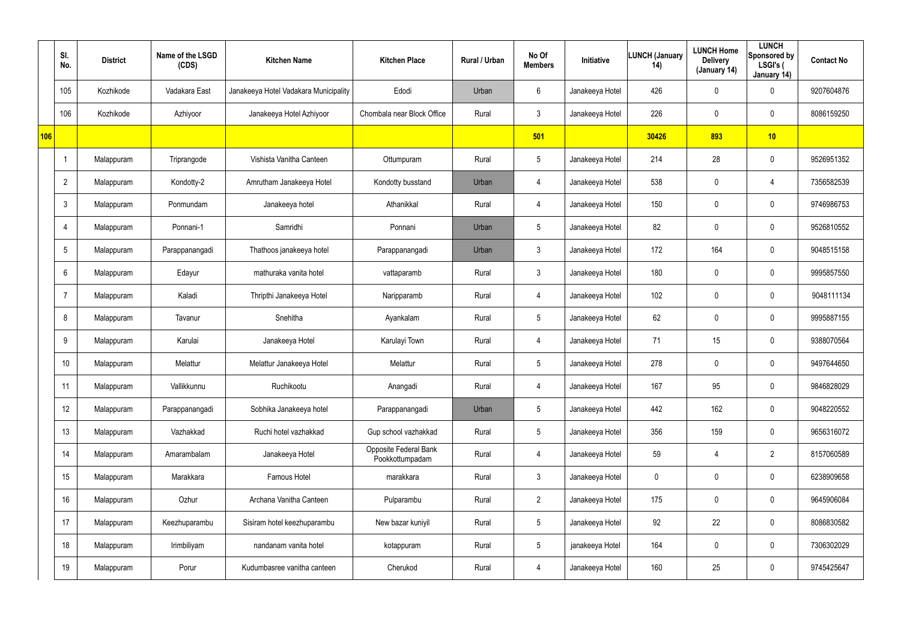| | Sl. No. | District | Name of the LSGD (CDS) | Kitchen Name | Kitchen Place | Rural / Urban | No Of Members | Initiative | LUNCH (January 14) | LUNCH Home Delivery (January 14) | LUNCH Sponsored by LSGI's ( January 14) | Contact No |
|---|---|---|---|---|---|---|---|---|---|---|---|---|
| | 105 | Kozhikode | Vadakara East | Janakeeya Hotel Vadakara Municipality | Edodi | Urban | 6 | Janakeeya Hotel | 426 | 0 | 0 | 9207604876 |
| | 106 | Kozhikode | Azhiyoor | Janakeeya Hotel Azhiyoor | Chombala near Block Office | Rural | 3 | Janakeeya Hotel | 226 | 0 | 0 | 8086159250 |
| 106 | | | | | | | 501 | | 30426 | 893 | 10 | |
| | 1 | Malappuram | Triprangode | Vishista Vanitha Canteen | Ottumpuram | Rural | 5 | Janakeeya Hotel | 214 | 28 | 0 | 9526951352 |
| | 2 | Malappuram | Kondotty-2 | Amrutham Janakeeya Hotel | Kondotty busstand | Urban | 4 | Janakeeya Hotel | 538 | 0 | 4 | 7356582539 |
| | 3 | Malappuram | Ponmundam | Janakeeya hotel | Athanikkal | Rural | 4 | Janakeeya Hotel | 150 | 0 | 0 | 9746986753 |
| | 4 | Malappuram | Ponnani-1 | Samridhi | Ponnani | Urban | 5 | Janakeeya Hotel | 82 | 0 | 0 | 9526810552 |
| | 5 | Malappuram | Parappanangadi | Thathoos janakeeya hotel | Parappanangadi | Urban | 3 | Janakeeya Hotel | 172 | 164 | 0 | 9048515158 |
| | 6 | Malappuram | Edayur | mathuraka vanita hotel | vattaparamb | Rural | 3 | Janakeeya Hotel | 180 | 0 | 0 | 9995857550 |
| | 7 | Malappuram | Kaladi | Thripthi Janakeeya Hotel | Naripparamb | Rural | 4 | Janakeeya Hotel | 102 | 0 | 0 | 9048111134 |
| | 8 | Malappuram | Tavanur | Snehitha | Ayankalam | Rural | 5 | Janakeeya Hotel | 62 | 0 | 0 | 9995887155 |
| | 9 | Malappuram | Karulai | Janakeeya Hotel | Karulayi Town | Rural | 4 | Janakeeya Hotel | 71 | 15 | 0 | 9388070564 |
| | 10 | Malappuram | Melattur | Melattur Janakeeya Hotel | Melattur | Rural | 5 | Janakeeya Hotel | 278 | 0 | 0 | 9497644650 |
| | 11 | Malappuram | Vallikkunnu | Ruchikootu | Anangadi | Rural | 4 | Janakeeya Hotel | 167 | 95 | 0 | 9846828029 |
| | 12 | Malappuram | Parappanangadi | Sobhika Janakeeya hotel | Parappanangadi | Urban | 5 | Janakeeya Hotel | 442 | 162 | 0 | 9048220552 |
| | 13 | Malappuram | Vazhakkad | Ruchi hotel vazhakkad | Gup school vazhakkad | Rural | 5 | Janakeeya Hotel | 356 | 159 | 0 | 9656316072 |
| | 14 | Malappuram | Amarambalam | Janakeeya Hotel | Opposite Federal Bank Pookkottumpadam | Rural | 4 | Janakeeya Hotel | 59 | 4 | 2 | 8157060589 |
| | 15 | Malappuram | Marakkara | Famous Hotel | marakkara | Rural | 3 | Janakeeya Hotel | 0 | 0 | 0 | 6238909658 |
| | 16 | Malappuram | Ozhur | Archana Vanitha Canteen | Pulparambu | Rural | 2 | Janakeeya Hotel | 175 | 0 | 0 | 9645906084 |
| | 17 | Malappuram | Keezhuparambu | Sisiram hotel keezhuparambu | New bazar kuniyil | Rural | 5 | Janakeeya Hotel | 92 | 22 | 0 | 8086830582 |
| | 18 | Malappuram | Irimbiliyam | nandanam vanita hotel | kotappuram | Rural | 5 | janakeeya Hotel | 164 | 0 | 0 | 7306302029 |
| | 19 | Malappuram | Porur | Kudumbasree vanitha canteen | Cherukod | Rural | 4 | Janakeeya Hotel | 160 | 25 | 0 | 9745425647 |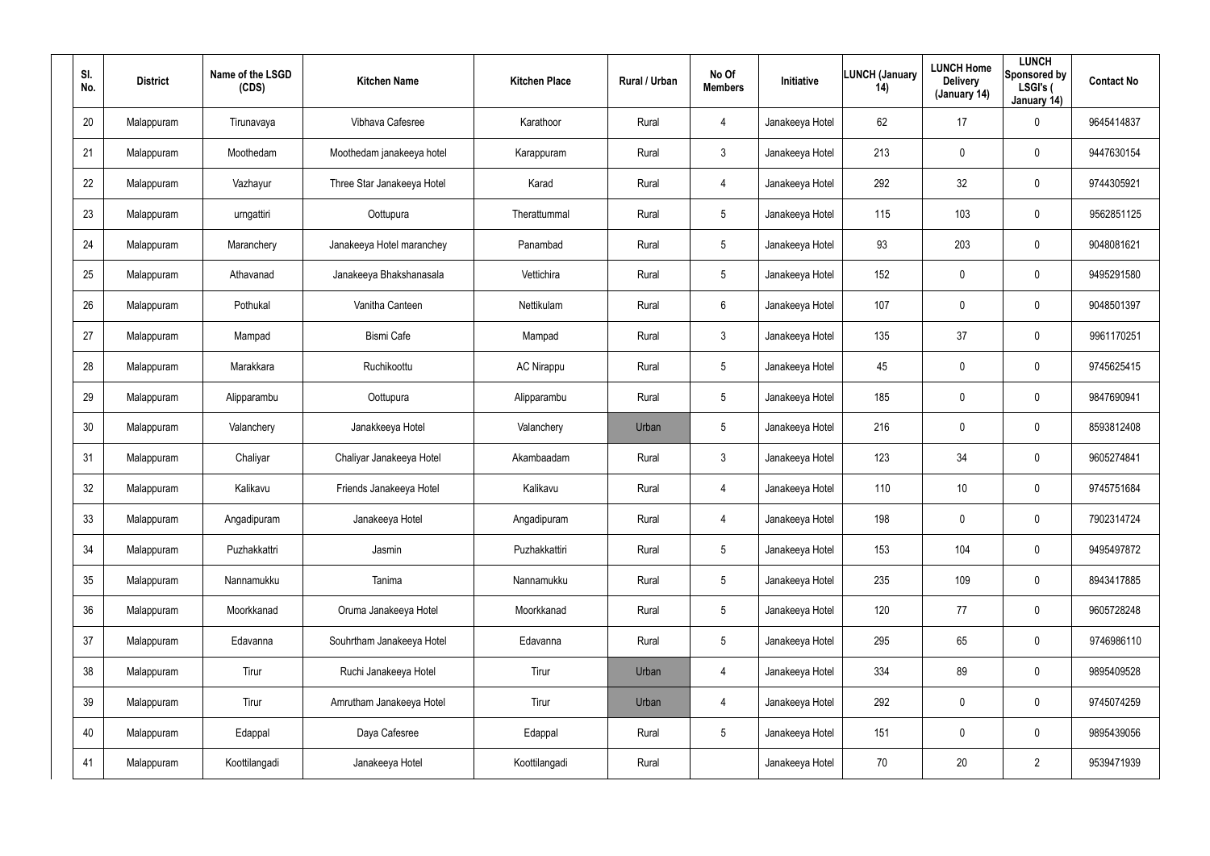| Sl. No. | District | Name of the LSGD (CDS) | Kitchen Name | Kitchen Place | Rural / Urban | No Of Members | Initiative | LUNCH (January 14) | LUNCH Home Delivery (January 14) | LUNCH Sponsored by LSGI's ( January 14) | Contact No |
|---|---|---|---|---|---|---|---|---|---|---|---|
| 20 | Malappuram | Tirunavaya | Vibhava Cafesree | Karathoor | Rural | 4 | Janakeeya Hotel | 62 | 17 | 0 | 9645414837 |
| 21 | Malappuram | Moothedam | Moothedam janakeeya hotel | Karappuram | Rural | 3 | Janakeeya Hotel | 213 | 0 | 0 | 9447630154 |
| 22 | Malappuram | Vazhayur | Three Star Janakeeya Hotel | Karad | Rural | 4 | Janakeeya Hotel | 292 | 32 | 0 | 9744305921 |
| 23 | Malappuram | urngattiri | Oottupura | Therattummal | Rural | 5 | Janakeeya Hotel | 115 | 103 | 0 | 9562851125 |
| 24 | Malappuram | Maranchery | Janakeeya Hotel maranchey | Panambad | Rural | 5 | Janakeeya Hotel | 93 | 203 | 0 | 9048081621 |
| 25 | Malappuram | Athavanad | Janakeeya Bhakshanasala | Vettichira | Rural | 5 | Janakeeya Hotel | 152 | 0 | 0 | 9495291580 |
| 26 | Malappuram | Pothukal | Vanitha Canteen | Nettikulam | Rural | 6 | Janakeeya Hotel | 107 | 0 | 0 | 9048501397 |
| 27 | Malappuram | Mampad | Bismi Cafe | Mampad | Rural | 3 | Janakeeya Hotel | 135 | 37 | 0 | 9961170251 |
| 28 | Malappuram | Marakkara | Ruchikoottu | AC Nirappu | Rural | 5 | Janakeeya Hotel | 45 | 0 | 0 | 9745625415 |
| 29 | Malappuram | Alipparambu | Oottupura | Alipparambu | Rural | 5 | Janakeeya Hotel | 185 | 0 | 0 | 9847690941 |
| 30 | Malappuram | Valanchery | Janakkeeya Hotel | Valanchery | Urban | 5 | Janakeeya Hotel | 216 | 0 | 0 | 8593812408 |
| 31 | Malappuram | Chaliyar | Chaliyar Janakeeya Hotel | Akambaadam | Rural | 3 | Janakeeya Hotel | 123 | 34 | 0 | 9605274841 |
| 32 | Malappuram | Kalikavu | Friends Janakeeya Hotel | Kalikavu | Rural | 4 | Janakeeya Hotel | 110 | 10 | 0 | 9745751684 |
| 33 | Malappuram | Angadipuram | Janakeeya Hotel | Angadipuram | Rural | 4 | Janakeeya Hotel | 198 | 0 | 0 | 7902314724 |
| 34 | Malappuram | Puzhakkattri | Jasmin | Puzhakkattiri | Rural | 5 | Janakeeya Hotel | 153 | 104 | 0 | 9495497872 |
| 35 | Malappuram | Nannamukku | Tanima | Nannamukku | Rural | 5 | Janakeeya Hotel | 235 | 109 | 0 | 8943417885 |
| 36 | Malappuram | Moorkkanad | Oruma Janakeeya Hotel | Moorkkanad | Rural | 5 | Janakeeya Hotel | 120 | 77 | 0 | 9605728248 |
| 37 | Malappuram | Edavanna | Souhrtham Janakeeya Hotel | Edavanna | Rural | 5 | Janakeeya Hotel | 295 | 65 | 0 | 9746986110 |
| 38 | Malappuram | Tirur | Ruchi Janakeeya Hotel | Tirur | Urban | 4 | Janakeeya Hotel | 334 | 89 | 0 | 9895409528 |
| 39 | Malappuram | Tirur | Amrutham Janakeeya Hotel | Tirur | Urban | 4 | Janakeeya Hotel | 292 | 0 | 0 | 9745074259 |
| 40 | Malappuram | Edappal | Daya Cafesree | Edappal | Rural | 5 | Janakeeya Hotel | 151 | 0 | 0 | 9895439056 |
| 41 | Malappuram | Koottilangadi | Janakeeya Hotel | Koottilangadi | Rural | | Janakeeya Hotel | 70 | 20 | 2 | 9539471939 |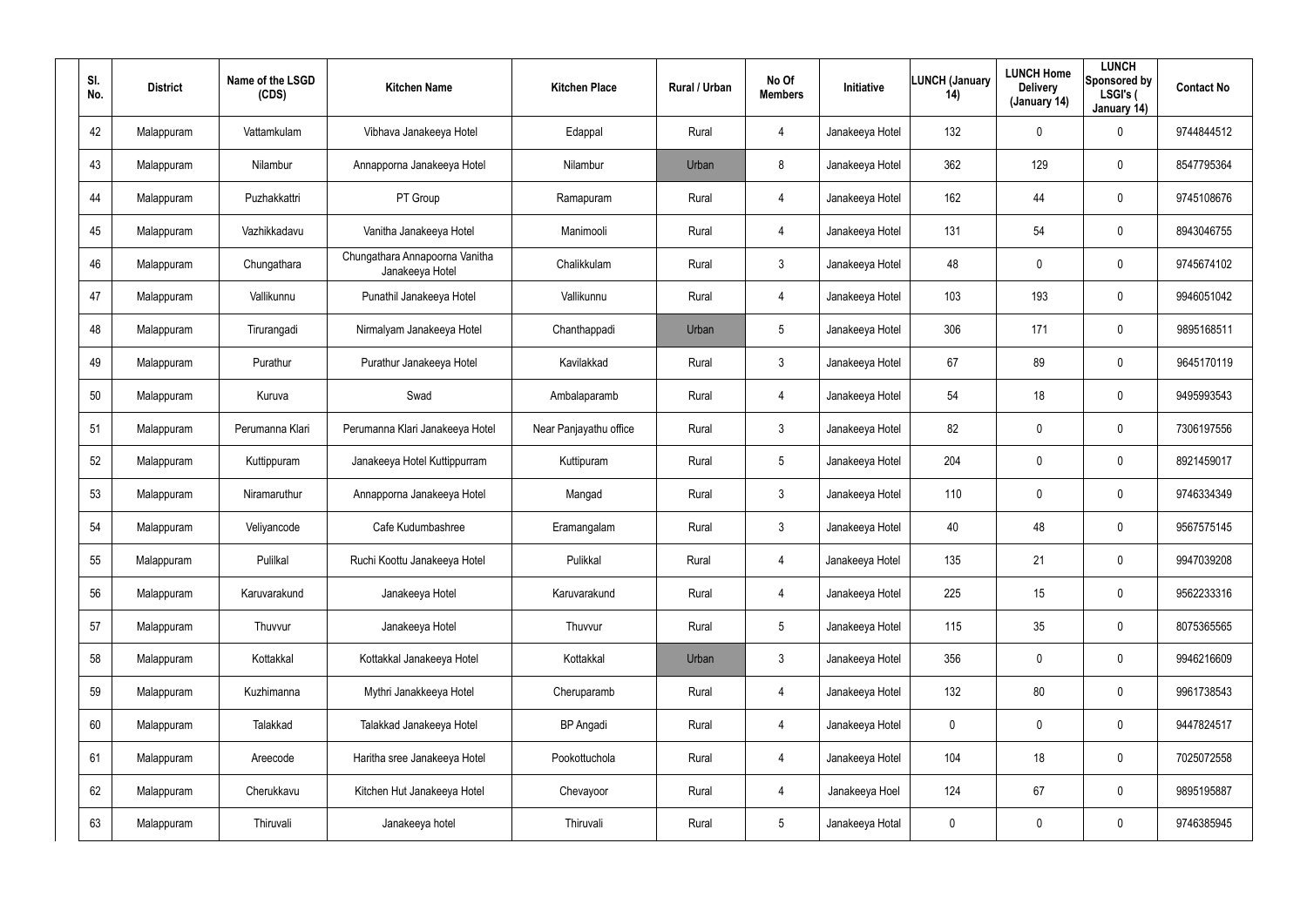| Sl. No. | District | Name of the LSGD (CDS) | Kitchen Name | Kitchen Place | Rural / Urban | No Of Members | Initiative | LUNCH (January 14) | LUNCH Home Delivery (January 14) | LUNCH Sponsored by LSGI's ( January 14) | Contact No |
|---|---|---|---|---|---|---|---|---|---|---|---|
| 42 | Malappuram | Vattamkulam | Vibhava Janakeeya Hotel | Edappal | Rural | 4 | Janakeeya Hotel | 132 | 0 | 0 | 9744844512 |
| 43 | Malappuram | Nilambur | Annapporna Janakeeya Hotel | Nilambur | Urban | 8 | Janakeeya Hotel | 362 | 129 | 0 | 8547795364 |
| 44 | Malappuram | Puzhakkattri | PT Group | Ramapuram | Rural | 4 | Janakeeya Hotel | 162 | 44 | 0 | 9745108676 |
| 45 | Malappuram | Vazhikkadavu | Vanitha Janakeeya Hotel | Manimooli | Rural | 4 | Janakeeya Hotel | 131 | 54 | 0 | 8943046755 |
| 46 | Malappuram | Chungathara | Chungathara Annapoorna Vanitha Janakeeya Hotel | Chalikkulam | Rural | 3 | Janakeeya Hotel | 48 | 0 | 0 | 9745674102 |
| 47 | Malappuram | Vallikunnu | Punathil Janakeeya Hotel | Vallikunnu | Rural | 4 | Janakeeya Hotel | 103 | 193 | 0 | 9946051042 |
| 48 | Malappuram | Tirurangadi | Nirmalyam Janakeeya Hotel | Chanthappadi | Urban | 5 | Janakeeya Hotel | 306 | 171 | 0 | 9895168511 |
| 49 | Malappuram | Purathur | Purathur Janakeeya Hotel | Kavilakkad | Rural | 3 | Janakeeya Hotel | 67 | 89 | 0 | 9645170119 |
| 50 | Malappuram | Kuruva | Swad | Ambalaparamb | Rural | 4 | Janakeeya Hotel | 54 | 18 | 0 | 9495993543 |
| 51 | Malappuram | Perumanna Klari | Perumanna Klari Janakeeya Hotel | Near Panjayathu office | Rural | 3 | Janakeeya Hotel | 82 | 0 | 0 | 7306197556 |
| 52 | Malappuram | Kuttippuram | Janakeeya Hotel Kuttippurram | Kuttipuram | Rural | 5 | Janakeeya Hotel | 204 | 0 | 0 | 8921459017 |
| 53 | Malappuram | Niramaruthur | Annapporna Janakeeya Hotel | Mangad | Rural | 3 | Janakeeya Hotel | 110 | 0 | 0 | 9746334349 |
| 54 | Malappuram | Veliyancode | Cafe Kudumbashree | Eramangalam | Rural | 3 | Janakeeya Hotel | 40 | 48 | 0 | 9567575145 |
| 55 | Malappuram | Pulilkal | Ruchi Koottu Janakeeya Hotel | Pulikkal | Rural | 4 | Janakeeya Hotel | 135 | 21 | 0 | 9947039208 |
| 56 | Malappuram | Karuvarakund | Janakeeya Hotel | Karuvarakund | Rural | 4 | Janakeeya Hotel | 225 | 15 | 0 | 9562233316 |
| 57 | Malappuram | Thuvvur | Janakeeya Hotel | Thuvvur | Rural | 5 | Janakeeya Hotel | 115 | 35 | 0 | 8075365565 |
| 58 | Malappuram | Kottakkal | Kottakkal Janakeeya Hotel | Kottakkal | Urban | 3 | Janakeeya Hotel | 356 | 0 | 0 | 9946216609 |
| 59 | Malappuram | Kuzhimanna | Mythri Janakkeeya Hotel | Cheruparamb | Rural | 4 | Janakeeya Hotel | 132 | 80 | 0 | 9961738543 |
| 60 | Malappuram | Talakkad | Talakkad Janakeeya Hotel | BP Angadi | Rural | 4 | Janakeeya Hotel | 0 | 0 | 0 | 9447824517 |
| 61 | Malappuram | Areecode | Haritha sree Janakeeya Hotel | Pookottuchola | Rural | 4 | Janakeeya Hotel | 104 | 18 | 0 | 7025072558 |
| 62 | Malappuram | Cherukkavu | Kitchen Hut Janakeeya Hotel | Chevayoor | Rural | 4 | Janakeeya Hoel | 124 | 67 | 0 | 9895195887 |
| 63 | Malappuram | Thiruvali | Janakeeya hotel | Thiruvali | Rural | 5 | Janakeeya Hotal | 0 | 0 | 0 | 9746385945 |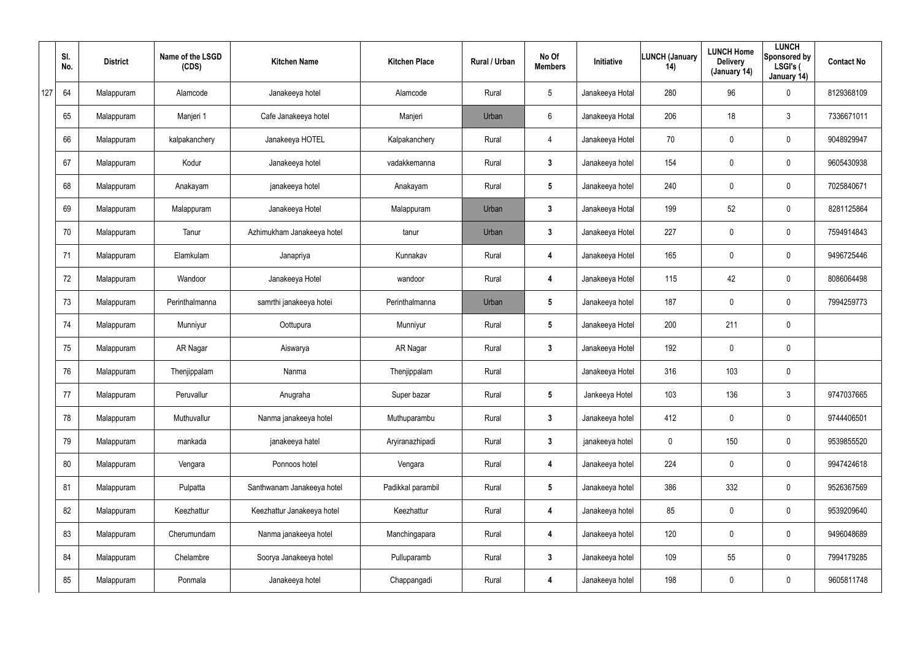| | Sl. No. | District | Name of the LSGD (CDS) | Kitchen Name | Kitchen Place | Rural / Urban | No Of Members | Initiative | LUNCH (January 14) | LUNCH Home Delivery (January 14) | LUNCH Sponsored by LSGI's ( January 14) | Contact No |
|---|---|---|---|---|---|---|---|---|---|---|---|---|
| 127 | 64 | Malappuram | Alamcode | Janakeeya hotel | Alamcode | Rural | 5 | Janakeeya Hotal | 280 | 96 | 0 | 8129368109 |
| | 65 | Malappuram | Manjeri 1 | Cafe Janakeeya hotel | Manjeri | Urban | 6 | Janakeeya Hotal | 206 | 18 | 3 | 7336671011 |
| | 66 | Malappuram | kalpakanchery | Janakeeya HOTEL | Kalpakanchery | Rural | 4 | Janakeeya Hotel | 70 | 0 | 0 | 9048929947 |
| | 67 | Malappuram | Kodur | Janakeeya hotel | vadakkemanna | Rural | 3 | Janakeeya hotel | 154 | 0 | 0 | 9605430938 |
| | 68 | Malappuram | Anakayam | janakeeya hotel | Anakayam | Rural | 5 | Janakeeya hotel | 240 | 0 | 0 | 7025840671 |
| | 69 | Malappuram | Malappuram | Janakeeya Hotel | Malappuram | Urban | 3 | Janakeeya Hotal | 199 | 52 | 0 | 8281125864 |
| | 70 | Malappuram | Tanur | Azhimukham Janakeeya hotel | tanur | Urban | 3 | Janakeeya Hotel | 227 | 0 | 0 | 7594914843 |
| | 71 | Malappuram | Elamkulam | Janapriya | Kunnakav | Rural | 4 | Janakeeya Hotel | 165 | 0 | 0 | 9496725446 |
| | 72 | Malappuram | Wandoor | Janakeeya Hotel | wandoor | Rural | 4 | Janakeeya Hotel | 115 | 42 | 0 | 8086064498 |
| | 73 | Malappuram | Perinthalmanna | samrthi janakeeya hotei | Perinthalmanna | Urban | 5 | Janakeeya hotel | 187 | 0 | 0 | 7994259773 |
| | 74 | Malappuram | Munniyur | Oottupura | Munniyur | Rural | 5 | Janakeeya Hotel | 200 | 211 | 0 | |
| | 75 | Malappuram | AR Nagar | Aiswarya | AR Nagar | Rural | 3 | Janakeeya Hotel | 192 | 0 | 0 | |
| | 76 | Malappuram | Thenjippalam | Nanma | Thenjippalam | Rural | | Janakeeya Hotel | 316 | 103 | 0 | |
| | 77 | Malappuram | Peruvallur | Anugraha | Super bazar | Rural | 5 | Jankeeya Hotel | 103 | 136 | 3 | 9747037665 |
| | 78 | Malappuram | Muthuvallur | Nanma janakeeya hotel | Muthuparambu | Rural | 3 | Janakeeya hotel | 412 | 0 | 0 | 9744406501 |
| | 79 | Malappuram | mankada | janakeeya hatel | Aryiranazhipadi | Rural | 3 | janakeeya hotel | 0 | 150 | 0 | 9539855520 |
| | 80 | Malappuram | Vengara | Ponnoos hotel | Vengara | Rural | 4 | Janakeeya hotel | 224 | 0 | 0 | 9947424618 |
| | 81 | Malappuram | Pulpatta | Santhwanam Janakeeya hotel | Padikkal parambil | Rural | 5 | Janakeeya hotel | 386 | 332 | 0 | 9526367569 |
| | 82 | Malappuram | Keezhattur | Keezhattur Janakeeya hotel | Keezhattur | Rural | 4 | Janakeeya hotel | 85 | 0 | 0 | 9539209640 |
| | 83 | Malappuram | Cherumundam | Nanma janakeeya hotel | Manchingapara | Rural | 4 | Janakeeya hotel | 120 | 0 | 0 | 9496048689 |
| | 84 | Malappuram | Chelambre | Soorya Janakeeya hotel | Pulluparamb | Rural | 3 | Janakeeya hotel | 109 | 55 | 0 | 7994179285 |
| | 85 | Malappuram | Ponmala | Janakeeya hotel | Chappangadi | Rural | 4 | Janakeeya hotel | 198 | 0 | 0 | 9605811748 |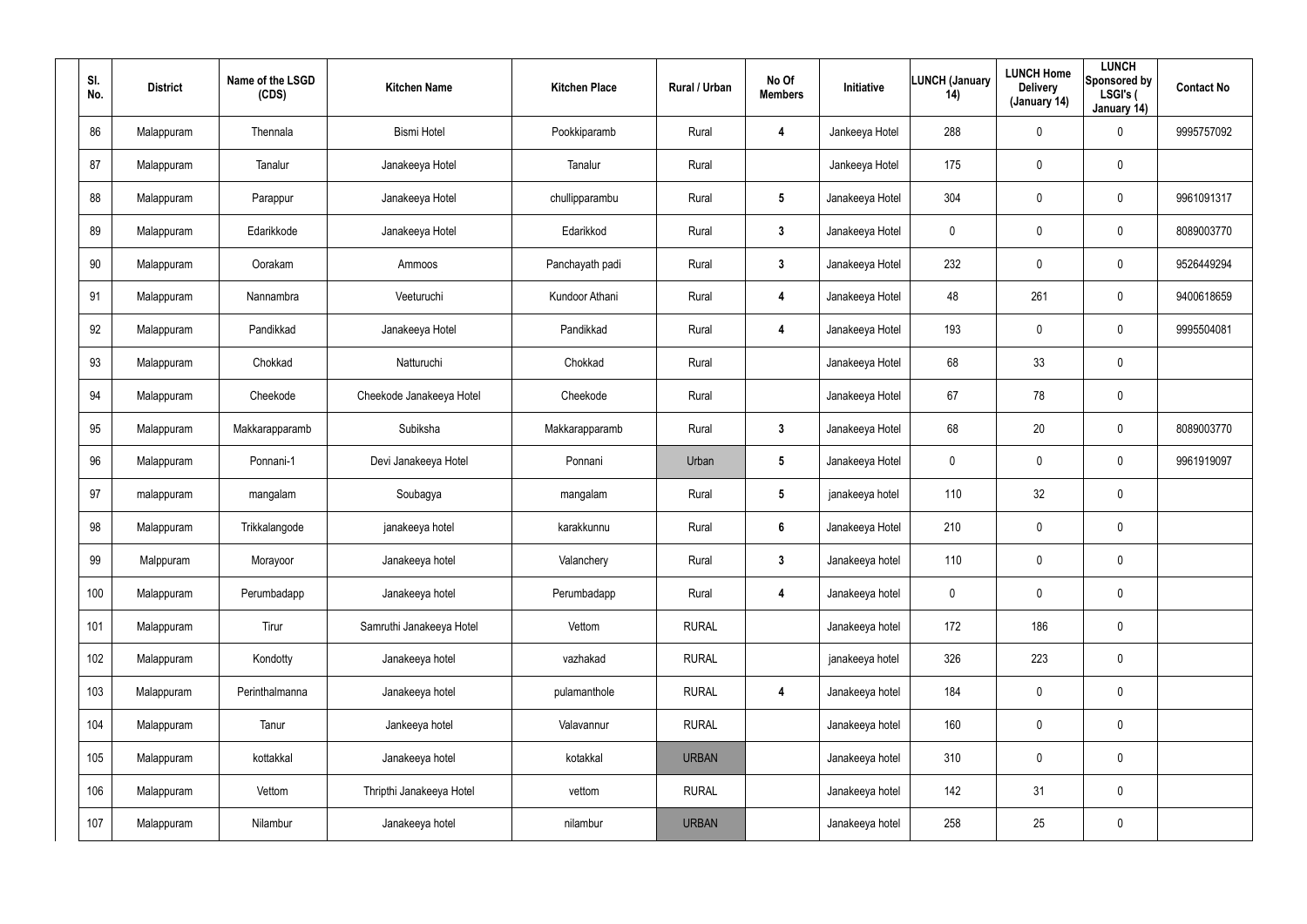| Sl. No. | District | Name of the LSGD (CDS) | Kitchen Name | Kitchen Place | Rural / Urban | No Of Members | Initiative | LUNCH (January 14) | LUNCH Home Delivery (January 14) | LUNCH Sponsored by LSGI's ( January 14) | Contact No |
|---|---|---|---|---|---|---|---|---|---|---|---|
| 86 | Malappuram | Thennala | Bismi Hotel | Pookkiparamb | Rural | 4 | Jankeeya Hotel | 288 | 0 | 0 | 9995757092 |
| 87 | Malappuram | Tanalur | Janakeeya Hotel | Tanalur | Rural | | Jankeeya Hotel | 175 | 0 | 0 | |
| 88 | Malappuram | Parappur | Janakeeya Hotel | chullipparambu | Rural | 5 | Janakeeya Hotel | 304 | 0 | 0 | 9961091317 |
| 89 | Malappuram | Edarikkode | Janakeeya Hotel | Edarikkod | Rural | 3 | Janakeeya Hotel | 0 | 0 | 0 | 8089003770 |
| 90 | Malappuram | Oorakam | Ammoos | Panchayath padi | Rural | 3 | Janakeeya Hotel | 232 | 0 | 0 | 9526449294 |
| 91 | Malappuram | Nannambra | Veeturuchi | Kundoor Athani | Rural | 4 | Janakeeya Hotel | 48 | 261 | 0 | 9400618659 |
| 92 | Malappuram | Pandikkad | Janakeeya Hotel | Pandikkad | Rural | 4 | Janakeeya Hotel | 193 | 0 | 0 | 9995504081 |
| 93 | Malappuram | Chokkad | Natturuchi | Chokkad | Rural | | Janakeeya Hotel | 68 | 33 | 0 | |
| 94 | Malappuram | Cheekode | Cheekode Janakeeya Hotel | Cheekode | Rural | | Janakeeya Hotel | 67 | 78 | 0 | |
| 95 | Malappuram | Makkarapparamb | Subiksha | Makkarapparamb | Rural | 3 | Janakeeya Hotel | 68 | 20 | 0 | 8089003770 |
| 96 | Malappuram | Ponnani-1 | Devi Janakeeya Hotel | Ponnani | Urban | 5 | Janakeeya Hotel | 0 | 0 | 0 | 9961919097 |
| 97 | malappuram | mangalam | Soubagya | mangalam | Rural | 5 | janakeeya hotel | 110 | 32 | 0 | |
| 98 | Malappuram | Trikkalangode | janakeeya hotel | karakkunnu | Rural | 6 | Janakeeya Hotel | 210 | 0 | 0 | |
| 99 | Malppuram | Morayoor | Janakeeya hotel | Valanchery | Rural | 3 | Janakeeya hotel | 110 | 0 | 0 | |
| 100 | Malappuram | Perumbadapp | Janakeeya hotel | Perumbadapp | Rural | 4 | Janakeeya hotel | 0 | 0 | 0 | |
| 101 | Malappuram | Tirur | Samruthi Janakeeya Hotel | Vettom | RURAL | | Janakeeya hotel | 172 | 186 | 0 | |
| 102 | Malappuram | Kondotty | Janakeeya hotel | vazhakad | RURAL | | janakeeya hotel | 326 | 223 | 0 | |
| 103 | Malappuram | Perinthalmanna | Janakeeya hotel | pulamanthole | RURAL | 4 | Janakeeya hotel | 184 | 0 | 0 | |
| 104 | Malappuram | Tanur | Jankeeya hotel | Valavannur | RURAL | | Janakeeya hotel | 160 | 0 | 0 | |
| 105 | Malappuram | kottakkal | Janakeeya hotel | kotakkal | URBAN | | Janakeeya hotel | 310 | 0 | 0 | |
| 106 | Malappuram | Vettom | Thripthi Janakeeya Hotel | vettom | RURAL | | Janakeeya hotel | 142 | 31 | 0 | |
| 107 | Malappuram | Nilambur | Janakeeya hotel | nilambur | URBAN | | Janakeeya hotel | 258 | 25 | 0 | |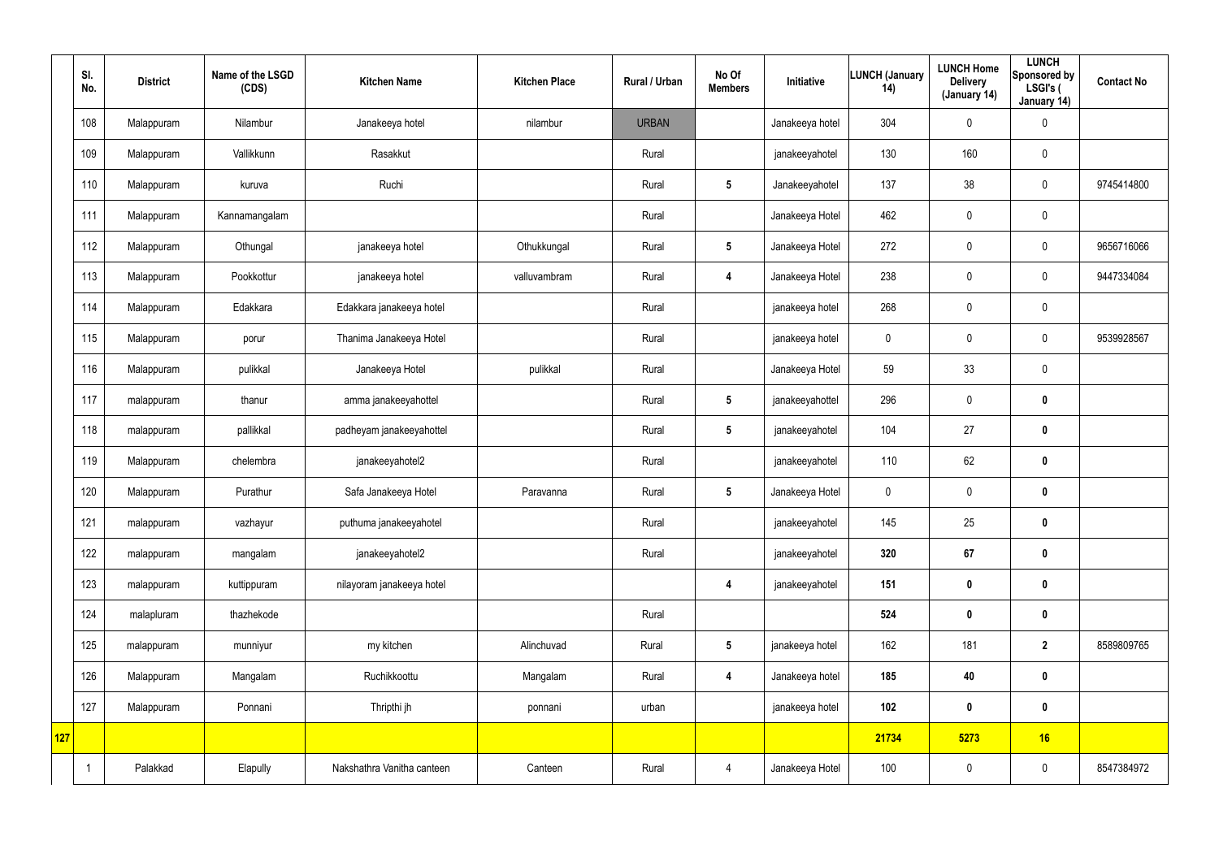| | Sl. No. | District | Name of the LSGD (CDS) | Kitchen Name | Kitchen Place | Rural / Urban | No Of Members | Initiative | LUNCH (January 14) | LUNCH Home Delivery (January 14) | LUNCH Sponsored by LSGI's ( January 14) | Contact No |
|---|---|---|---|---|---|---|---|---|---|---|---|---|
| | 108 | Malappuram | Nilambur | Janakeeya hotel | nilambur | URBAN | | Janakeeya hotel | 304 | 0 | 0 | |
| | 109 | Malappuram | Vallikkunn | Rasakkut | | Rural | | janakeeyahotel | 130 | 160 | 0 | |
| | 110 | Malappuram | kuruva | Ruchi | | Rural | 5 | Janakeeyahotel | 137 | 38 | 0 | 9745414800 |
| | 111 | Malappuram | Kannamangalam | | | Rural | | Janakeeya Hotel | 462 | 0 | 0 | |
| | 112 | Malappuram | Othungal | janakeeya hotel | Othukkungal | Rural | 5 | Janakeeya Hotel | 272 | 0 | 0 | 9656716066 |
| | 113 | Malappuram | Pookkottur | janakeeya hotel | valluvambram | Rural | 4 | Janakeeya Hotel | 238 | 0 | 0 | 9447334084 |
| | 114 | Malappuram | Edakkara | Edakkara janakeeya hotel | | Rural | | janakeeya hotel | 268 | 0 | 0 | |
| | 115 | Malappuram | porur | Thanima Janakeeya Hotel | | Rural | | janakeeya hotel | 0 | 0 | 0 | 9539928567 |
| | 116 | Malappuram | pulikkal | Janakeeya Hotel | pulikkal | Rural | | Janakeeya Hotel | 59 | 33 | 0 | |
| | 117 | malappuram | thanur | amma janakeeyahottel | | Rural | 5 | janakeeyahottel | 296 | 0 | 0 | |
| | 118 | malappuram | pallikkal | padheyam janakeeyahottel | | Rural | 5 | janakeeyahotel | 104 | 27 | 0 | |
| | 119 | Malappuram | chelembra | janakeeyahotel2 | | Rural | | janakeeyahotel | 110 | 62 | 0 | |
| | 120 | Malappuram | Purathur | Safa Janakeeya Hotel | Paravanna | Rural | 5 | Janakeeya Hotel | 0 | 0 | 0 | |
| | 121 | malappuram | vazhayur | puthuma janakeeyahotel | | Rural | | janakeeyahotel | 145 | 25 | 0 | |
| | 122 | malappuram | mangalam | janakeeyahotel2 | | Rural | | janakeeyahotel | 320 | 67 | 0 | |
| | 123 | malappuram | kuttippuram | nilayoram janakeeya hotel | | | 4 | janakeeyahotel | 151 | 0 | 0 | |
| | 124 | malapluram | thazhekode | | | Rural | | | 524 | 0 | 0 | |
| | 125 | malappuram | munniyur | my kitchen | Alinchuvad | Rural | 5 | janakeeya hotel | 162 | 181 | 2 | 8589809765 |
| | 126 | Malappuram | Mangalam | Ruchikkoottu | Mangalam | Rural | 4 | Janakeeya hotel | 185 | 40 | 0 | |
| | 127 | Malappuram | Ponnani | Thripthi jh | ponnani | urban | | janakeeya hotel | 102 | 0 | 0 | |
| 127 | | | | | | | | | 21734 | 5273 | 16 | |
| | 1 | Palakkad | Elapully | Nakshathra Vanitha canteen | Canteen | Rural | 4 | Janakeeya Hotel | 100 | 0 | 0 | 8547384972 |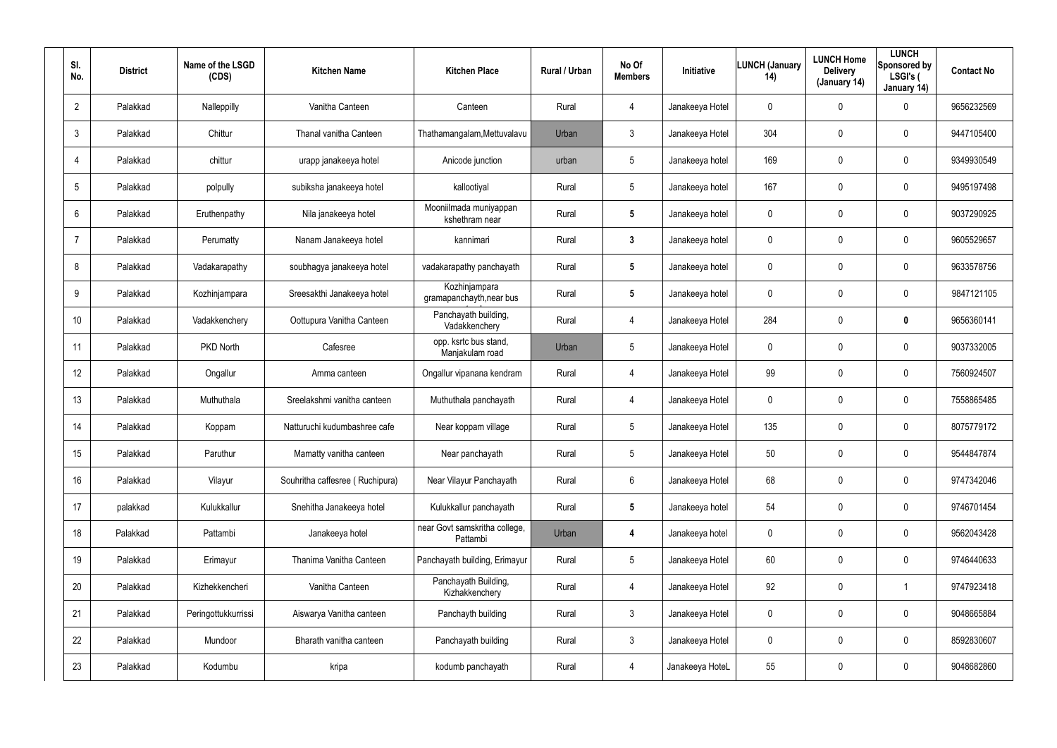| Sl. No. | District | Name of the LSGD (CDS) | Kitchen Name | Kitchen Place | Rural / Urban | No Of Members | Initiative | LUNCH (January 14) | LUNCH Home Delivery (January 14) | LUNCH Sponsored by LSGI's ( January 14) | Contact No |
|---|---|---|---|---|---|---|---|---|---|---|---|
| 2 | Palakkad | Nalleppilly | Vanitha Canteen | Canteen | Rural | 4 | Janakeeya Hotel | 0 | 0 | 0 | 9656232569 |
| 3 | Palakkad | Chittur | Thanal vanitha Canteen | Thathamangalam,Mettuvalavu | Urban | 3 | Janakeeya Hotel | 304 | 0 | 0 | 9447105400 |
| 4 | Palakkad | chittur | urapp janakeeya hotel | Anicode junction | urban | 5 | Janakeeya hotel | 169 | 0 | 0 | 9349930549 |
| 5 | Palakkad | polpully | subiksha janakeeya hotel | kallootiyal | Rural | 5 | Janakeeya hotel | 167 | 0 | 0 | 9495197498 |
| 6 | Palakkad | Eruthenpathy | Nila janakeeya hotel | Mooniilmada muniyappan kshethram near | Rural | 5 | Janakeeya hotel | 0 | 0 | 0 | 9037290925 |
| 7 | Palakkad | Perumatty | Nanam Janakeeya hotel | kannimari | Rural | 3 | Janakeeya hotel | 0 | 0 | 0 | 9605529657 |
| 8 | Palakkad | Vadakarapathy | soubhagya janakeeya hotel | vadakarapathy panchayath | Rural | 5 | Janakeeya hotel | 0 | 0 | 0 | 9633578756 |
| 9 | Palakkad | Kozhinjampara | Sreesakthi Janakeeya hotel | Kozhinjampara gramapanchayth,near bus | Rural | 5 | Janakeeya hotel | 0 | 0 | 0 | 9847121105 |
| 10 | Palakkad | Vadakkenchery | Oottupura Vanitha Canteen | Panchayath building, Vadakkenchery | Rural | 4 | Janakeeya Hotel | 284 | 0 | 0 | 9656360141 |
| 11 | Palakkad | PKD North | Cafesree | opp. ksrtc bus stand, Manjakulam road | Urban | 5 | Janakeeya Hotel | 0 | 0 | 0 | 9037332005 |
| 12 | Palakkad | Ongallur | Amma canteen | Ongallur vipanana kendram | Rural | 4 | Janakeeya Hotel | 99 | 0 | 0 | 7560924507 |
| 13 | Palakkad | Muthuthala | Sreelakshmi vanitha canteen | Muthuthala panchayath | Rural | 4 | Janakeeya Hotel | 0 | 0 | 0 | 7558865485 |
| 14 | Palakkad | Koppam | Natturuchi kudumbashree cafe | Near koppam village | Rural | 5 | Janakeeya Hotel | 135 | 0 | 0 | 8075779172 |
| 15 | Palakkad | Paruthur | Mamatty vanitha canteen | Near panchayath | Rural | 5 | Janakeeya Hotel | 50 | 0 | 0 | 9544847874 |
| 16 | Palakkad | Vilayur | Souhritha caffesree ( Ruchipura) | Near Vilayur Panchayath | Rural | 6 | Janakeeya Hotel | 68 | 0 | 0 | 9747342046 |
| 17 | palakkad | Kulukkallur | Snehitha Janakeeya hotel | Kulukkallur panchayath | Rural | 5 | Janakeeya hotel | 54 | 0 | 0 | 9746701454 |
| 18 | Palakkad | Pattambi | Janakeeya hotel | near Govt samskritha college, Pattambi | Urban | 4 | Janakeeya hotel | 0 | 0 | 0 | 9562043428 |
| 19 | Palakkad | Erimayur | Thanima Vanitha Canteen | Panchayath building, Erimayur | Rural | 5 | Janakeeya Hotel | 60 | 0 | 0 | 9746440633 |
| 20 | Palakkad | Kizhekkencheri | Vanitha Canteen | Panchayath Building, Kizhakkenchery | Rural | 4 | Janakeeya Hotel | 92 | 0 | 1 | 9747923418 |
| 21 | Palakkad | Peringottukkurrissi | Aiswarya Vanitha canteen | Panchayth building | Rural | 3 | Janakeeya Hotel | 0 | 0 | 0 | 9048665884 |
| 22 | Palakkad | Mundoor | Bharath vanitha canteen | Panchayath building | Rural | 3 | Janakeeya Hotel | 0 | 0 | 0 | 8592830607 |
| 23 | Palakkad | Kodumbu | kripa | kodumb panchayath | Rural | 4 | Janakeeya HoteL | 55 | 0 | 0 | 9048682860 |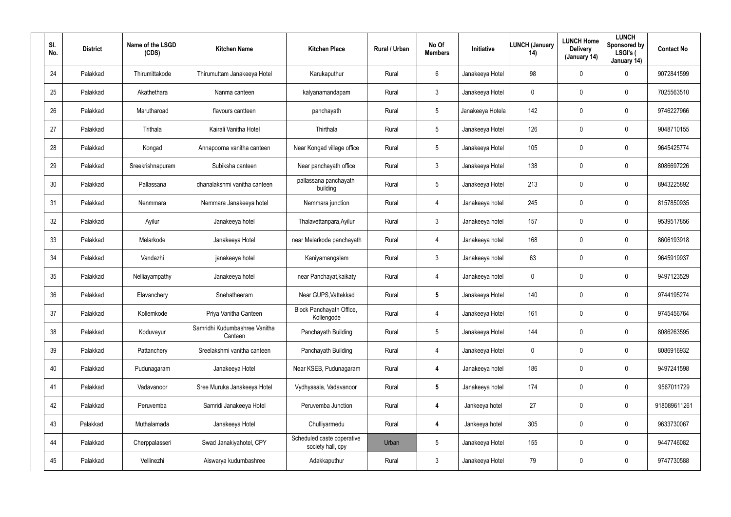| Sl. No. | District | Name of the LSGD (CDS) | Kitchen Name | Kitchen Place | Rural / Urban | No Of Members | Initiative | LUNCH (January 14) | LUNCH Home Delivery (January 14) | LUNCH Sponsored by LSGI's ( January 14) | Contact No |
|---|---|---|---|---|---|---|---|---|---|---|---|
| 24 | Palakkad | Thirumittakode | Thirumuttam Janakeeya Hotel | Karukaputhur | Rural | 6 | Janakeeya Hotel | 98 | 0 | 0 | 9072841599 |
| 25 | Palakkad | Akathethara | Nanma canteen | kalyanamandapam | Rural | 3 | Janakeeya Hotel | 0 | 0 | 0 | 7025563510 |
| 26 | Palakkad | Marutharoad | flavours cantteen | panchayath | Rural | 5 | Janakeeya Hotela | 142 | 0 | 0 | 9746227966 |
| 27 | Palakkad | Trithala | Kairali Vanitha Hotel | Thirthala | Rural | 5 | Janakeeya Hotel | 126 | 0 | 0 | 9048710155 |
| 28 | Palakkad | Kongad | Annapoorna vanitha canteen | Near Kongad village office | Rural | 5 | Janakeeya Hotel | 105 | 0 | 0 | 9645425774 |
| 29 | Palakkad | Sreekrishnapuram | Subiksha canteen | Near panchayath office | Rural | 3 | Janakeeya Hotel | 138 | 0 | 0 | 8086697226 |
| 30 | Palakkad | Pallassana | dhanalakshmi vanitha canteen | pallassana panchayath building | Rural | 5 | Janakeeya Hotel | 213 | 0 | 0 | 8943225892 |
| 31 | Palakkad | Nenmmara | Nemmara Janakeeya hotel | Nemmara junction | Rural | 4 | Janakeeya hotel | 245 | 0 | 0 | 8157850935 |
| 32 | Palakkad | Ayilur | Janakeeya hotel | Thalavettanpara,Ayilur | Rural | 3 | Janakeeya hotel | 157 | 0 | 0 | 9539517856 |
| 33 | Palakkad | Melarkode | Janakeeya Hotel | near Melarkode panchayath | Rural | 4 | Janakeeya hotel | 168 | 0 | 0 | 8606193918 |
| 34 | Palakkad | Vandazhi | janakeeya hotel | Kaniyamangalam | Rural | 3 | Janakeeya hotel | 63 | 0 | 0 | 9645919937 |
| 35 | Palakkad | Nelliayampathy | Janakeeya hotel | near Panchayat,kaikaty | Rural | 4 | Janakeeya hotel | 0 | 0 | 0 | 9497123529 |
| 36 | Palakkad | Elavanchery | Snehatheeram | Near GUPS,Vattekkad | Rural | **5** | Janakeeya Hotel | 140 | 0 | 0 | 9744195274 |
| 37 | Palakkad | Kollemkode | Priya Vanitha Canteen | Block Panchayath Office, Kollengode | Rural | 4 | Janakeeya Hotel | 161 | 0 | 0 | 9745456764 |
| 38 | Palakkad | Koduvayur | Samridhi Kudumbashree Vanitha Canteen | Panchayath Building | Rural | 5 | Janakeeya Hotel | 144 | 0 | 0 | 8086263595 |
| 39 | Palakkad | Pattanchery | Sreelakshmi vanitha canteen | Panchayath Building | Rural | 4 | Janakeeya Hotel | 0 | 0 | 0 | 8086916932 |
| 40 | Palakkad | Pudunagaram | Janakeeya Hotel | Near KSEB, Pudunagaram | Rural | **4** | Janakeeya hotel | 186 | 0 | 0 | 9497241598 |
| 41 | Palakkad | Vadavanoor | Sree Muruka Janakeeya Hotel | Vydhyasala, Vadavanoor | Rural | **5** | Janakeeya hotel | 174 | 0 | 0 | 9567011729 |
| 42 | Palakkad | Peruvemba | Samridi Janakeeya Hotel | Peruvemba Junction | Rural | **4** | Jankeeya hotel | 27 | 0 | 0 | 918089611261 |
| 43 | Palakkad | Muthalamada | Janakeeya Hotel | Chulliyarmedu | Rural | **4** | Jankeeya hotel | 305 | 0 | 0 | 9633730067 |
| 44 | Palakkad | Cherppalasseri | Swad Janakiyahotel, CPY | Scheduled caste coperative society hall, cpy | Urban | 5 | Janakeeya Hotel | 155 | 0 | 0 | 9447746082 |
| 45 | Palakkad | Vellinezhi | Aiswarya kudumbashree | Adakkaputhur | Rural | 3 | Janakeeya Hotel | 79 | 0 | 0 | 9747730588 |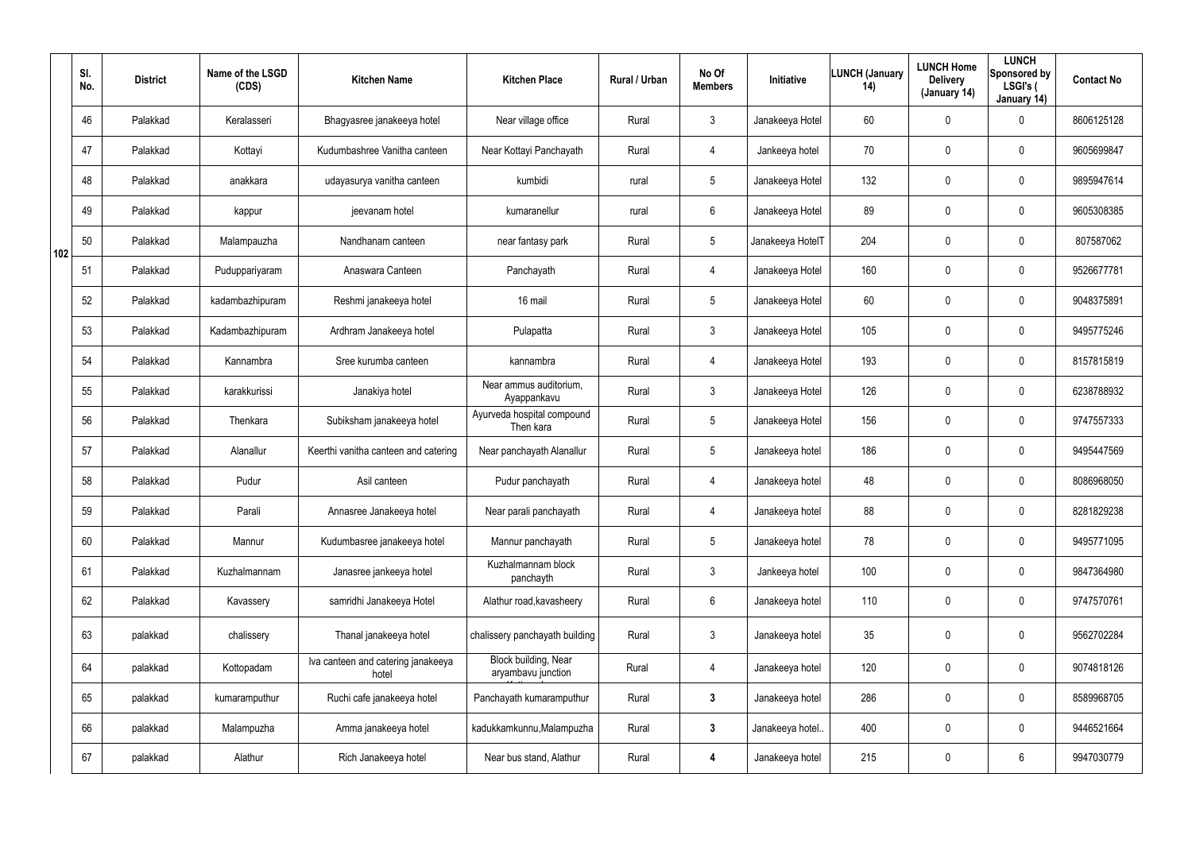|  | Sl. No. | District | Name of the LSGD (CDS) | Kitchen Name | Kitchen Place | Rural / Urban | No Of Members | Initiative | LUNCH (January 14) | LUNCH Home Delivery (January 14) | LUNCH Sponsored by LSGI's ( January 14) | Contact No |
|---|---|---|---|---|---|---|---|---|---|---|---|---|
| 102 | 46 | Palakkad | Keralasseri | Bhagyasree janakeeya hotel | Near village office | Rural | 3 | Janakeeya Hotel | 60 | 0 | 0 | 8606125128 |
|  | 47 | Palakkad | Kottayi | Kudumbashree Vanitha canteen | Near Kottayi Panchayath | Rural | 4 | Jankeeya hotel | 70 | 0 | 0 | 9605699847 |
|  | 48 | Palakkad | anakkara | udayasurya vanitha canteen | kumbidi | rural | 5 | Janakeeya Hotel | 132 | 0 | 0 | 9895947614 |
|  | 49 | Palakkad | kappur | jeevanam hotel | kumaranellur | rural | 6 | Janakeeya Hotel | 89 | 0 | 0 | 9605308385 |
|  | 50 | Palakkad | Malampauzha | Nandhanam canteen | near fantasy park | Rural | 5 | Janakeeya HotelT | 204 | 0 | 0 | 807587062 |
|  | 51 | Palakkad | Puduppariyaram | Anaswara Canteen | Panchayath | Rural | 4 | Janakeeya Hotel | 160 | 0 | 0 | 9526677781 |
|  | 52 | Palakkad | kadambazhipuram | Reshmi janakeeya hotel | 16 mail | Rural | 5 | Janakeeya Hotel | 60 | 0 | 0 | 9048375891 |
|  | 53 | Palakkad | Kadambazhipuram | Ardhram Janakeeya hotel | Pulapatta | Rural | 3 | Janakeeya Hotel | 105 | 0 | 0 | 9495775246 |
|  | 54 | Palakkad | Kannambra | Sree kurumba canteen | kannambra | Rural | 4 | Janakeeya Hotel | 193 | 0 | 0 | 8157815819 |
|  | 55 | Palakkad | karakkurissi | Janakiya hotel | Near ammus auditorium, Ayappankavu | Rural | 3 | Janakeeya Hotel | 126 | 0 | 0 | 6238788932 |
|  | 56 | Palakkad | Thenkara | Subiksham janakeeya hotel | Ayurveda hospital compound Then kara | Rural | 5 | Janakeeya Hotel | 156 | 0 | 0 | 9747557333 |
|  | 57 | Palakkad | Alanallur | Keerthi vanitha canteen and catering | Near panchayath Alanallur | Rural | 5 | Janakeeya hotel | 186 | 0 | 0 | 9495447569 |
|  | 58 | Palakkad | Pudur | Asil canteen | Pudur panchayath | Rural | 4 | Janakeeya hotel | 48 | 0 | 0 | 8086968050 |
|  | 59 | Palakkad | Parali | Annasree Janakeeya hotel | Near parali panchayath | Rural | 4 | Janakeeya hotel | 88 | 0 | 0 | 8281829238 |
|  | 60 | Palakkad | Mannur | Kudumbasree janakeeya hotel | Mannur panchayath | Rural | 5 | Janakeeya hotel | 78 | 0 | 0 | 9495771095 |
|  | 61 | Palakkad | Kuzhalmannam | Janasree jankeeya hotel | Kuzhalmannam block panchayth | Rural | 3 | Jankeeya hotel | 100 | 0 | 0 | 9847364980 |
|  | 62 | Palakkad | Kavassery | samridhi Janakeeya Hotel | Alathur road,kavasheery | Rural | 6 | Janakeeya hotel | 110 | 0 | 0 | 9747570761 |
|  | 63 | palakkad | chalissery | Thanal janakeeya hotel | chalissery panchayath building | Rural | 3 | Janakeeya hotel | 35 | 0 | 0 | 9562702284 |
|  | 64 | palakkad | Kottopadam | Iva canteen and catering janakeeya hotel | Block building, Near aryambavu junction | Rural | 4 | Janakeeya hotel | 120 | 0 | 0 | 9074818126 |
|  | 65 | palakkad | kumaramputhur | Ruchi cafe janakeeya hotel | Panchayath kumaramputhur | Rural | **3** | Janakeeya hotel | 286 | 0 | 0 | 8589968705 |
|  | 66 | palakkad | Malampuzha | Amma janakeeya hotel | kadukkamkunnu,Malampuzha | Rural | **3** | Janakeeya hotel.. | 400 | 0 | 0 | 9446521664 |
|  | 67 | palakkad | Alathur | Rich Janakeeya hotel | Near bus stand, Alathur | Rural | **4** | Janakeeya hotel | 215 | 0 | 6 | 9947030779 |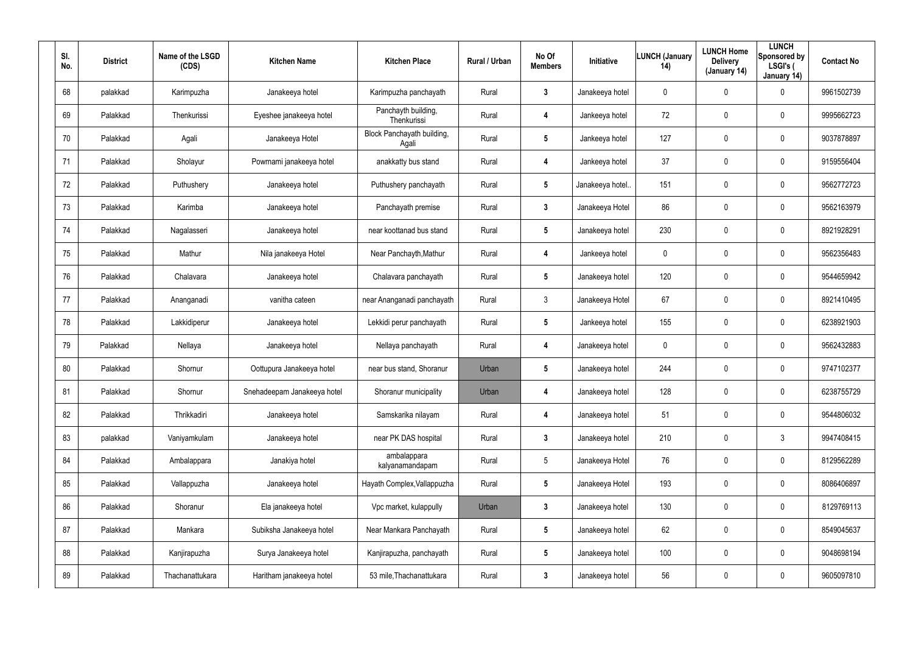| Sl. No. | District | Name of the LSGD (CDS) | Kitchen Name | Kitchen Place | Rural / Urban | No Of Members | Initiative | LUNCH (January 14) | LUNCH Home Delivery (January 14) | LUNCH Sponsored by LSGI's ( January 14) | Contact No |
|---|---|---|---|---|---|---|---|---|---|---|---|
| 68 | palakkad | Karimpuzha | Janakeeya hotel | Karimpuzha panchayath | Rural | 3 | Janakeeya hotel | 0 | 0 | 0 | 9961502739 |
| 69 | Palakkad | Thenkurissi | Eyeshee janakeeya hotel | Panchayth building, Thenkurissi | Rural | 4 | Jankeeya hotel | 72 | 0 | 0 | 9995662723 |
| 70 | Palakkad | Agali | Janakeeya Hotel | Block Panchayath building, Agali | Rural | 5 | Jankeeya hotel | 127 | 0 | 0 | 9037878897 |
| 71 | Palakkad | Sholayur | Powrnami janakeeya hotel | anakkatty bus stand | Rural | 4 | Jankeeya hotel | 37 | 0 | 0 | 9159556404 |
| 72 | Palakkad | Puthushery | Janakeeya hotel | Puthushery panchayath | Rural | 5 | Janakeeya hotel.. | 151 | 0 | 0 | 9562772723 |
| 73 | Palakkad | Karimba | Janakeeya hotel | Panchayath premise | Rural | 3 | Janakeeya Hotel | 86 | 0 | 0 | 9562163979 |
| 74 | Palakkad | Nagalasseri | Janakeeya hotel | near koottanad bus stand | Rural | 5 | Janakeeya hotel | 230 | 0 | 0 | 8921928291 |
| 75 | Palakkad | Mathur | Nila janakeeya Hotel | Near Panchayth,Mathur | Rural | 4 | Jankeeya hotel | 0 | 0 | 0 | 9562356483 |
| 76 | Palakkad | Chalavara | Janakeeya hotel | Chalavara panchayath | Rural | 5 | Janakeeya hotel | 120 | 0 | 0 | 9544659942 |
| 77 | Palakkad | Ananganadi | vanitha cateen | near Ananganadi panchayath | Rural | 3 | Janakeeya Hotel | 67 | 0 | 0 | 8921410495 |
| 78 | Palakkad | Lakkidiperur | Janakeeya hotel | Lekkidi perur panchayath | Rural | 5 | Jankeeya hotel | 155 | 0 | 0 | 6238921903 |
| 79 | Palakkad | Nellaya | Janakeeya hotel | Nellaya panchayath | Rural | 4 | Janakeeya hotel | 0 | 0 | 0 | 9562432883 |
| 80 | Palakkad | Shornur | Oottupura Janakeeya hotel | near bus stand, Shoranur | Urban | 5 | Janakeeya hotel | 244 | 0 | 0 | 9747102377 |
| 81 | Palakkad | Shornur | Snehadeepam Janakeeya hotel | Shoranur municipality | Urban | 4 | Janakeeya hotel | 128 | 0 | 0 | 6238755729 |
| 82 | Palakkad | Thrikkadiri | Janakeeya hotel | Samskarika nilayam | Rural | 4 | Janakeeya hotel | 51 | 0 | 0 | 9544806032 |
| 83 | palakkad | Vaniyamkulam | Janakeeya hotel | near PK DAS hospital | Rural | 3 | Janakeeya hotel | 210 | 0 | 3 | 9947408415 |
| 84 | Palakkad | Ambalappara | Janakiya hotel | ambalappara kalyanamandapam | Rural | 5 | Janakeeya Hotel | 76 | 0 | 0 | 8129562289 |
| 85 | Palakkad | Vallappuzha | Janakeeya hotel | Hayath Complex,Vallappuzha | Rural | 5 | Janakeeya Hotel | 193 | 0 | 0 | 8086406897 |
| 86 | Palakkad | Shoranur | Ela janakeeya hotel | Vpc market, kulappully | Urban | 3 | Janakeeya hotel | 130 | 0 | 0 | 8129769113 |
| 87 | Palakkad | Mankara | Subiksha Janakeeya hotel | Near Mankara Panchayath | Rural | 5 | Janakeeya hotel | 62 | 0 | 0 | 8549045637 |
| 88 | Palakkad | Kanjirapuzha | Surya Janakeeya hotel | Kanjirapuzha, panchayath | Rural | 5 | Janakeeya hotel | 100 | 0 | 0 | 9048698194 |
| 89 | Palakkad | Thachanattukara | Haritham janakeeya hotel | 53 mile,Thachanattukara | Rural | 3 | Janakeeya hotel | 56 | 0 | 0 | 9605097810 |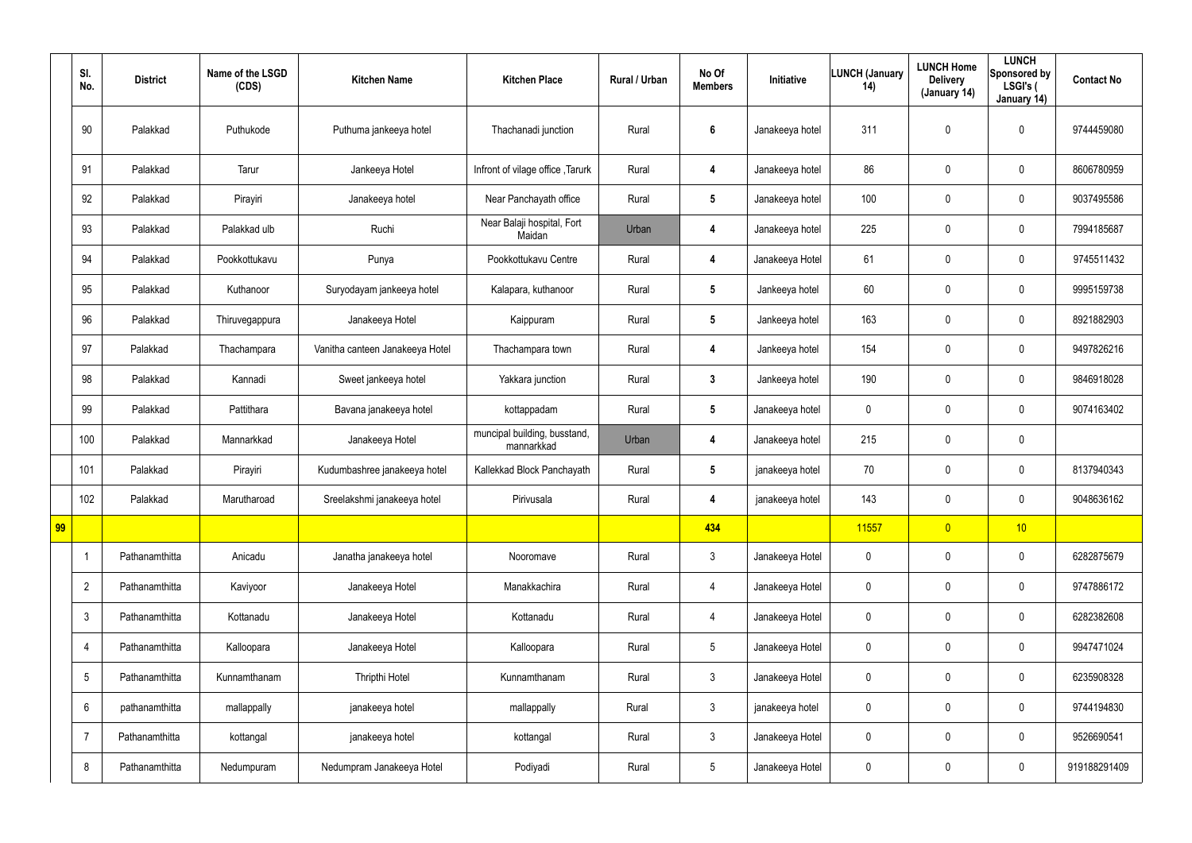| | Sl. No. | District | Name of the LSGD (CDS) | Kitchen Name | Kitchen Place | Rural / Urban | No Of Members | Initiative | LUNCH (January 14) | LUNCH Home Delivery (January 14) | LUNCH Sponsored by LSGI's ( January 14) | Contact No |
|---|---|---|---|---|---|---|---|---|---|---|---|---|
| | 90 | Palakkad | Puthukode | Puthuma jankeeya hotel | Thachanadi junction | Rural | 6 | Janakeeya hotel | 311 | 0 | 0 | 9744459080 |
| | 91 | Palakkad | Tarur | Jankeeya Hotel | Infront of vilage office ,Tarurk | Rural | 4 | Janakeeya hotel | 86 | 0 | 0 | 8606780959 |
| | 92 | Palakkad | Pirayiri | Janakeeya hotel | Near Panchayath office | Rural | 5 | Janakeeya hotel | 100 | 0 | 0 | 9037495586 |
| | 93 | Palakkad | Palakkad ulb | Ruchi | Near Balaji hospital, Fort Maidan | Urban | 4 | Janakeeya hotel | 225 | 0 | 0 | 7994185687 |
| | 94 | Palakkad | Pookkottukavu | Punya | Pookkottukavu Centre | Rural | 4 | Janakeeya Hotel | 61 | 0 | 0 | 9745511432 |
| | 95 | Palakkad | Kuthanoor | Suryodayam jankeeya hotel | Kalapara, kuthanoor | Rural | 5 | Jankeeya hotel | 60 | 0 | 0 | 9995159738 |
| | 96 | Palakkad | Thiruvegappura | Janakeeya Hotel | Kaippuram | Rural | 5 | Jankeeya hotel | 163 | 0 | 0 | 8921882903 |
| | 97 | Palakkad | Thachampara | Vanitha canteen Janakeeya Hotel | Thachampara town | Rural | 4 | Jankeeya hotel | 154 | 0 | 0 | 9497826216 |
| | 98 | Palakkad | Kannadi | Sweet jankeeya hotel | Yakkara junction | Rural | 3 | Jankeeya hotel | 190 | 0 | 0 | 9846918028 |
| | 99 | Palakkad | Pattithara | Bavana janakeeya hotel | kottappadam | Rural | 5 | Janakeeya hotel | 0 | 0 | 0 | 9074163402 |
| | 100 | Palakkad | Mannarkkad | Janakeeya Hotel | muncipal building, busstand, mannarkkad | Urban | 4 | Janakeeya hotel | 215 | 0 | 0 | |
| | 101 | Palakkad | Pirayiri | Kudumbashree janakeeya hotel | Kallekkad Block Panchayath | Rural | 5 | janakeeya hotel | 70 | 0 | 0 | 8137940343 |
| | 102 | Palakkad | Marutharoad | Sreelakshmi janakeeya hotel | Pirivusala | Rural | 4 | janakeeya hotel | 143 | 0 | 0 | 9048636162 |
| 99 | | | | | | | 434 | | 11557 | 0 | 10 | |
| | 1 | Pathanamthitta | Anicadu | Janatha janakeeya hotel | Nooromave | Rural | 3 | Janakeeya Hotel | 0 | 0 | 0 | 6282875679 |
| | 2 | Pathanamthitta | Kaviyoor | Janakeeya Hotel | Manakkachira | Rural | 4 | Janakeeya Hotel | 0 | 0 | 0 | 9747886172 |
| | 3 | Pathanamthitta | Kottanadu | Janakeeya Hotel | Kottanadu | Rural | 4 | Janakeeya Hotel | 0 | 0 | 0 | 6282382608 |
| | 4 | Pathanamthitta | Kalloopara | Janakeeya Hotel | Kalloopara | Rural | 5 | Janakeeya Hotel | 0 | 0 | 0 | 9947471024 |
| | 5 | Pathanamthitta | Kunnamthanam | Thripthi Hotel | Kunnamthanam | Rural | 3 | Janakeeya Hotel | 0 | 0 | 0 | 6235908328 |
| | 6 | pathanamthitta | mallappally | janakeeya hotel | mallappally | Rural | 3 | janakeeya hotel | 0 | 0 | 0 | 9744194830 |
| | 7 | Pathanamthitta | kottangal | janakeeya hotel | kottangal | Rural | 3 | Janakeeya Hotel | 0 | 0 | 0 | 9526690541 |
| | 8 | Pathanamthitta | Nedumpuram | Nedumpram Janakeeya Hotel | Podiyadi | Rural | 5 | Janakeeya Hotel | 0 | 0 | 0 | 919188291409 |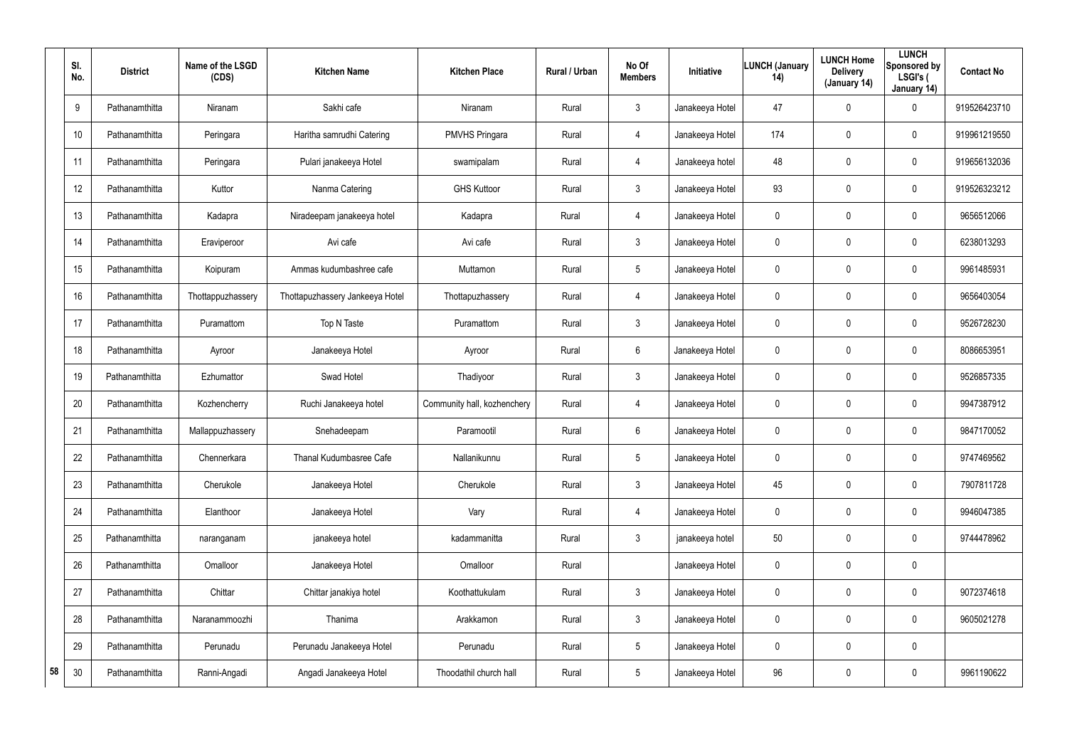| Sl. No. | District | Name of the LSGD (CDS) | Kitchen Name | Kitchen Place | Rural / Urban | No Of Members | Initiative | LUNCH (January 14) | LUNCH Home Delivery (January 14) | LUNCH Sponsored by LSGI's ( January 14) | Contact No |
|---|---|---|---|---|---|---|---|---|---|---|---|
| 9 | Pathanamthitta | Niranam | Sakhi cafe | Niranam | Rural | 3 | Janakeeya Hotel | 47 | 0 | 0 | 919526423710 |
| 10 | Pathanamthitta | Peringara | Haritha samrudhi Catering | PMVHS Pringara | Rural | 4 | Janakeeya Hotel | 174 | 0 | 0 | 919961219550 |
| 11 | Pathanamthitta | Peringara | Pulari janakeeya Hotel | swamipalam | Rural | 4 | Janakeeya hotel | 48 | 0 | 0 | 919656132036 |
| 12 | Pathanamthitta | Kuttor | Nanma Catering | GHS Kuttoor | Rural | 3 | Janakeeya Hotel | 93 | 0 | 0 | 919526323212 |
| 13 | Pathanamthitta | Kadapra | Niradeepam janakeeya hotel | Kadapra | Rural | 4 | Janakeeya Hotel | 0 | 0 | 0 | 9656512066 |
| 14 | Pathanamthitta | Eraviperoor | Avi cafe | Avi cafe | Rural | 3 | Janakeeya Hotel | 0 | 0 | 0 | 6238013293 |
| 15 | Pathanamthitta | Koipuram | Ammas kudumbashree cafe | Muttamon | Rural | 5 | Janakeeya Hotel | 0 | 0 | 0 | 9961485931 |
| 16 | Pathanamthitta | Thottappuzhassery | Thottapuzhassery Jankeeya Hotel | Thottapuzhassery | Rural | 4 | Janakeeya Hotel | 0 | 0 | 0 | 9656403054 |
| 17 | Pathanamthitta | Puramattom | Top N Taste | Puramattom | Rural | 3 | Janakeeya Hotel | 0 | 0 | 0 | 9526728230 |
| 18 | Pathanamthitta | Ayroor | Janakeeya Hotel | Ayroor | Rural | 6 | Janakeeya Hotel | 0 | 0 | 0 | 8086653951 |
| 19 | Pathanamthitta | Ezhumattor | Swad Hotel | Thadiyoor | Rural | 3 | Janakeeya Hotel | 0 | 0 | 0 | 9526857335 |
| 20 | Pathanamthitta | Kozhencherry | Ruchi Janakeeya hotel | Community hall, kozhenchery | Rural | 4 | Janakeeya Hotel | 0 | 0 | 0 | 9947387912 |
| 21 | Pathanamthitta | Mallappuzhassery | Snehadeepam | Paramootil | Rural | 6 | Janakeeya Hotel | 0 | 0 | 0 | 9847170052 |
| 22 | Pathanamthitta | Chennerkara | Thanal Kudumbasree Cafe | Nallanikunnu | Rural | 5 | Janakeeya Hotel | 0 | 0 | 0 | 9747469562 |
| 23 | Pathanamthitta | Cherukole | Janakeeya Hotel | Cherukole | Rural | 3 | Janakeeya Hotel | 45 | 0 | 0 | 7907811728 |
| 24 | Pathanamthitta | Elanthoor | Janakeeya Hotel | Vary | Rural | 4 | Janakeeya Hotel | 0 | 0 | 0 | 9946047385 |
| 25 | Pathanamthitta | naranganam | janakeeya hotel | kadammanitta | Rural | 3 | janakeeya hotel | 50 | 0 | 0 | 9744478962 |
| 26 | Pathanamthitta | Omalloor | Janakeeya Hotel | Omalloor | Rural | | Janakeeya Hotel | 0 | 0 | 0 | |
| 27 | Pathanamthitta | Chittar | Chittar janakiya hotel | Koothattukulam | Rural | 3 | Janakeeya Hotel | 0 | 0 | 0 | 9072374618 |
| 28 | Pathanamthitta | Naranammoozhi | Thanima | Arakkamon | Rural | 3 | Janakeeya Hotel | 0 | 0 | 0 | 9605021278 |
| 29 | Pathanamthitta | Perunadu | Perunadu Janakeeya Hotel | Perunadu | Rural | 5 | Janakeeya Hotel | 0 | 0 | 0 | |
| 30 | Pathanamthitta | Ranni-Angadi | Angadi Janakeeya Hotel | Thoodathil church hall | Rural | 5 | Janakeeya Hotel | 96 | 0 | 0 | 9961190622 |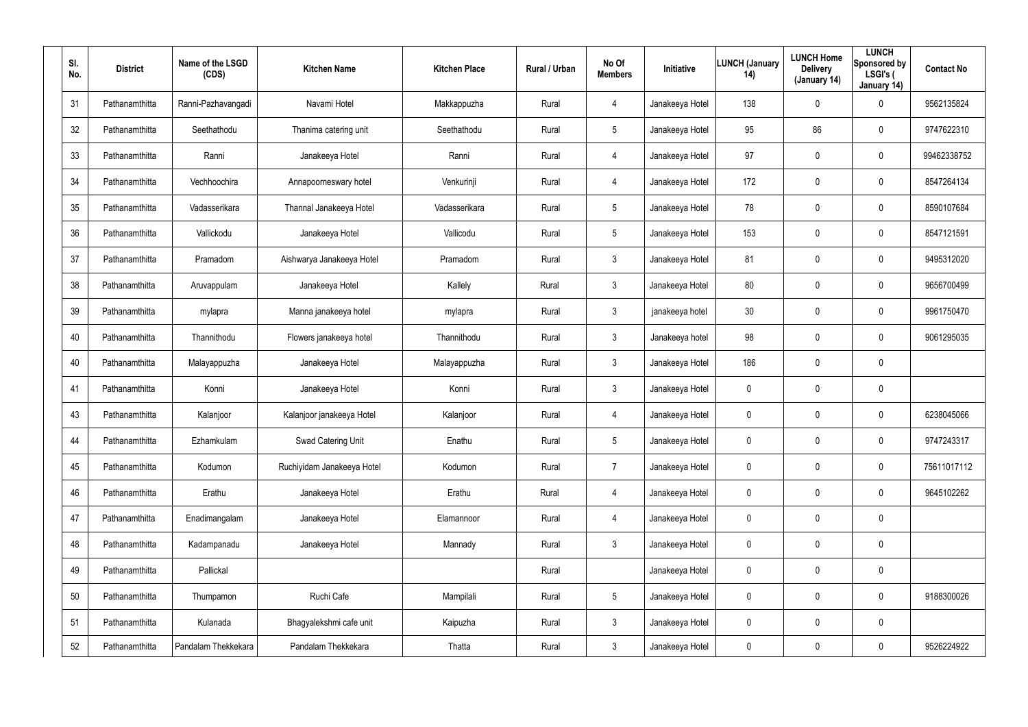| Sl. No. | District | Name of the LSGD (CDS) | Kitchen Name | Kitchen Place | Rural / Urban | No Of Members | Initiative | LUNCH (January 14) | LUNCH Home Delivery (January 14) | LUNCH Sponsored by LSGI's ( January 14) | Contact No |
|---|---|---|---|---|---|---|---|---|---|---|---|
| 31 | Pathanamthitta | Ranni-Pazhavangadi | Navami Hotel | Makkappuzha | Rural | 4 | Janakeeya Hotel | 138 | 0 | 0 | 9562135824 |
| 32 | Pathanamthitta | Seethathodu | Thanima catering unit | Seethathodu | Rural | 5 | Janakeeya Hotel | 95 | 86 | 0 | 9747622310 |
| 33 | Pathanamthitta | Ranni | Janakeeya Hotel | Ranni | Rural | 4 | Janakeeya Hotel | 97 | 0 | 0 | 99462338752 |
| 34 | Pathanamthitta | Vechhoochira | Annapoorneswary hotel | Venkurinji | Rural | 4 | Janakeeya Hotel | 172 | 0 | 0 | 8547264134 |
| 35 | Pathanamthitta | Vadasserikara | Thannal Janakeeya Hotel | Vadasserikara | Rural | 5 | Janakeeya Hotel | 78 | 0 | 0 | 8590107684 |
| 36 | Pathanamthitta | Vallickodu | Janakeeya Hotel | Vallicodu | Rural | 5 | Janakeeya Hotel | 153 | 0 | 0 | 8547121591 |
| 37 | Pathanamthitta | Pramadom | Aishwarya Janakeeya Hotel | Pramadom | Rural | 3 | Janakeeya Hotel | 81 | 0 | 0 | 9495312020 |
| 38 | Pathanamthitta | Aruvappulam | Janakeeya Hotel | Kallely | Rural | 3 | Janakeeya Hotel | 80 | 0 | 0 | 9656700499 |
| 39 | Pathanamthitta | mylapra | Manna janakeeya hotel | mylapra | Rural | 3 | janakeeya hotel | 30 | 0 | 0 | 9961750470 |
| 40 | Pathanamthitta | Thannithodu | Flowers janakeeya hotel | Thannithodu | Rural | 3 | Janakeeya hotel | 98 | 0 | 0 | 9061295035 |
| 40 | Pathanamthitta | Malayappuzha | Janakeeya Hotel | Malayappuzha | Rural | 3 | Janakeeya Hotel | 186 | 0 | 0 | |
| 41 | Pathanamthitta | Konni | Janakeeya Hotel | Konni | Rural | 3 | Janakeeya Hotel | 0 | 0 | 0 | |
| 43 | Pathanamthitta | Kalanjoor | Kalanjoor janakeeya Hotel | Kalanjoor | Rural | 4 | Janakeeya Hotel | 0 | 0 | 0 | 6238045066 |
| 44 | Pathanamthitta | Ezhamkulam | Swad Catering Unit | Enathu | Rural | 5 | Janakeeya Hotel | 0 | 0 | 0 | 9747243317 |
| 45 | Pathanamthitta | Kodumon | Ruchiyidam Janakeeya Hotel | Kodumon | Rural | 7 | Janakeeya Hotel | 0 | 0 | 0 | 75611017112 |
| 46 | Pathanamthitta | Erathu | Janakeeya Hotel | Erathu | Rural | 4 | Janakeeya Hotel | 0 | 0 | 0 | 9645102262 |
| 47 | Pathanamthitta | Enadimangalam | Janakeeya Hotel | Elamannoor | Rural | 4 | Janakeeya Hotel | 0 | 0 | 0 | |
| 48 | Pathanamthitta | Kadampanadu | Janakeeya Hotel | Mannady | Rural | 3 | Janakeeya Hotel | 0 | 0 | 0 | |
| 49 | Pathanamthitta | Pallickal | | | Rural | | Janakeeya Hotel | 0 | 0 | 0 | |
| 50 | Pathanamthitta | Thumpamon | Ruchi Cafe | Mampilali | Rural | 5 | Janakeeya Hotel | 0 | 0 | 0 | 9188300026 |
| 51 | Pathanamthitta | Kulanada | Bhagyalekshmi cafe unit | Kaipuzha | Rural | 3 | Janakeeya Hotel | 0 | 0 | 0 | |
| 52 | Pathanamthitta | Pandalam Thekkekara | Pandalam Thekkekara | Thatta | Rural | 3 | Janakeeya Hotel | 0 | 0 | 0 | 9526224922 |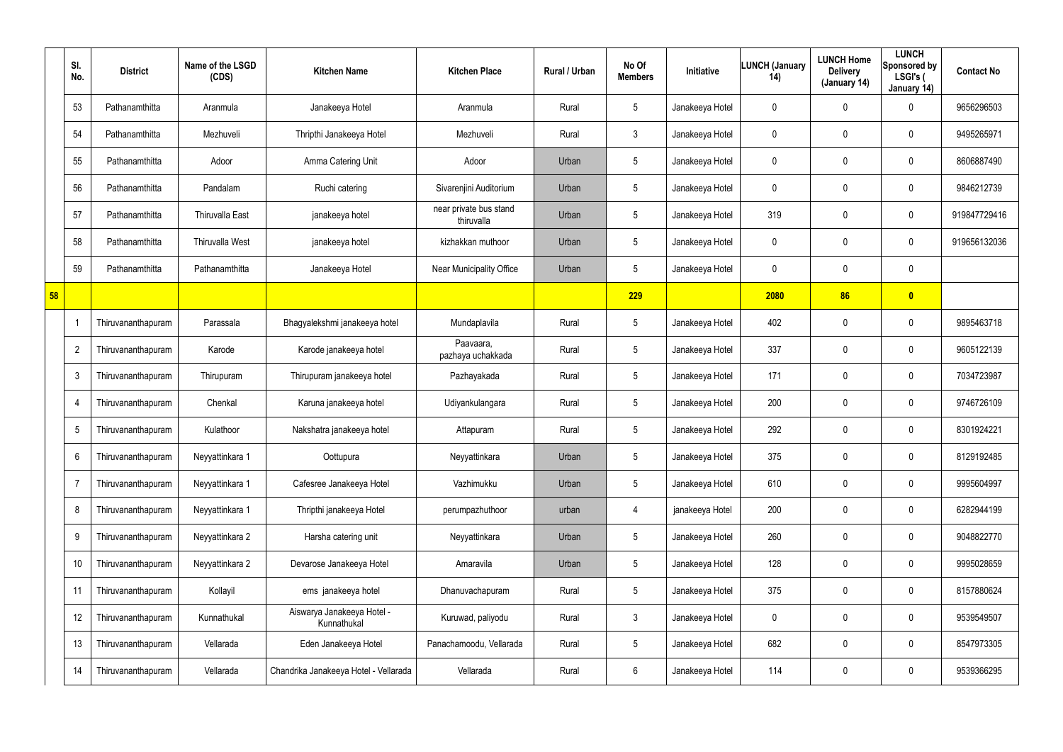| | Sl. No. | District | Name of the LSGD (CDS) | Kitchen Name | Kitchen Place | Rural / Urban | No Of Members | Initiative | LUNCH (January 14) | LUNCH Home Delivery (January 14) | LUNCH Sponsored by LSGI's ( January 14) | Contact No |
|---|---|---|---|---|---|---|---|---|---|---|---|---|
| | 53 | Pathanamthitta | Aranmula | Janakeeya Hotel | Aranmula | Rural | 5 | Janakeeya Hotel | 0 | 0 | 0 | 9656296503 |
| | 54 | Pathanamthitta | Mezhuveli | Thripthi Janakeeya Hotel | Mezhuveli | Rural | 3 | Janakeeya Hotel | 0 | 0 | 0 | 9495265971 |
| | 55 | Pathanamthitta | Adoor | Amma Catering Unit | Adoor | Urban | 5 | Janakeeya Hotel | 0 | 0 | 0 | 8606887490 |
| | 56 | Pathanamthitta | Pandalam | Ruchi catering | Sivarenjini Auditorium | Urban | 5 | Janakeeya Hotel | 0 | 0 | 0 | 9846212739 |
| | 57 | Pathanamthitta | Thiruvalla East | janakeeya hotel | near private bus stand thiruvalla | Urban | 5 | Janakeeya Hotel | 319 | 0 | 0 | 919847729416 |
| | 58 | Pathanamthitta | Thiruvalla West | janakeeya hotel | kizhakkan muthoor | Urban | 5 | Janakeeya Hotel | 0 | 0 | 0 | 919656132036 |
| | 59 | Pathanamthitta | Pathanamthitta | Janakeeya Hotel | Near Municipality Office | Urban | 5 | Janakeeya Hotel | 0 | 0 | 0 | |
| 58 | | | | | | | 229 | | 2080 | 86 | 0 | |
| | 1 | Thiruvananthapuram | Parassala | Bhagyalekshmi janakeeya hotel | Mundaplavila | Rural | 5 | Janakeeya Hotel | 402 | 0 | 0 | 9895463718 |
| | 2 | Thiruvananthapuram | Karode | Karode janakeeya hotel | Paavaara, pazhaya uchakkada | Rural | 5 | Janakeeya Hotel | 337 | 0 | 0 | 9605122139 |
| | 3 | Thiruvananthapuram | Thirupuram | Thirupuram janakeeya hotel | Pazhayakada | Rural | 5 | Janakeeya Hotel | 171 | 0 | 0 | 7034723987 |
| | 4 | Thiruvananthapuram | Chenkal | Karuna janakeeya hotel | Udiyankulangara | Rural | 5 | Janakeeya Hotel | 200 | 0 | 0 | 9746726109 |
| | 5 | Thiruvananthapuram | Kulathoor | Nakshatra janakeeya hotel | Attapuram | Rural | 5 | Janakeeya Hotel | 292 | 0 | 0 | 8301924221 |
| | 6 | Thiruvananthapuram | Neyyattinkara 1 | Oottupura | Neyyattinkara | Urban | 5 | Janakeeya Hotel | 375 | 0 | 0 | 8129192485 |
| | 7 | Thiruvananthapuram | Neyyattinkara 1 | Cafesree Janakeeya Hotel | Vazhimukku | Urban | 5 | Janakeeya Hotel | 610 | 0 | 0 | 9995604997 |
| | 8 | Thiruvananthapuram | Neyyattinkara 1 | Thripthi janakeeya Hotel | perumpazhuthoor | urban | 4 | janakeeya Hotel | 200 | 0 | 0 | 6282944199 |
| | 9 | Thiruvananthapuram | Neyyattinkara 2 | Harsha catering unit | Neyyattinkara | Urban | 5 | Janakeeya Hotel | 260 | 0 | 0 | 9048822770 |
| | 10 | Thiruvananthapuram | Neyyattinkara 2 | Devarose Janakeeya Hotel | Amaravila | Urban | 5 | Janakeeya Hotel | 128 | 0 | 0 | 9995028659 |
| | 11 | Thiruvananthapuram | Kollayil | ems janakeeya hotel | Dhanuvachapuram | Rural | 5 | Janakeeya Hotel | 375 | 0 | 0 | 8157880624 |
| | 12 | Thiruvananthapuram | Kunnathukal | Aiswarya Janakeeya Hotel - Kunnathukal | Kuruwad, paliyodu | Rural | 3 | Janakeeya Hotel | 0 | 0 | 0 | 9539549507 |
| | 13 | Thiruvananthapuram | Vellarada | Eden Janakeeya Hotel | Panachamoodu, Vellarada | Rural | 5 | Janakeeya Hotel | 682 | 0 | 0 | 8547973305 |
| | 14 | Thiruvananthapuram | Vellarada | Chandrika Janakeeya Hotel - Vellarada | Vellarada | Rural | 6 | Janakeeya Hotel | 114 | 0 | 0 | 9539366295 |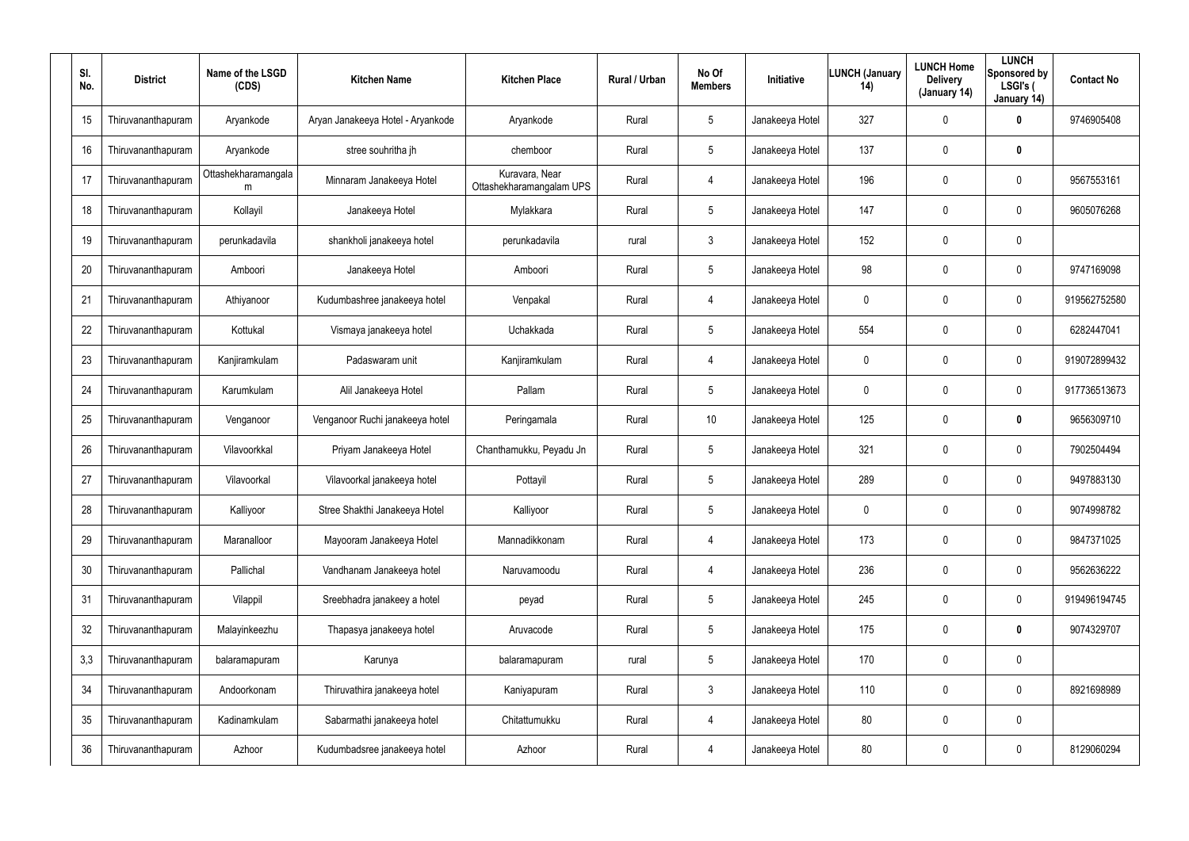| Sl. No. | District | Name of the LSGD (CDS) | Kitchen Name | Kitchen Place | Rural / Urban | No Of Members | Initiative | LUNCH (January 14) | LUNCH Home Delivery (January 14) | LUNCH Sponsored by LSGI's ( January 14) | Contact No |
|---|---|---|---|---|---|---|---|---|---|---|---|
| 15 | Thiruvananthapuram | Aryankode | Aryan Janakeeya Hotel - Aryankode | Aryankode | Rural | 5 | Janakeeya Hotel | 327 | 0 | **0** | 9746905408 |
| 16 | Thiruvananthapuram | Aryankode | stree souhritha jh | chemboor | Rural | 5 | Janakeeya Hotel | 137 | 0 | **0** | |
| 17 | Thiruvananthapuram | Ottashekharamangalam | Minnaram Janakeeya Hotel | Kuravara, Near Ottashekharamangalam UPS | Rural | 4 | Janakeeya Hotel | 196 | 0 | 0 | 9567553161 |
| 18 | Thiruvananthapuram | Kollayil | Janakeeya Hotel | Mylakkara | Rural | 5 | Janakeeya Hotel | 147 | 0 | 0 | 9605076268 |
| 19 | Thiruvananthapuram | perunkadavila | shankholi janakeeya hotel | perunkadavila | rural | 3 | Janakeeya Hotel | 152 | 0 | 0 | |
| 20 | Thiruvananthapuram | Amboori | Janakeeya Hotel | Amboori | Rural | 5 | Janakeeya Hotel | 98 | 0 | 0 | 9747169098 |
| 21 | Thiruvananthapuram | Athiyanoor | Kudumbashree janakeeya hotel | Venpakal | Rural | 4 | Janakeeya Hotel | 0 | 0 | 0 | 919562752580 |
| 22 | Thiruvananthapuram | Kottukal | Vismaya janakeeya hotel | Uchakkada | Rural | 5 | Janakeeya Hotel | 554 | 0 | 0 | 6282447041 |
| 23 | Thiruvananthapuram | Kanjiramkulam | Padaswaram unit | Kanjiramkulam | Rural | 4 | Janakeeya Hotel | 0 | 0 | 0 | 919072899432 |
| 24 | Thiruvananthapuram | Karumkulam | Alil Janakeeya Hotel | Pallam | Rural | 5 | Janakeeya Hotel | 0 | 0 | 0 | 917736513673 |
| 25 | Thiruvananthapuram | Venganoor | Venganoor Ruchi janakeeya hotel | Peringamala | Rural | 10 | Janakeeya Hotel | 125 | 0 | **0** | 9656309710 |
| 26 | Thiruvananthapuram | Vilavoorkkal | Priyam Janakeeya Hotel | Chanthamukku, Peyadu Jn | Rural | 5 | Janakeeya Hotel | 321 | 0 | 0 | 7902504494 |
| 27 | Thiruvananthapuram | Vilavoorkal | Vilavoorkal janakeeya hotel | Pottayil | Rural | 5 | Janakeeya Hotel | 289 | 0 | 0 | 9497883130 |
| 28 | Thiruvananthapuram | Kalliyoor | Stree Shakthi Janakeeya Hotel | Kalliyoor | Rural | 5 | Janakeeya Hotel | 0 | 0 | 0 | 9074998782 |
| 29 | Thiruvananthapuram | Maranalloor | Mayooram Janakeeya Hotel | Mannadikkonam | Rural | 4 | Janakeeya Hotel | 173 | 0 | 0 | 9847371025 |
| 30 | Thiruvananthapuram | Pallichal | Vandhanam Janakeeya hotel | Naruvamoodu | Rural | 4 | Janakeeya Hotel | 236 | 0 | 0 | 9562636222 |
| 31 | Thiruvananthapuram | Vilappil | Sreebhadra janakeey a hotel | peyad | Rural | 5 | Janakeeya Hotel | 245 | 0 | 0 | 919496194745 |
| 32 | Thiruvananthapuram | Malayinkeezhu | Thapasya janakeeya hotel | Aruvacode | Rural | 5 | Janakeeya Hotel | 175 | 0 | **0** | 9074329707 |
| 3,3 | Thiruvananthapuram | balaramapuram | Karunya | balaramapuram | rural | 5 | Janakeeya Hotel | 170 | 0 | 0 | |
| 34 | Thiruvananthapuram | Andoorkonam | Thiruvathira janakeeya hotel | Kaniyapuram | Rural | 3 | Janakeeya Hotel | 110 | 0 | 0 | 8921698989 |
| 35 | Thiruvananthapuram | Kadinamkulam | Sabarmathi janakeeya hotel | Chitattumukku | Rural | 4 | Janakeeya Hotel | 80 | 0 | 0 | |
| 36 | Thiruvananthapuram | Azhoor | Kudumbadsree janakeeya hotel | Azhoor | Rural | 4 | Janakeeya Hotel | 80 | 0 | 0 | 8129060294 |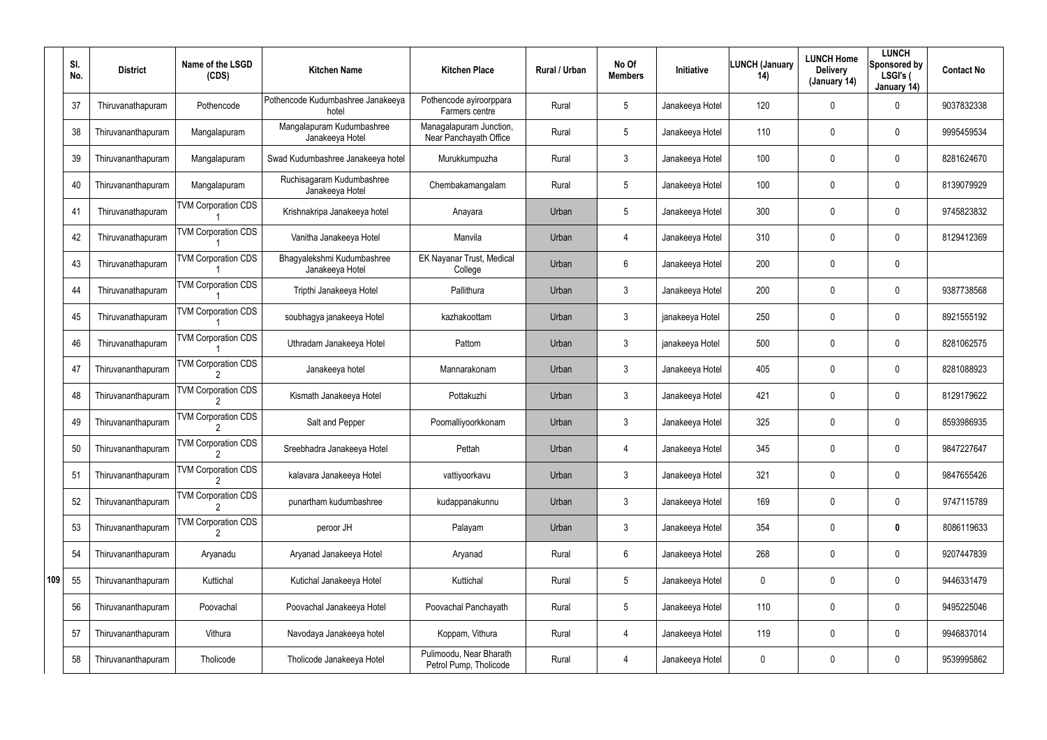| | Sl. No. | District | Name of the LSGD (CDS) | Kitchen Name | Kitchen Place | Rural / Urban | No Of Members | Initiative | LUNCH (January 14) | LUNCH Home Delivery (January 14) | LUNCH Sponsored by LSGI's ( January 14) | Contact No |
|---|---|---|---|---|---|---|---|---|---|---|---|---|
| | 37 | Thiruvanathapuram | Pothencode | Pothencode Kudumbashree Janakeeya hotel | Pothencode ayiroorppara Farmers centre | Rural | 5 | Janakeeya Hotel | 120 | 0 | 0 | 9037832338 |
| | 38 | Thiruvananthapuram | Mangalapuram | Mangalapuram Kudumbashree Janakeeya Hotel | Managalapuram Junction, Near Panchayath Office | Rural | 5 | Janakeeya Hotel | 110 | 0 | 0 | 9995459534 |
| | 39 | Thiruvananthapuram | Mangalapuram | Swad Kudumbashree Janakeeya hotel | Murukkumpuzha | Rural | 3 | Janakeeya Hotel | 100 | 0 | 0 | 8281624670 |
| | 40 | Thiruvananthapuram | Mangalapuram | Ruchisagaram Kudumbashree Janakeeya Hotel | Chembakamangalam | Rural | 5 | Janakeeya Hotel | 100 | 0 | 0 | 8139079929 |
| | 41 | Thiruvanathapuram | TVM Corporation CDS 1 | Krishnakripa Janakeeya hotel | Anayara | Urban | 5 | Janakeeya Hotel | 300 | 0 | 0 | 9745823832 |
| | 42 | Thiruvanathapuram | TVM Corporation CDS 1 | Vanitha Janakeeya Hotel | Manvila | Urban | 4 | Janakeeya Hotel | 310 | 0 | 0 | 8129412369 |
| | 43 | Thiruvanathapuram | TVM Corporation CDS 1 | Bhagyalekshmi Kudumbashree Janakeeya Hotel | EK Nayanar Trust, Medical College | Urban | 6 | Janakeeya Hotel | 200 | 0 | 0 | |
| | 44 | Thiruvanathapuram | TVM Corporation CDS 1 | Tripthi Janakeeya Hotel | Pallithura | Urban | 3 | Janakeeya Hotel | 200 | 0 | 0 | 9387738568 |
| | 45 | Thiruvanathapuram | TVM Corporation CDS 1 | soubhagya janakeeya Hotel | kazhakoottam | Urban | 3 | janakeeya Hotel | 250 | 0 | 0 | 8921555192 |
| | 46 | Thiruvanathapuram | TVM Corporation CDS 1 | Uthradam Janakeeya Hotel | Pattom | Urban | 3 | janakeeya Hotel | 500 | 0 | 0 | 8281062575 |
| | 47 | Thiruvananthapuram | TVM Corporation CDS 2 | Janakeeya hotel | Mannarakonam | Urban | 3 | Janakeeya Hotel | 405 | 0 | 0 | 8281088923 |
| | 48 | Thiruvananthapuram | TVM Corporation CDS 2 | Kismath Janakeeya Hotel | Pottakuzhi | Urban | 3 | Janakeeya Hotel | 421 | 0 | 0 | 8129179622 |
| | 49 | Thiruvananthapuram | TVM Corporation CDS 2 | Salt and Pepper | Poomalliyoorkkonam | Urban | 3 | Janakeeya Hotel | 325 | 0 | 0 | 8593986935 |
| | 50 | Thiruvananthapuram | TVM Corporation CDS 2 | Sreebhadra Janakeeya Hotel | Pettah | Urban | 4 | Janakeeya Hotel | 345 | 0 | 0 | 9847227647 |
| | 51 | Thiruvananthapuram | TVM Corporation CDS 2 | kalavara Janakeeya Hotel | vattiyoorkavu | Urban | 3 | Janakeeya Hotel | 321 | 0 | 0 | 9847655426 |
| | 52 | Thiruvananthapuram | TVM Corporation CDS 2 | punartham kudumbashree | kudappanakunnu | Urban | 3 | Janakeeya Hotel | 169 | 0 | 0 | 9747115789 |
| | 53 | Thiruvananthapuram | TVM Corporation CDS 2 | peroor JH | Palayam | Urban | 3 | Janakeeya Hotel | 354 | 0 | **0** | 8086119633 |
| | 54 | Thiruvananthapuram | Aryanadu | Aryanad Janakeeya Hotel | Aryanad | Rural | 6 | Janakeeya Hotel | 268 | 0 | 0 | 9207447839 |
| **109** | 55 | Thiruvananthapuram | Kuttichal | Kutichal Janakeeya Hotel | Kuttichal | Rural | 5 | Janakeeya Hotel | 0 | 0 | 0 | 9446331479 |
| | 56 | Thiruvananthapuram | Poovachal | Poovachal Janakeeya Hotel | Poovachal Panchayath | Rural | 5 | Janakeeya Hotel | 110 | 0 | 0 | 9495225046 |
| | 57 | Thiruvananthapuram | Vithura | Navodaya Janakeeya hotel | Koppam, Vithura | Rural | 4 | Janakeeya Hotel | 119 | 0 | 0 | 9946837014 |
| | 58 | Thiruvananthapuram | Tholicode | Tholicode Janakeeya Hotel | Pulimoodu, Near Bharath Petrol Pump, Tholicode | Rural | 4 | Janakeeya Hotel | 0 | 0 | 0 | 9539995862 |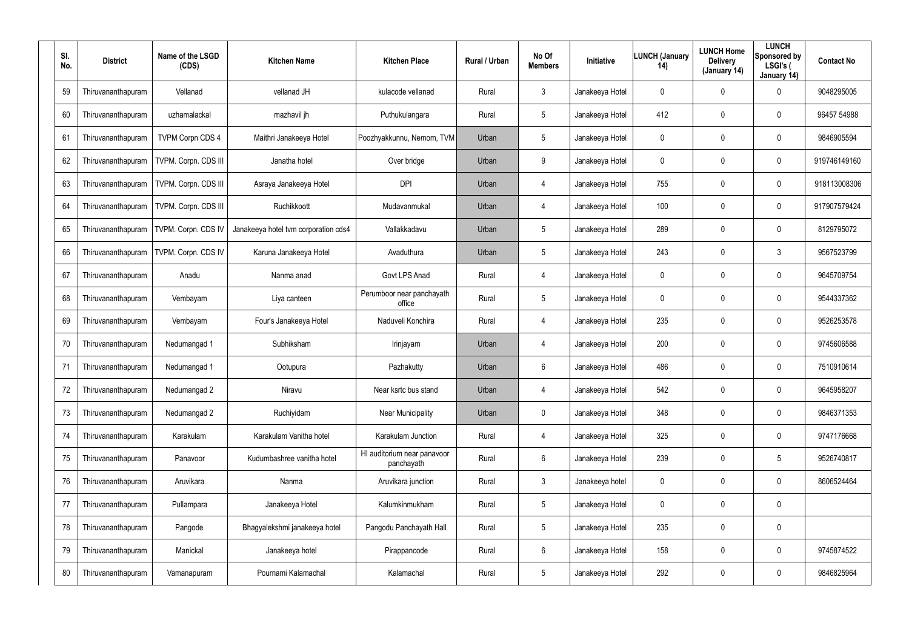| Sl. No. | District | Name of the LSGD (CDS) | Kitchen Name | Kitchen Place | Rural / Urban | No Of Members | Initiative | LUNCH (January 14) | LUNCH Home Delivery (January 14) | LUNCH Sponsored by LSGI's ( January 14) | Contact No |
|---|---|---|---|---|---|---|---|---|---|---|---|
| 59 | Thiruvananthapuram | Vellanad | vellanad JH | kulacode vellanad | Rural | 3 | Janakeeya Hotel | 0 | 0 | 0 | 9048295005 |
| 60 | Thiruvananthapuram | uzhamalackal | mazhavil jh | Puthukulangara | Rural | 5 | Janakeeya Hotel | 412 | 0 | 0 | 96457 54988 |
| 61 | Thiruvananthapuram | TVPM Corpn CDS 4 | Maithri Janakeeya Hotel | Poozhyakkunnu, Nemom, TVM | Urban | 5 | Janakeeya Hotel | 0 | 0 | 0 | 9846905594 |
| 62 | Thiruvananthapuram | TVPM. Corpn. CDS III | Janatha hotel | Over bridge | Urban | 9 | Janakeeya Hotel | 0 | 0 | 0 | 919746149160 |
| 63 | Thiruvananthapuram | TVPM. Corpn. CDS III | Asraya Janakeeya Hotel | DPI | Urban | 4 | Janakeeya Hotel | 755 | 0 | 0 | 918113008306 |
| 64 | Thiruvananthapuram | TVPM. Corpn. CDS III | Ruchikkoott | Mudavanmukal | Urban | 4 | Janakeeya Hotel | 100 | 0 | 0 | 917907579424 |
| 65 | Thiruvananthapuram | TVPM. Corpn. CDS IV | Janakeeya hotel tvm corporation cds4 | Vallakkadavu | Urban | 5 | Janakeeya Hotel | 289 | 0 | 0 | 8129795072 |
| 66 | Thiruvananthapuram | TVPM. Corpn. CDS IV | Karuna Janakeeya Hotel | Avaduthura | Urban | 5 | Janakeeya Hotel | 243 | 0 | 3 | 9567523799 |
| 67 | Thiruvananthapuram | Anadu | Nanma anad | Govt LPS Anad | Rural | 4 | Janakeeya Hotel | 0 | 0 | 0 | 9645709754 |
| 68 | Thiruvananthapuram | Vembayam | Liya canteen | Perumboor near panchayath office | Rural | 5 | Janakeeya Hotel | 0 | 0 | 0 | 9544337362 |
| 69 | Thiruvananthapuram | Vembayam | Four's Janakeeya Hotel | Naduveli Konchira | Rural | 4 | Janakeeya Hotel | 235 | 0 | 0 | 9526253578 |
| 70 | Thiruvananthapuram | Nedumangad 1 | Subhiksham | Irinjayam | Urban | 4 | Janakeeya Hotel | 200 | 0 | 0 | 9745606588 |
| 71 | Thiruvananthapuram | Nedumangad 1 | Ootupura | Pazhakutty | Urban | 6 | Janakeeya Hotel | 486 | 0 | 0 | 7510910614 |
| 72 | Thiruvananthapuram | Nedumangad 2 | Niravu | Near ksrtc bus stand | Urban | 4 | Janakeeya Hotel | 542 | 0 | 0 | 9645958207 |
| 73 | Thiruvananthapuram | Nedumangad 2 | Ruchiyidam | Near Municipality | Urban | 0 | Janakeeya Hotel | 348 | 0 | 0 | 9846371353 |
| 74 | Thiruvananthapuram | Karakulam | Karakulam Vanitha hotel | Karakulam Junction | Rural | 4 | Janakeeya Hotel | 325 | 0 | 0 | 9747176668 |
| 75 | Thiruvananthapuram | Panavoor | Kudumbashree vanitha hotel | Hl auditorium near panavoor panchayath | Rural | 6 | Janakeeya Hotel | 239 | 0 | 5 | 9526740817 |
| 76 | Thiruvananthapuram | Aruvikara | Nanma | Aruvikara junction | Rural | 3 | Janakeeya hotel | 0 | 0 | 0 | 8606524464 |
| 77 | Thiruvananthapuram | Pullampara | Janakeeya Hotel | Kalumkinmukham | Rural | 5 | Janakeeya Hotel | 0 | 0 | 0 | |
| 78 | Thiruvananthapuram | Pangode | Bhagyalekshmi janakeeya hotel | Pangodu Panchayath Hall | Rural | 5 | Janakeeya Hotel | 235 | 0 | 0 | |
| 79 | Thiruvananthapuram | Manickal | Janakeeya hotel | Pirappancode | Rural | 6 | Janakeeya Hotel | 158 | 0 | 0 | 9745874522 |
| 80 | Thiruvananthapuram | Vamanapuram | Pournami Kalamachal | Kalamachal | Rural | 5 | Janakeeya Hotel | 292 | 0 | 0 | 9846825964 |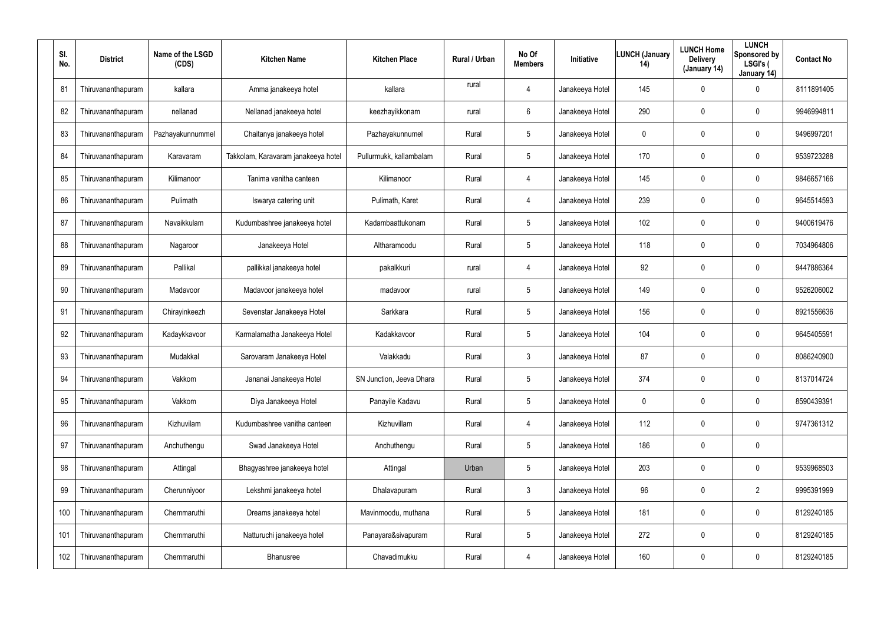| Sl. No. | District | Name of the LSGD (CDS) | Kitchen Name | Kitchen Place | Rural / Urban | No Of Members | Initiative | LUNCH (January 14) | LUNCH Home Delivery (January 14) | LUNCH Sponsored by LSGI's ( January 14) | Contact No |
|---|---|---|---|---|---|---|---|---|---|---|---|
| 81 | Thiruvananthapuram | kallara | Amma janakeeya hotel | kallara | rural | 4 | Janakeeya Hotel | 145 | 0 | 0 | 8111891405 |
| 82 | Thiruvananthapuram | nellanad | Nellanad janakeeya hotel | keezhayikkonam | rural | 6 | Janakeeya Hotel | 290 | 0 | 0 | 9946994811 |
| 83 | Thiruvananthapuram | Pazhayakunnummel | Chaitanya janakeeya hotel | Pazhayakunnumel | Rural | 5 | Janakeeya Hotel | 0 | 0 | 0 | 9496997201 |
| 84 | Thiruvananthapuram | Karavaram | Takkolam, Karavaram janakeeya hotel | Pullurmukk, kallambalam | Rural | 5 | Janakeeya Hotel | 170 | 0 | 0 | 9539723288 |
| 85 | Thiruvananthapuram | Kilimanoor | Tanima vanitha canteen | Kilimanoor | Rural | 4 | Janakeeya Hotel | 145 | 0 | 0 | 9846657166 |
| 86 | Thiruvananthapuram | Pulimath | Iswarya catering unit | Pulimath, Karet | Rural | 4 | Janakeeya Hotel | 239 | 0 | 0 | 9645514593 |
| 87 | Thiruvananthapuram | Navaikkulam | Kudumbashree janakeeya hotel | Kadambaattukonam | Rural | 5 | Janakeeya Hotel | 102 | 0 | 0 | 9400619476 |
| 88 | Thiruvananthapuram | Nagaroor | Janakeeya Hotel | Altharamoodu | Rural | 5 | Janakeeya Hotel | 118 | 0 | 0 | 7034964806 |
| 89 | Thiruvananthapuram | Pallikal | pallikkal janakeeya hotel | pakalkkuri | rural | 4 | Janakeeya Hotel | 92 | 0 | 0 | 9447886364 |
| 90 | Thiruvananthapuram | Madavoor | Madavoor janakeeya hotel | madavoor | rural | 5 | Janakeeya Hotel | 149 | 0 | 0 | 9526206002 |
| 91 | Thiruvananthapuram | Chirayinkeezh | Sevenstar Janakeeya Hotel | Sarkkara | Rural | 5 | Janakeeya Hotel | 156 | 0 | 0 | 8921556636 |
| 92 | Thiruvananthapuram | Kadaykkavoor | Karmalamatha Janakeeya Hotel | Kadakkavoor | Rural | 5 | Janakeeya Hotel | 104 | 0 | 0 | 9645405591 |
| 93 | Thiruvananthapuram | Mudakkal | Sarovaram Janakeeya Hotel | Valakkadu | Rural | 3 | Janakeeya Hotel | 87 | 0 | 0 | 8086240900 |
| 94 | Thiruvananthapuram | Vakkom | Jananai Janakeeya Hotel | SN Junction, Jeeva Dhara | Rural | 5 | Janakeeya Hotel | 374 | 0 | 0 | 8137014724 |
| 95 | Thiruvananthapuram | Vakkom | Diya Janakeeya Hotel | Panayile Kadavu | Rural | 5 | Janakeeya Hotel | 0 | 0 | 0 | 8590439391 |
| 96 | Thiruvananthapuram | Kizhuvilam | Kudumbashree vanitha canteen | Kizhuvillam | Rural | 4 | Janakeeya Hotel | 112 | 0 | 0 | 9747361312 |
| 97 | Thiruvananthapuram | Anchuthengu | Swad Janakeeya Hotel | Anchuthengu | Rural | 5 | Janakeeya Hotel | 186 | 0 | 0 | |
| 98 | Thiruvananthapuram | Attingal | Bhagyashree janakeeya hotel | Attingal | Urban | 5 | Janakeeya Hotel | 203 | 0 | 0 | 9539968503 |
| 99 | Thiruvananthapuram | Cherunniyoor | Lekshmi janakeeya hotel | Dhalavapuram | Rural | 3 | Janakeeya Hotel | 96 | 0 | 2 | 9995391999 |
| 100 | Thiruvananthapuram | Chemmaruthi | Dreams janakeeya hotel | Mavinmoodu, muthana | Rural | 5 | Janakeeya Hotel | 181 | 0 | 0 | 8129240185 |
| 101 | Thiruvananthapuram | Chemmaruthi | Natturuchi janakeeya hotel | Panayara&sivapuram | Rural | 5 | Janakeeya Hotel | 272 | 0 | 0 | 8129240185 |
| 102 | Thiruvananthapuram | Chemmaruthi | Bhanusree | Chavadimukku | Rural | 4 | Janakeeya Hotel | 160 | 0 | 0 | 8129240185 |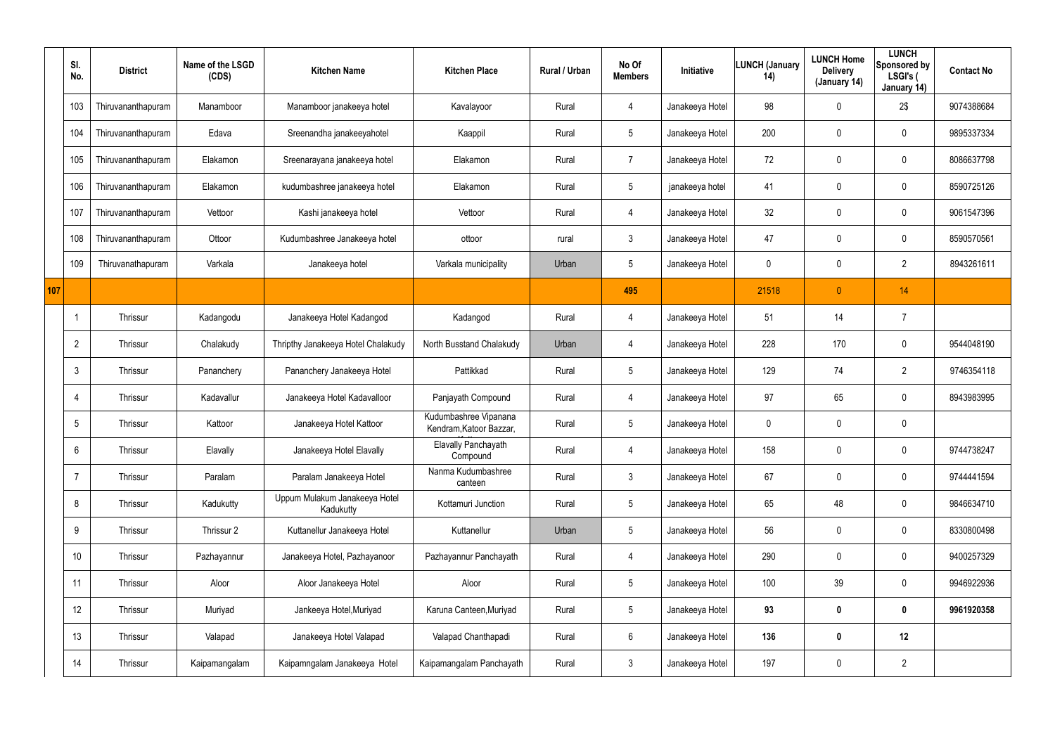| | Sl. No. | District | Name of the LSGD (CDS) | Kitchen Name | Kitchen Place | Rural / Urban | No Of Members | Initiative | LUNCH (January 14) | LUNCH Home Delivery (January 14) | LUNCH Sponsored by LSGI's ( January 14) | Contact No |
|---|---|---|---|---|---|---|---|---|---|---|---|---|
| | 103 | Thiruvananthapuram | Manamboor | Manamboor janakeeya hotel | Kavalayoor | Rural | 4 | Janakeeya Hotel | 98 | 0 | 2$ | 9074388684 |
| | 104 | Thiruvananthapuram | Edava | Sreenandha janakeeyahotel | Kaappil | Rural | 5 | Janakeeya Hotel | 200 | 0 | 0 | 9895337334 |
| | 105 | Thiruvananthapuram | Elakamon | Sreenarayana janakeeya hotel | Elakamon | Rural | 7 | Janakeeya Hotel | 72 | 0 | 0 | 8086637798 |
| | 106 | Thiruvananthapuram | Elakamon | kudumbashree janakeeya hotel | Elakamon | Rural | 5 | janakeeya hotel | 41 | 0 | 0 | 8590725126 |
| | 107 | Thiruvananthapuram | Vettoor | Kashi janakeeya hotel | Vettoor | Rural | 4 | Janakeeya Hotel | 32 | 0 | 0 | 9061547396 |
| | 108 | Thiruvananthapuram | Ottoor | Kudumbashree Janakeeya hotel | ottoor | rural | 3 | Janakeeya Hotel | 47 | 0 | 0 | 8590570561 |
| | 109 | Thiruvanathapuram | Varkala | Janakeeya hotel | Varkala municipality | Urban | 5 | Janakeeya Hotel | 0 | 0 | 2 | 8943261611 |
| 107 | | | | | | | 495 | | 21518 | 0 | 14 | |
| | 1 | Thrissur | Kadangodu | Janakeeya Hotel Kadangod | Kadangod | Rural | 4 | Janakeeya Hotel | 51 | 14 | 7 | |
| | 2 | Thrissur | Chalakudy | Thripthy Janakeeya Hotel Chalakudy | North Busstand Chalakudy | Urban | 4 | Janakeeya Hotel | 228 | 170 | 0 | 9544048190 |
| | 3 | Thrissur | Pananchery | Pananchery Janakeeya Hotel | Pattikkad | Rural | 5 | Janakeeya Hotel | 129 | 74 | 2 | 9746354118 |
| | 4 | Thrissur | Kadavallur | Janakeeya Hotel Kadavalloor | Panjayath Compound | Rural | 4 | Janakeeya Hotel | 97 | 65 | 0 | 8943983995 |
| | 5 | Thrissur | Kattoor | Janakeeya Hotel Kattoor | Kudumbashree Vipanana Kendram,Katoor Bazzar, | Rural | 5 | Janakeeya Hotel | 0 | 0 | 0 | |
| | 6 | Thrissur | Elavally | Janakeeya Hotel Elavally | Elavally Panchayath Compound | Rural | 4 | Janakeeya Hotel | 158 | 0 | 0 | 9744738247 |
| | 7 | Thrissur | Paralam | Paralam Janakeeya Hotel | Nanma Kudumbashree canteen | Rural | 3 | Janakeeya Hotel | 67 | 0 | 0 | 9744441594 |
| | 8 | Thrissur | Kadukutty | Uppum Mulakum Janakeeya Hotel Kadukutty | Kottamuri Junction | Rural | 5 | Janakeeya Hotel | 65 | 48 | 0 | 9846634710 |
| | 9 | Thrissur | Thrissur 2 | Kuttanellur Janakeeya Hotel | Kuttanellur | Urban | 5 | Janakeeya Hotel | 56 | 0 | 0 | 8330800498 |
| | 10 | Thrissur | Pazhayannur | Janakeeya Hotel, Pazhayanoor | Pazhayannur Panchayath | Rural | 4 | Janakeeya Hotel | 290 | 0 | 0 | 9400257329 |
| | 11 | Thrissur | Aloor | Aloor Janakeeya Hotel | Aloor | Rural | 5 | Janakeeya Hotel | 100 | 39 | 0 | 9946922936 |
| | 12 | Thrissur | Muriyad | Jankeeya Hotel,Muriyad | Karuna Canteen,Muriyad | Rural | 5 | Janakeeya Hotel | **93** | **0** | **0** | **9961920358** |
| | 13 | Thrissur | Valapad | Janakeeya Hotel Valapad | Valapad Chanthapadi | Rural | 6 | Janakeeya Hotel | **136** | **0** | **12** | |
| | 14 | Thrissur | Kaipamangalam | Kaipamngalam Janakeeya Hotel | Kaipamangalam Panchayath | Rural | 3 | Janakeeya Hotel | 197 | 0 | 2 | |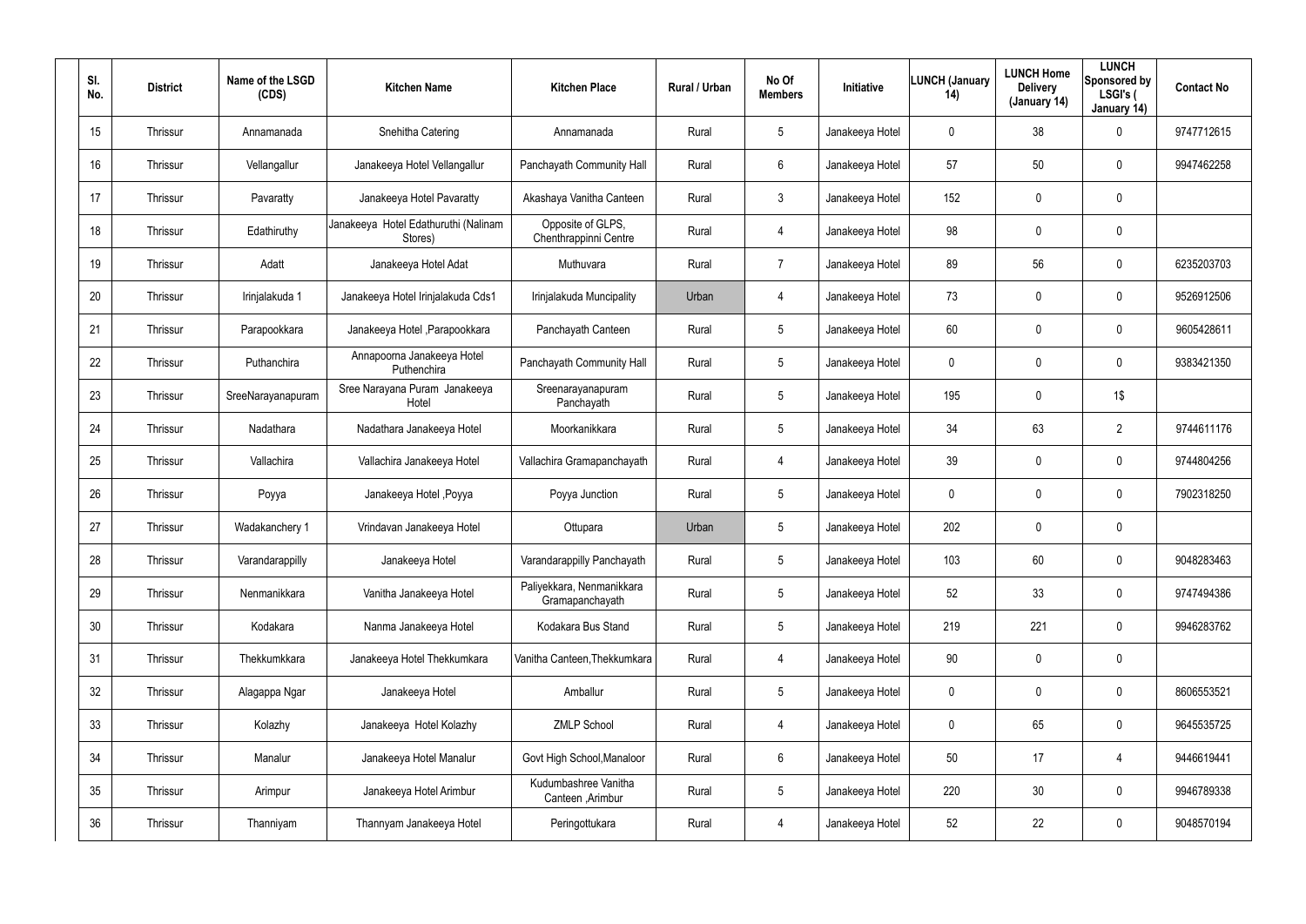| Sl. No. | District | Name of the LSGD (CDS) | Kitchen Name | Kitchen Place | Rural / Urban | No Of Members | Initiative | LUNCH (January 14) | LUNCH Home Delivery (January 14) | LUNCH Sponsored by LSGI's ( January 14) | Contact No |
|---|---|---|---|---|---|---|---|---|---|---|---|
| 15 | Thrissur | Annamanada | Snehitha Catering | Annamanada | Rural | 5 | Janakeeya Hotel | 0 | 38 | 0 | 9747712615 |
| 16 | Thrissur | Vellangallur | Janakeeya Hotel Vellangallur | Panchayath Community Hall | Rural | 6 | Janakeeya Hotel | 57 | 50 | 0 | 9947462258 |
| 17 | Thrissur | Pavaratty | Janakeeya Hotel Pavaratty | Akashaya Vanitha Canteen | Rural | 3 | Janakeeya Hotel | 152 | 0 | 0 | |
| 18 | Thrissur | Edathiruthy | Janakeeya Hotel Edathuruthi (Nalinam Stores) | Opposite of GLPS, Chenthrappinni Centre | Rural | 4 | Janakeeya Hotel | 98 | 0 | 0 | |
| 19 | Thrissur | Adatt | Janakeeya Hotel Adat | Muthuvara | Rural | 7 | Janakeeya Hotel | 89 | 56 | 0 | 6235203703 |
| 20 | Thrissur | Irinjalakuda 1 | Janakeeya Hotel Irinjalakuda Cds1 | Irinjalakuda Muncipality | Urban | 4 | Janakeeya Hotel | 73 | 0 | 0 | 9526912506 |
| 21 | Thrissur | Parapookkara | Janakeeya Hotel ,Parapookkara | Panchayath Canteen | Rural | 5 | Janakeeya Hotel | 60 | 0 | 0 | 9605428611 |
| 22 | Thrissur | Puthanchira | Annapoorna Janakeeya Hotel Puthenchira | Panchayath Community Hall | Rural | 5 | Janakeeya Hotel | 0 | 0 | 0 | 9383421350 |
| 23 | Thrissur | SreeNarayanapuram | Sree Narayana Puram Janakeeya Hotel | Sreenarayanapuram Panchayath | Rural | 5 | Janakeeya Hotel | 195 | 0 | 1$ | |
| 24 | Thrissur | Nadathara | Nadathara Janakeeya Hotel | Moorkanikkara | Rural | 5 | Janakeeya Hotel | 34 | 63 | 2 | 9744611176 |
| 25 | Thrissur | Vallachira | Vallachira Janakeeya Hotel | Vallachira Gramapanchayath | Rural | 4 | Janakeeya Hotel | 39 | 0 | 0 | 9744804256 |
| 26 | Thrissur | Poyya | Janakeeya Hotel ,Poyya | Poyya Junction | Rural | 5 | Janakeeya Hotel | 0 | 0 | 0 | 7902318250 |
| 27 | Thrissur | Wadakanchery 1 | Vrindavan Janakeeya Hotel | Ottupara | Urban | 5 | Janakeeya Hotel | 202 | 0 | 0 | |
| 28 | Thrissur | Varandarappilly | Janakeeya Hotel | Varandarappilly Panchayath | Rural | 5 | Janakeeya Hotel | 103 | 60 | 0 | 9048283463 |
| 29 | Thrissur | Nenmanikkara | Vanitha Janakeeya Hotel | Paliyekkara, Nenmanikkara Gramapanchayath | Rural | 5 | Janakeeya Hotel | 52 | 33 | 0 | 9747494386 |
| 30 | Thrissur | Kodakara | Nanma Janakeeya Hotel | Kodakara Bus Stand | Rural | 5 | Janakeeya Hotel | 219 | 221 | 0 | 9946283762 |
| 31 | Thrissur | Thekkumkkara | Janakeeya Hotel Thekkumkara | Vanitha Canteen,Thekkumkara | Rural | 4 | Janakeeya Hotel | 90 | 0 | 0 | |
| 32 | Thrissur | Alagappa Ngar | Janakeeya Hotel | Amballur | Rural | 5 | Janakeeya Hotel | 0 | 0 | 0 | 8606553521 |
| 33 | Thrissur | Kolazhy | Janakeeya Hotel Kolazhy | ZMLP School | Rural | 4 | Janakeeya Hotel | 0 | 65 | 0 | 9645535725 |
| 34 | Thrissur | Manalur | Janakeeya Hotel Manalur | Govt High School,Manaloor | Rural | 6 | Janakeeya Hotel | 50 | 17 | 4 | 9446619441 |
| 35 | Thrissur | Arimpur | Janakeeya Hotel Arimbur | Kudumbashree Vanitha Canteen ,Arimbur | Rural | 5 | Janakeeya Hotel | 220 | 30 | 0 | 9946789338 |
| 36 | Thrissur | Thanniyam | Thannyam Janakeeya Hotel | Peringottukara | Rural | 4 | Janakeeya Hotel | 52 | 22 | 0 | 9048570194 |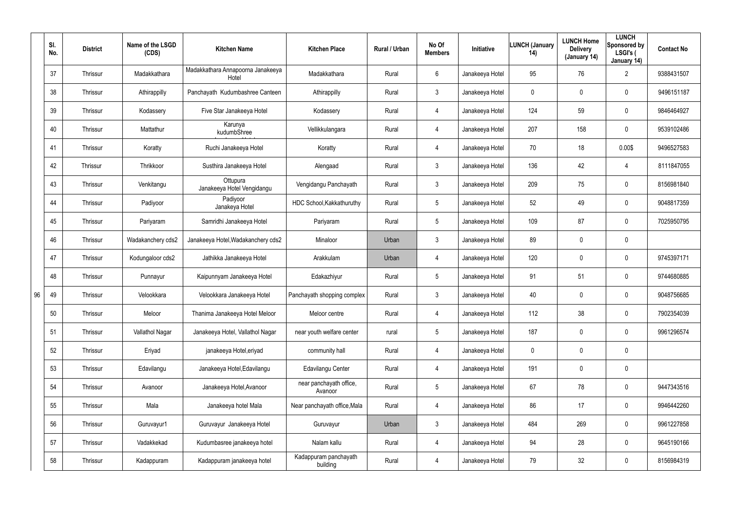| | Sl. No. | District | Name of the LSGD (CDS) | Kitchen Name | Kitchen Place | Rural / Urban | No Of Members | Initiative | LUNCH (January 14) | LUNCH Home Delivery (January 14) | LUNCH Sponsored by LSGI's ( January 14) | Contact No |
|---|---|---|---|---|---|---|---|---|---|---|---|---|
| 96 | 37 | Thrissur | Madakkathara | Madakkathara Annapoorna Janakeeya Hotel | Madakkathara | Rural | 6 | Janakeeya Hotel | 95 | 76 | 2 | 9388431507 |
| | 38 | Thrissur | Athirappilly | Panchayath Kudumbashree Canteen | Athirappilly | Rural | 3 | Janakeeya Hotel | 0 | 0 | 0 | 9496151187 |
| | 39 | Thrissur | Kodassery | Five Star Janakeeya Hotel | Kodassery | Rural | 4 | Janakeeya Hotel | 124 | 59 | 0 | 9846464927 |
| | 40 | Thrissur | Mattathur | Karunya kudumbShree | Vellikkulangara | Rural | 4 | Janakeeya Hotel | 207 | 158 | 0 | 9539102486 |
| | 41 | Thrissur | Koratty | Ruchi Janakeeya Hotel | Koratty | Rural | 4 | Janakeeya Hotel | 70 | 18 | 0.00$ | 9496527583 |
| | 42 | Thrissur | Thrikkoor | Susthira Janakeeya Hotel | Alengaad | Rural | 3 | Janakeeya Hotel | 136 | 42 | 4 | 8111847055 |
| | 43 | Thrissur | Venkitangu | Ottupura Janakeeya Hotel Vengidangu | Vengidangu Panchayath | Rural | 3 | Janakeeya Hotel | 209 | 75 | 0 | 8156981840 |
| | 44 | Thrissur | Padiyoor | Padiyoor Janakeya Hotel | HDC School,Kakkathuruthy | Rural | 5 | Janakeeya Hotel | 52 | 49 | 0 | 9048817359 |
| | 45 | Thrissur | Pariyaram | Samridhi Janakeeya Hotel | Pariyaram | Rural | 5 | Janakeeya Hotel | 109 | 87 | 0 | 7025950795 |
| | 46 | Thrissur | Wadakanchery cds2 | Janakeeya Hotel,Wadakanchery cds2 | Minaloor | Urban | 3 | Janakeeya Hotel | 89 | 0 | 0 | |
| | 47 | Thrissur | Kodungaloor cds2 | Jathikka Janakeeya Hotel | Arakkulam | Urban | 4 | Janakeeya Hotel | 120 | 0 | 0 | 9745397171 |
| | 48 | Thrissur | Punnayur | Kaipunnyam Janakeeya Hotel | Edakazhiyur | Rural | 5 | Janakeeya Hotel | 91 | 51 | 0 | 9744680885 |
| | 49 | Thrissur | Velookkara | Velookkara Janakeeya Hotel | Panchayath shopping complex | Rural | 3 | Janakeeya Hotel | 40 | 0 | 0 | 9048756685 |
| | 50 | Thrissur | Meloor | Thanima Janakeeya Hotel Meloor | Meloor centre | Rural | 4 | Janakeeya Hotel | 112 | 38 | 0 | 7902354039 |
| | 51 | Thrissur | Vallathol Nagar | Janakeeya Hotel, Vallathol Nagar | near youth welfare center | rural | 5 | Janakeeya Hotel | 187 | 0 | 0 | 9961296574 |
| | 52 | Thrissur | Eriyad | janakeeya Hotel,eriyad | community hall | Rural | 4 | Janakeeya Hotel | 0 | 0 | 0 | |
| | 53 | Thrissur | Edavilangu | Janakeeya Hotel,Edavilangu | Edavilangu Center | Rural | 4 | Janakeeya Hotel | 191 | 0 | 0 | |
| | 54 | Thrissur | Avanoor | Janakeeya Hotel,Avanoor | near panchayath office, Avanoor | Rural | 5 | Janakeeya Hotel | 67 | 78 | 0 | 9447343516 |
| | 55 | Thrissur | Mala | Janakeeya hotel Mala | Near panchayath office,Mala | Rural | 4 | Janakeeya Hotel | 86 | 17 | 0 | 9946442260 |
| | 56 | Thrissur | Guruvayur1 | Guruvayur Janakeeya Hotel | Guruvayur | Urban | 3 | Janakeeya Hotel | 484 | 269 | 0 | 9961227858 |
| | 57 | Thrissur | Vadakkekad | Kudumbasree janakeeya hotel | Nalam kallu | Rural | 4 | Janakeeya Hotel | 94 | 28 | 0 | 9645190166 |
| | 58 | Thrissur | Kadappuram | Kadappuram janakeeya hotel | Kadappuram panchayath building | Rural | 4 | Janakeeya Hotel | 79 | 32 | 0 | 8156984319 |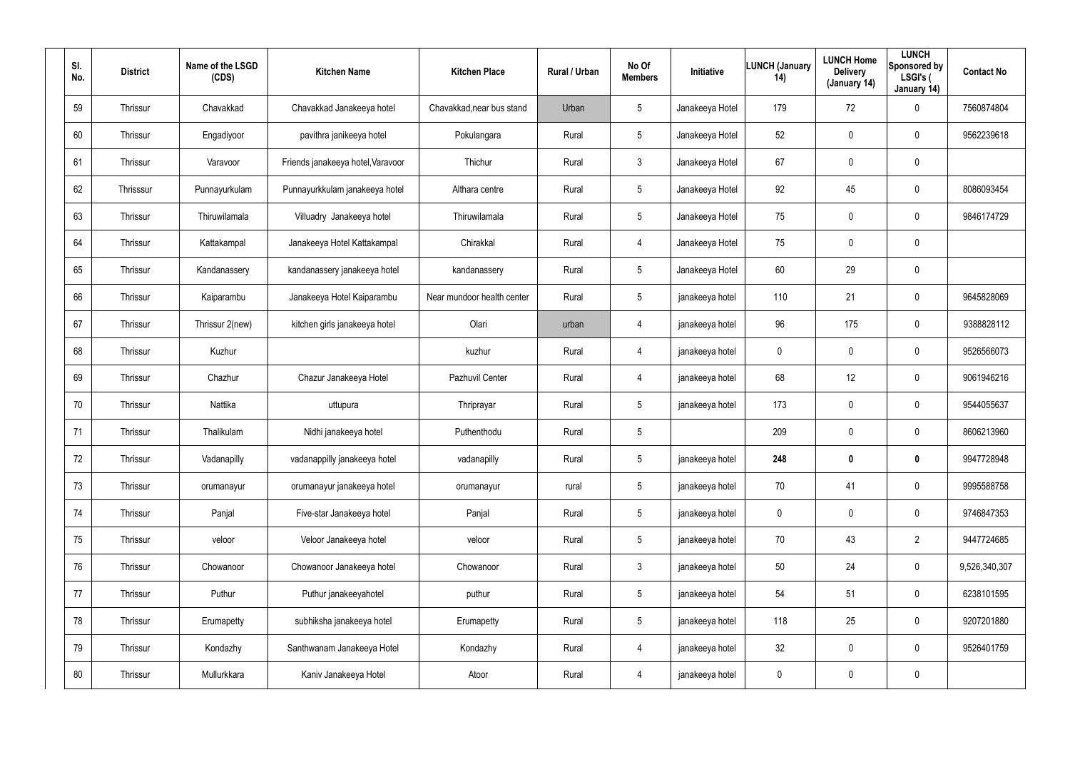| Sl. No. | District | Name of the LSGD (CDS) | Kitchen Name | Kitchen Place | Rural / Urban | No Of Members | Initiative | LUNCH (January 14) | LUNCH Home Delivery (January 14) | LUNCH Sponsored by LSGI's ( January 14) | Contact No |
|---|---|---|---|---|---|---|---|---|---|---|---|
| 59 | Thrissur | Chavakkad | Chavakkad Janakeeya hotel | Chavakkad,near bus stand | Urban | 5 | Janakeeya Hotel | 179 | 72 | 0 | 7560874804 |
| 60 | Thrissur | Engadiyoor | pavithra janikeeya hotel | Pokulangara | Rural | 5 | Janakeeya Hotel | 52 | 0 | 0 | 9562239618 |
| 61 | Thrissur | Varavoor | Friends janakeeya hotel,Varavoor | Thichur | Rural | 3 | Janakeeya Hotel | 67 | 0 | 0 | |
| 62 | Thrisssur | Punnayurkulam | Punnayurkkulam janakeeya hotel | Althara centre | Rural | 5 | Janakeeya Hotel | 92 | 45 | 0 | 8086093454 |
| 63 | Thrissur | Thiruwilamala | Villuadry Janakeeya hotel | Thiruwilamala | Rural | 5 | Janakeeya Hotel | 75 | 0 | 0 | 9846174729 |
| 64 | Thrissur | Kattakampal | Janakeeya Hotel Kattakampal | Chirakkal | Rural | 4 | Janakeeya Hotel | 75 | 0 | 0 | |
| 65 | Thrissur | Kandanassery | kandanassery janakeeya hotel | kandanassery | Rural | 5 | Janakeeya Hotel | 60 | 29 | 0 | |
| 66 | Thrissur | Kaiparambu | Janakeeya Hotel Kaiparambu | Near mundoor health center | Rural | 5 | janakeeya hotel | 110 | 21 | 0 | 9645828069 |
| 67 | Thrissur | Thrissur 2(new) | kitchen girls janakeeya hotel | Olari | urban | 4 | janakeeya hotel | 96 | 175 | 0 | 9388828112 |
| 68 | Thrissur | Kuzhur | | kuzhur | Rural | 4 | janakeeya hotel | 0 | 0 | 0 | 9526566073 |
| 69 | Thrissur | Chazhur | Chazur Janakeeya Hotel | Pazhuvil Center | Rural | 4 | janakeeya hotel | 68 | 12 | 0 | 9061946216 |
| 70 | Thrissur | Nattika | uttupura | Thriprayar | Rural | 5 | janakeeya hotel | 173 | 0 | 0 | 9544055637 |
| 71 | Thrissur | Thalikulam | Nidhi janakeeya hotel | Puthenthodu | Rural | 5 | | 209 | 0 | 0 | 8606213960 |
| 72 | Thrissur | Vadanapilly | vadanappilly janakeeya hotel | vadanapilly | Rural | 5 | janakeeya hotel | **248** | **0** | **0** | 9947728948 |
| 73 | Thrissur | orumanayur | orumanayur janakeeya hotel | orumanayur | rural | 5 | janakeeya hotel | 70 | 41 | 0 | 9995588758 |
| 74 | Thrissur | Panjal | Five-star Janakeeya hotel | Panjal | Rural | 5 | janakeeya hotel | 0 | 0 | 0 | 9746847353 |
| 75 | Thrissur | veloor | Veloor Janakeeya hotel | veloor | Rural | 5 | janakeeya hotel | 70 | 43 | 2 | 9447724685 |
| 76 | Thrissur | Chowanoor | Chowanoor Janakeeya hotel | Chowanoor | Rural | 3 | janakeeya hotel | 50 | 24 | 0 | 9,526,340,307 |
| 77 | Thrissur | Puthur | Puthur janakeeyahotel | puthur | Rural | 5 | janakeeya hotel | 54 | 51 | 0 | 6238101595 |
| 78 | Thrissur | Erumapetty | subhiksha janakeeya hotel | Erumapetty | Rural | 5 | janakeeya hotel | 118 | 25 | 0 | 9207201880 |
| 79 | Thrissur | Kondazhy | Santhwanam Janakeeya Hotel | Kondazhy | Rural | 4 | janakeeya hotel | 32 | 0 | 0 | 9526401759 |
| 80 | Thrissur | Mullurkkara | Kaniv Janakeeya Hotel | Atoor | Rural | 4 | janakeeya hotel | 0 | 0 | 0 | |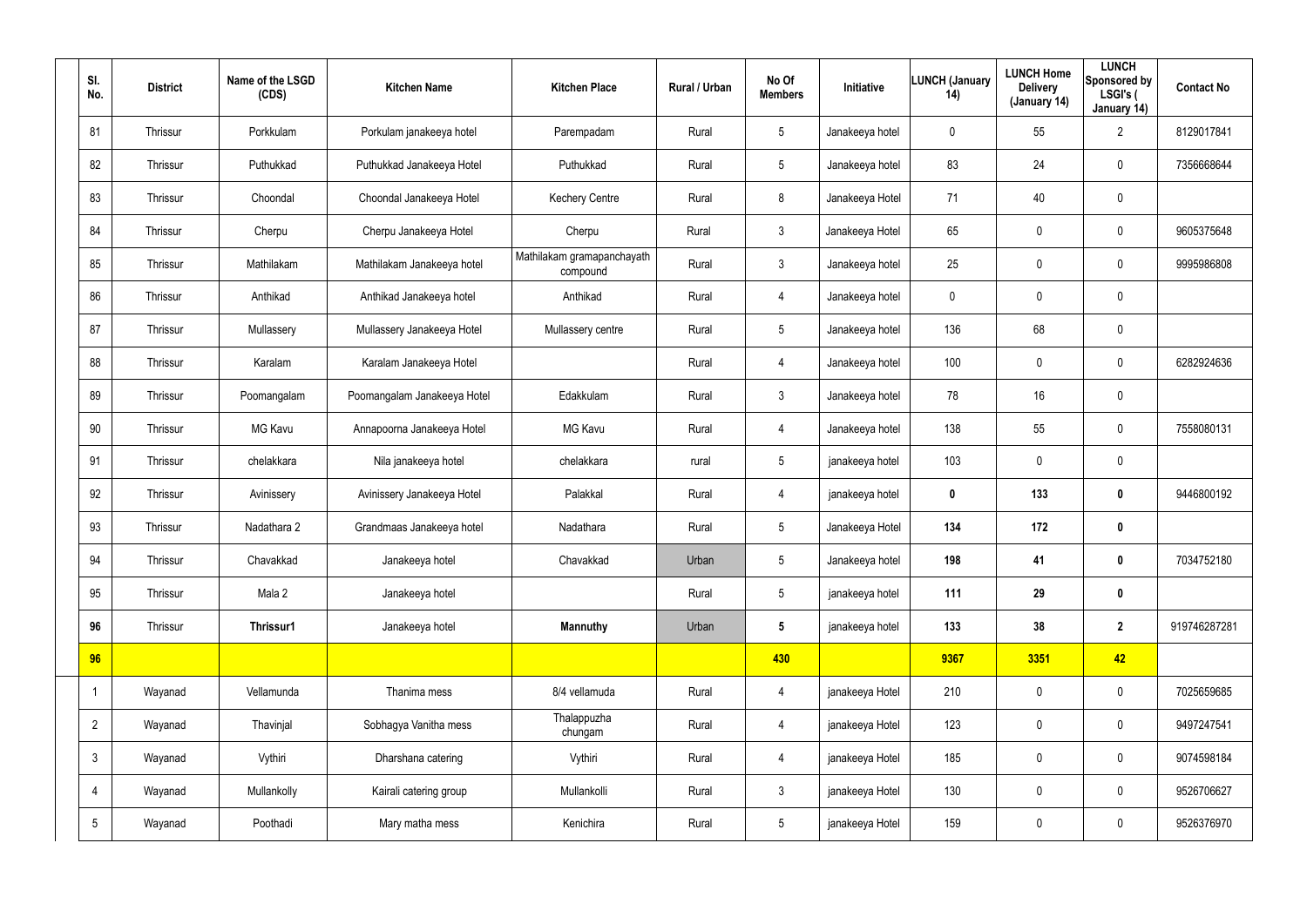| Sl. No. | District | Name of the LSGD (CDS) | Kitchen Name | Kitchen Place | Rural / Urban | No Of Members | Initiative | LUNCH (January 14) | LUNCH Home Delivery (January 14) | LUNCH Sponsored by LSGI's ( January 14) | Contact No |
|---|---|---|---|---|---|---|---|---|---|---|---|
| 81 | Thrissur | Porkkulam | Porkulam janakeeya hotel | Parempadam | Rural | 5 | Janakeeya hotel | 0 | 55 | 2 | 8129017841 |
| 82 | Thrissur | Puthukkad | Puthukkad Janakeeya Hotel | Puthukkad | Rural | 5 | Janakeeya hotel | 83 | 24 | 0 | 7356668644 |
| 83 | Thrissur | Choondal | Choondal Janakeeya Hotel | Kechery Centre | Rural | 8 | Janakeeya Hotel | 71 | 40 | 0 | |
| 84 | Thrissur | Cherpu | Cherpu Janakeeya Hotel | Cherpu | Rural | 3 | Janakeeya Hotel | 65 | 0 | 0 | 9605375648 |
| 85 | Thrissur | Mathilakam | Mathilakam Janakeeya hotel | Mathilakam gramapanchayath compound | Rural | 3 | Janakeeya hotel | 25 | 0 | 0 | 9995986808 |
| 86 | Thrissur | Anthikad | Anthikad Janakeeya hotel | Anthikad | Rural | 4 | Janakeeya hotel | 0 | 0 | 0 | |
| 87 | Thrissur | Mullassery | Mullassery Janakeeya Hotel | Mullassery centre | Rural | 5 | Janakeeya hotel | 136 | 68 | 0 | |
| 88 | Thrissur | Karalam | Karalam Janakeeya Hotel | | Rural | 4 | Janakeeya hotel | 100 | 0 | 0 | 6282924636 |
| 89 | Thrissur | Poomangalam | Poomangalam Janakeeya Hotel | Edakkulam | Rural | 3 | Janakeeya hotel | 78 | 16 | 0 | |
| 90 | Thrissur | MG Kavu | Annapoorna Janakeeya Hotel | MG Kavu | Rural | 4 | Janakeeya hotel | 138 | 55 | 0 | 7558080131 |
| 91 | Thrissur | chelakkara | Nila janakeeya hotel | chelakkara | rural | 5 | janakeeya hotel | 103 | 0 | 0 | |
| 92 | Thrissur | Avinissery | Avinissery Janakeeya Hotel | Palakkal | Rural | 4 | janakeeya hotel | **0** | **133** | **0** | 9446800192 |
| 93 | Thrissur | Nadathara 2 | Grandmaas Janakeeya hotel | Nadathara | Rural | 5 | Janakeeya Hotel | **134** | **172** | **0** | |
| 94 | Thrissur | Chavakkad | Janakeeya hotel | Chavakkad | Urban | 5 | Janakeeya hotel | **198** | **41** | **0** | 7034752180 |
| 95 | Thrissur | Mala 2 | Janakeeya hotel | | Rural | 5 | janakeeya hotel | **111** | **29** | **0** | |
| **96** | Thrissur | **Thrissur1** | Janakeeya hotel | **Mannuthy** | Urban | **5** | janakeeya hotel | **133** | **38** | **2** | 919746287281 |
| **96** | | | | | | **430** | | **9367** | **3351** | **42** | |
| 1 | Wayanad | Vellamunda | Thanima mess | 8/4 vellamuda | Rural | 4 | janakeeya Hotel | 210 | 0 | 0 | 7025659685 |
| 2 | Wayanad | Thavinjal | Sobhagya Vanitha mess | Thalappuzha chungam | Rural | 4 | janakeeya Hotel | 123 | 0 | 0 | 9497247541 |
| 3 | Wayanad | Vythiri | Dharshana catering | Vythiri | Rural | 4 | janakeeya Hotel | 185 | 0 | 0 | 9074598184 |
| 4 | Wayanad | Mullankolly | Kairali catering group | Mullankolli | Rural | 3 | janakeeya Hotel | 130 | 0 | 0 | 9526706627 |
| 5 | Wayanad | Poothadi | Mary matha mess | Kenichira | Rural | 5 | janakeeya Hotel | 159 | 0 | 0 | 9526376970 |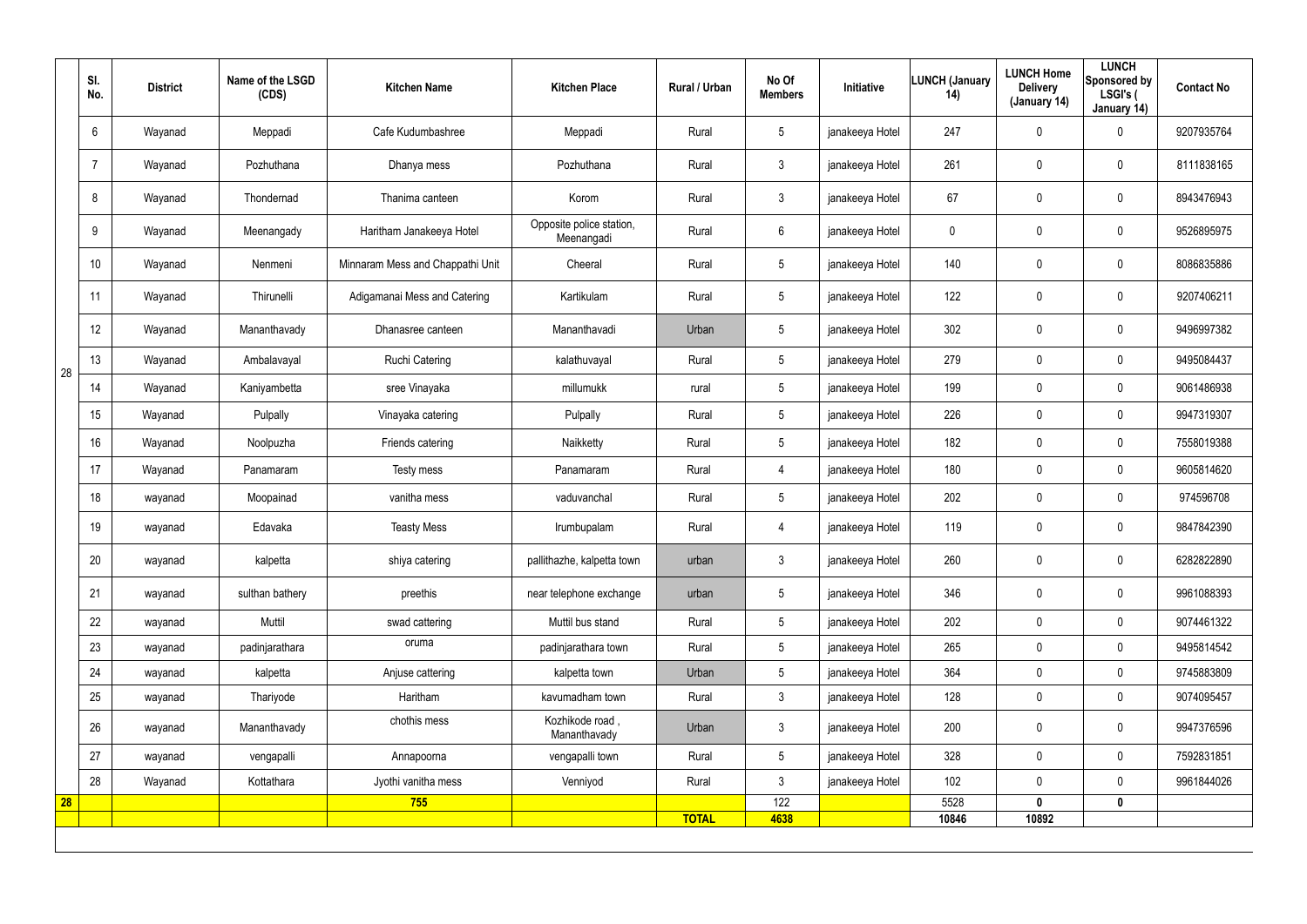| | Sl. No. | District | Name of the LSGD (CDS) | Kitchen Name | Kitchen Place | Rural / Urban | No Of Members | Initiative | LUNCH (January 14) | LUNCH Home Delivery (January 14) | LUNCH Sponsored by LSGI's ( January 14) | Contact No |
|---|---|---|---|---|---|---|---|---|---|---|---|---|
| 28 | 6 | Wayanad | Meppadi | Cafe Kudumbashree | Meppadi | Rural | 5 | janakeeya Hotel | 247 | 0 | 0 | 9207935764 |
| | 7 | Wayanad | Pozhuthana | Dhanya mess | Pozhuthana | Rural | 3 | janakeeya Hotel | 261 | 0 | 0 | 8111838165 |
| | 8 | Wayanad | Thondernad | Thanima canteen | Korom | Rural | 3 | janakeeya Hotel | 67 | 0 | 0 | 8943476943 |
| | 9 | Wayanad | Meenangady | Haritham Janakeeya Hotel | Opposite police station, Meenangadi | Rural | 6 | janakeeya Hotel | 0 | 0 | 0 | 9526895975 |
| | 10 | Wayanad | Nenmeni | Minnaram Mess and Chappathi Unit | Cheeral | Rural | 5 | janakeeya Hotel | 140 | 0 | 0 | 8086835886 |
| | 11 | Wayanad | Thirunelli | Adigamanai Mess and Catering | Kartikulam | Rural | 5 | janakeeya Hotel | 122 | 0 | 0 | 9207406211 |
| | 12 | Wayanad | Mananthavady | Dhanasree canteen | Mananthavadi | Urban | 5 | janakeeya Hotel | 302 | 0 | 0 | 9496997382 |
| | 13 | Wayanad | Ambalavayal | Ruchi Catering | kalathuvayal | Rural | 5 | janakeeya Hotel | 279 | 0 | 0 | 9495084437 |
| | 14 | Wayanad | Kaniyambetta | sree Vinayaka | millumukk | rural | 5 | janakeeya Hotel | 199 | 0 | 0 | 9061486938 |
| | 15 | Wayanad | Pulpally | Vinayaka catering | Pulpally | Rural | 5 | janakeeya Hotel | 226 | 0 | 0 | 9947319307 |
| | 16 | Wayanad | Noolpuzha | Friends catering | Naikketty | Rural | 5 | janakeeya Hotel | 182 | 0 | 0 | 7558019388 |
| | 17 | Wayanad | Panamaram | Testy mess | Panamaram | Rural | 4 | janakeeya Hotel | 180 | 0 | 0 | 9605814620 |
| | 18 | wayanad | Moopainad | vanitha mess | vaduvanchal | Rural | 5 | janakeeya Hotel | 202 | 0 | 0 | 974596708 |
| | 19 | wayanad | Edavaka | Teasty Mess | Irumbupalam | Rural | 4 | janakeeya Hotel | 119 | 0 | 0 | 9847842390 |
| | 20 | wayanad | kalpetta | shiya catering | pallithazhe, kalpetta town | urban | 3 | janakeeya Hotel | 260 | 0 | 0 | 6282822890 |
| | 21 | wayanad | sulthan bathery | preethis | near telephone exchange | urban | 5 | janakeeya Hotel | 346 | 0 | 0 | 9961088393 |
| | 22 | wayanad | Muttil | swad cattering | Muttil bus stand | Rural | 5 | janakeeya Hotel | 202 | 0 | 0 | 9074461322 |
| | 23 | wayanad | padinjarathara | oruma | padinjarathara town | Rural | 5 | janakeeya Hotel | 265 | 0 | 0 | 9495814542 |
| | 24 | wayanad | kalpetta | Anjuse cattering | kalpetta town | Urban | 5 | janakeeya Hotel | 364 | 0 | 0 | 9745883809 |
| | 25 | wayanad | Thariyode | Haritham | kavumadham town | Rural | 3 | janakeeya Hotel | 128 | 0 | 0 | 9074095457 |
| | 26 | wayanad | Mananthavady | chothis mess | Kozhikode road , Mananthavady | Urban | 3 | janakeeya Hotel | 200 | 0 | 0 | 9947376596 |
| | 27 | wayanad | vengapalli | Annapoorna | vengapalli town | Rural | 5 | janakeeya Hotel | 328 | 0 | 0 | 7592831851 |
| | 28 | Wayanad | Kottathara | Jyothi vanitha mess | Venniyod | Rural | 3 | janakeeya Hotel | 102 | 0 | 0 | 9961844026 |
| **28** | | | | **755** | | | 122 | | 5528 | **0** | **0** | |
| | | | | | | **TOTAL** | **4638** | | **10846** | **10892** | | |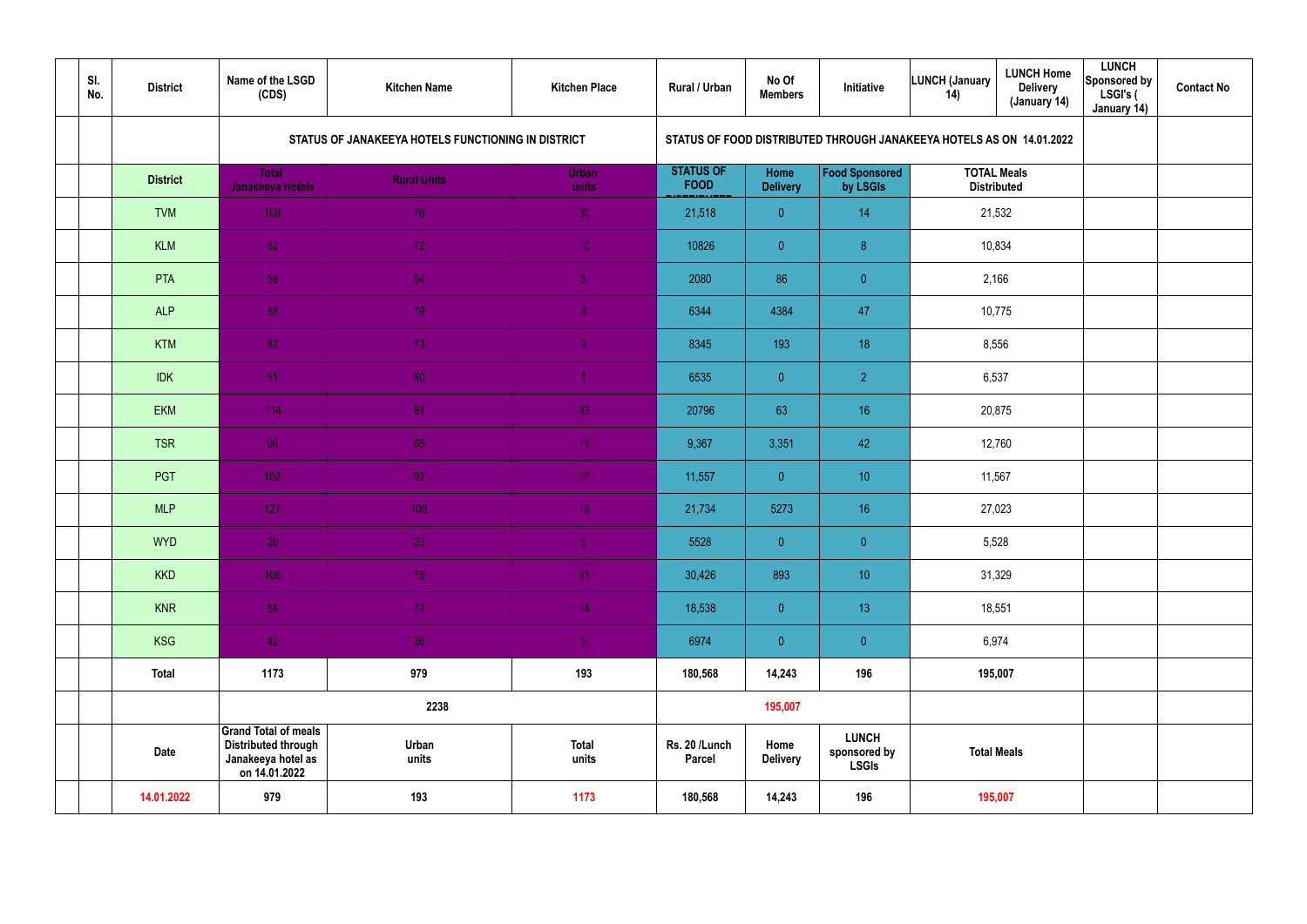| | Sl. No. | District | Name of the LSGD (CDS) | Kitchen Name | Kitchen Place | Rural / Urban | No Of Members | Initiative | LUNCH (January 14) | LUNCH Home Delivery (January 14) | LUNCH Sponsored by LSGI's ( January 14) | Contact No |
|---|---|---|---|---|---|---|---|---|---|---|---|---|
| | | | STATUS OF JANAKEEYA HOTELS FUNCTIONING IN DISTRICT | | | STATUS OF FOOD DISTRIBUTED THROUGH JANAKEEYA HOTELS AS ON 14.01.2022 | | | | | | |
| | | District | Total Janakeeya Hotels | Rural Units | Urban units | STATUS OF FOOD DISTRIBUTED | Home Delivery | Food Sponsored by LSGIs | TOTAL Meals Distributed | | | |
| | | TVM | 108 | 78 | 30 | 21,518 | 0 | 14 | 21,532 | | | |
| | | KLM | 82 | 72 | 10 | 10826 | 0 | 8 | 10,834 | | | |
| | | PTA | 59 | 54 | 5 | 2080 | 86 | 0 | 2,166 | | | |
| | | ALP | 88 | 79 | 9 | 6344 | 4384 | 47 | 10,775 | | | |
| | | KTM | 82 | 73 | 9 | 8345 | 193 | 18 | 8,556 | | | |
| | | IDK | 51 | 50 | 1 | 6535 | 0 | 2 | 6,537 | | | |
| | | EKM | 114 | 81 | 33 | 20796 | 63 | 16 | 20,875 | | | |
| | | TSR | 96 | 85 | 11 | 9,367 | 3,351 | 42 | 12,760 | | | |
| | | PGT | 102 | 92 | 10 | 11,557 | 0 | 10 | 11,567 | | | |
| | | MLP | 127 | 108 | 19 | 21,734 | 5273 | 16 | 27,023 | | | |
| | | WYD | 28 | 23 | 5 | 5528 | 0 | 0 | 5,528 | | | |
| | | KKD | 106 | 75 | 31 | 30,426 | 893 | 10 | 31,329 | | | |
| | | KNR | 88 | 74 | 14 | 18,538 | 0 | 13 | 18,551 | | | |
| | | KSG | 42 | 36 | 6 | 6974 | 0 | 0 | 6,974 | | | |
| | | Total | 1173 | 979 | 193 | 180,568 | 14,243 | 196 | 195,007 | | | |
| | | | 2238 | | | 195,007 | | | | | | |
| | | Date | Grand Total of meals Distributed through Janakeeya hotel as on 14.01.2022 | Urban units | Total units | Rs. 20 /Lunch Parcel | Home Delivery | LUNCH sponsored by LSGIs | Total Meals | | | |
| | | 14.01.2022 | 979 | 193 | 1173 | 180,568 | 14,243 | 196 | 195,007 | | | |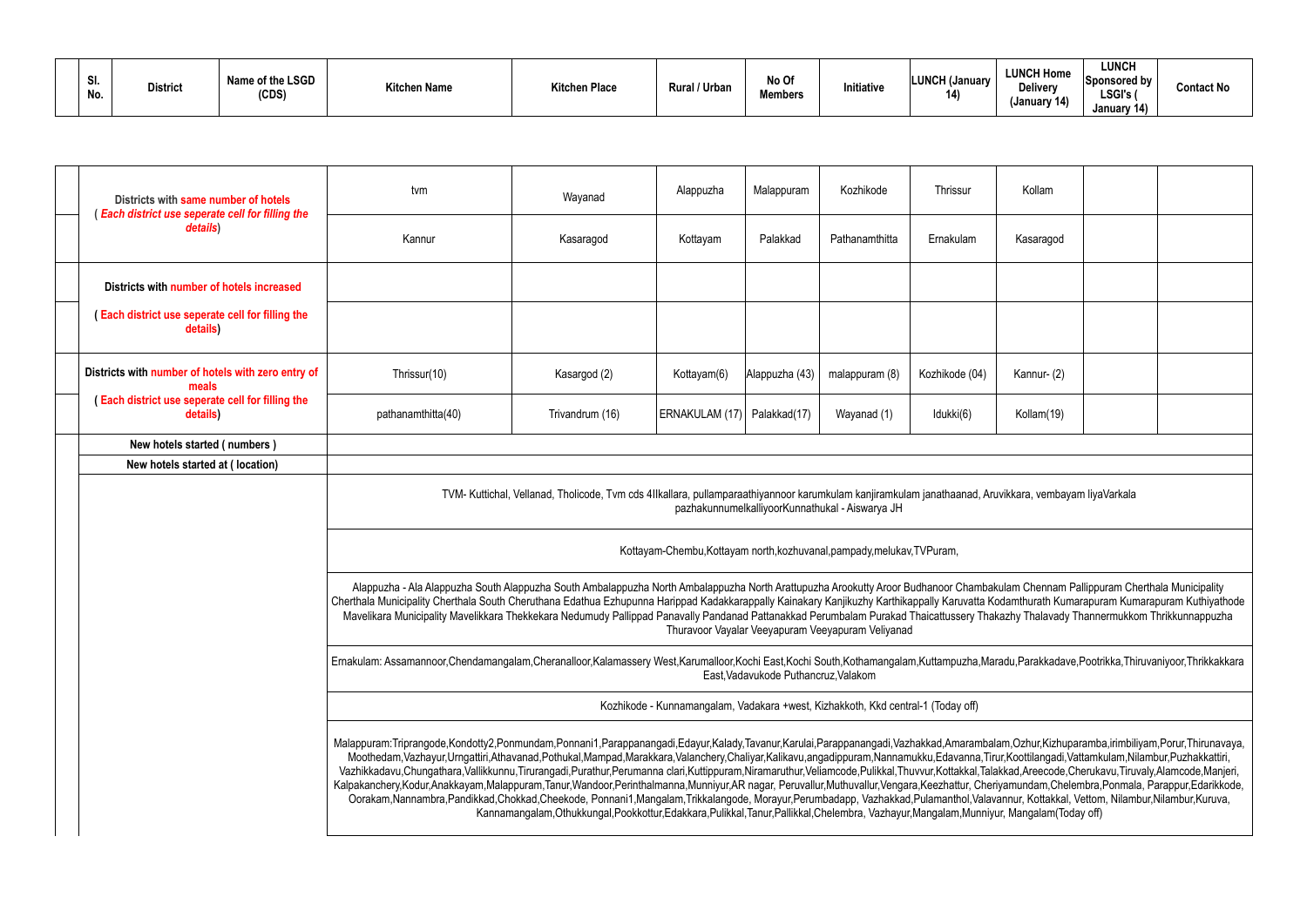| Sl. No. | District | Name of the LSGD (CDS) | Kitchen Name | Kitchen Place | Rural / Urban | No Of Members | Initiative | LUNCH (January 14) | LUNCH Home Delivery (January 14) | LUNCH Sponsored by LSGI's ( January 14) | Contact No |
|---|---|---|---|---|---|---|---|---|---|---|---|

| | | | | | | | | | |
|---|---|---|---|---|---|---|---|---|---|
| | Districts with **same number of hotels** ( ***Each district use seperate cell for filling the details***) | tvm | Wayanad | Alappuzha | Malappuram | Kozhikode | Thrissur | Kollam | |
| | | Kannur | Kasaragod | Kottayam | Palakkad | Pathanamthitta | Ernakulam | Kasaragod | |
| | **Districts with number of hotels increased** | | | | | | | | |
| | **( Each district use seperate cell for filling the details)** | | | | | | | | |
| | **Districts with number of hotels with zero entry of meals ( Each district use seperate cell for filling the details)** | Thrissur(10) | Kasargod (2) | Kottayam(6) | Alappuzha (43) | malappuram (8) | Kozhikode (04) | Kannur- (2) | |
| | | pathanamthitta(40) | Trivandrum (16) | ERNAKULAM (17) | Palakkad(17) | Wayanad (1) | Idukki(6) | Kollam(19) | |
| | **New hotels started ( numbers )** | | | | | | | | |
| | **New hotels started at ( location)** | | | | | | | | |
| | | TVM- Kuttichal, Vellanad, Tholicode, Tvm cds 4IIkallara, pullamparaathiyannoor karumkulam kanjiramkulam janathaanad, Aruvikkara, vembayam liyaVarkala pazhakunnumelkalliyoorKunnathukal - Aiswarya JH | | | | | | | |
| | | Kottayam-Chembu,Kottayam north,kozhuvanal,pampady,melukav,TVPuram, | | | | | | | |
| | | Alappuzha - Ala Alappuzha South Alappuzha South Ambalappuzha North Ambalappuzha North Arattupuzha Arookutty Aroor Budhanoor Chambakulam Chennam Pallippuram Cherthala Municipality Cherthala Municipality Cherthala South Cheruthana Edathua Ezhupunna Harippad Kadakkarappally Kainakary Kanjikuzhy Karthikappally Karuvatta Kodamthurath Kumarapuram Kumarapuram Kuthiyathode Mavelikara Municipality Mavelikkara Thekkekara Nedumudy Pallippad Panavally Pandanad Pattanakkad Perumbalam Purakad Thaicattussery Thakazhy Thalavady Thannermukkom Thrikkunnappuzha Thuravoor Vayalar Veeyapuram Veeyapuram Veliyanad | | | | | | | |
| | | Ernakulam: Assamannoor,Chendamangalam,Cheranalloor,Kalamassery West,Karumalloor,Kochi East,Kochi South,Kothamangalam,Kuttampuzha,Maradu,Parakkadave,Pootrikka,Thiruvaniyoor,Thrikkakkara East,Vadavukode Puthancruz,Valakom | | | | | | | |
| | | Kozhikode - Kunnamangalam, Vadakara +west, Kizhakkoth, Kkd central-1 (Today off) | | | | | | | |
| | | Malappuram:Triprangode,Kondotty2,Ponmundam,Ponnani1,Parappanangadi,Edayur,Kalady,Tavanur,Karulai,Parappanangadi,Vazhakkad,Amarambalam,Ozhur,Kizhuparamba,irimbiliyam,Porur,Thirunavaya, Moothedam,Vazhayur,Urngattiri,Athavanad,Pothukal,Mampad,Marakkara,Valanchery,Chaliyar,Kalikavu,angadippuram,Nannamukku,Edavanna,Tirur,Koottilangadi,Vattamkulam,Nilambur,Puzhakkattiri, Vazhikkadavu,Chungathara,Vallikkunnu,Tirurangadi,Purathur,Perumanna clari,Kuttippuram,Niramaruthur,Veliamcode,Pulikkal,Thuvvur,Kottakkal,Talakkad,Areecode,Cherukavu,Tiruvaly,Alamcode,Manjeri, Kalpakanchery,Kodur,Anakkayam,Malappuram,Tanur,Wandoor,Perinthalmanna,Munniyur,AR nagar, Peruvallur,Muthuvallur,Vengara,Keezhattur, Cheriyamundam,Chelembra,Ponmala, Parappur,Edarikkode, Oorakam,Nannambra,Pandikkad,Chokkad,Cheekode, Ponnani1,Mangalam,Trikkalangode, Morayur,Perumbadapp, Vazhakkad,Pulamanthol,Valavannur, Kottakkal, Vettom, Nilambur,Nilambur,Kuruva, Kannamangalam,Othukkungal,Pookkottur,Edakkara,Pulikkal,Tanur,Pallikkal,Chelembra, Vazhayur,Mangalam,Munniyur, Mangalam(Today off) | | | | | | | |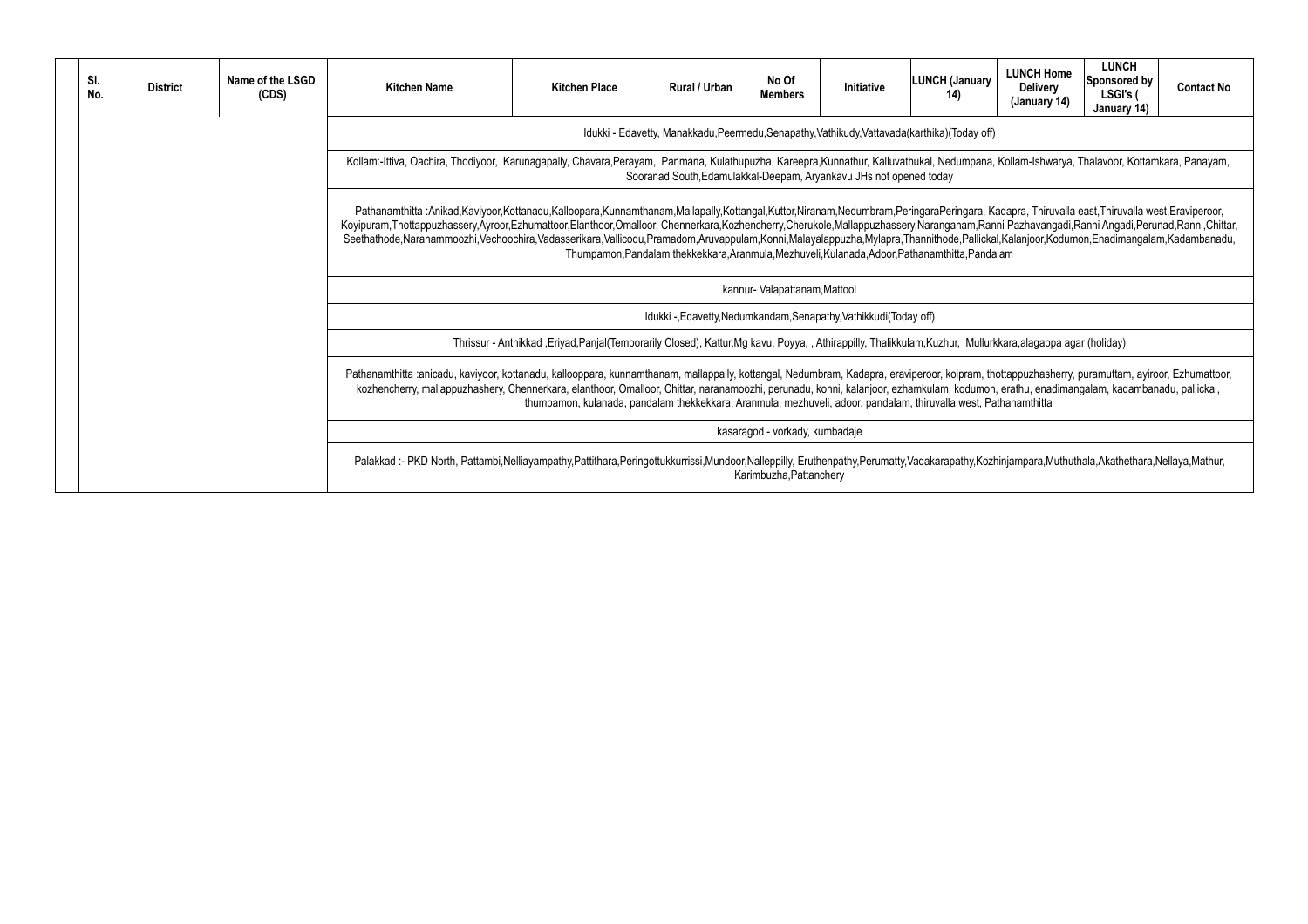| Sl. No. | District | Name of the LSGD (CDS) | Kitchen Name | Kitchen Place | Rural / Urban | No Of Members | Initiative | LUNCH (January 14) | LUNCH Home Delivery (January 14) | LUNCH Sponsored by LSGI's ( January 14) | Contact No |
|---|---|---|---|---|---|---|---|---|---|---|---|
| | | | Idukki - Edavetty, Manakkadu,Peermedu,Senapathy,Vathikudy,Vattavada(karthika)(Today off) | | | | | | | | |
| | | | Kollam:-Ittiva, Oachira, Thodiyoor, Karunagapally, Chavara,Perayam, Panmana, Kulathupuzha, Kareepra,Kunnathur, Kalluvathukal, Nedumpana, Kollam-Ishwarya, Thalavoor, Kottamkara, Panayam, Sooranad South,Edamulakkal-Deepam, Aryankavu JHs not opened today | | | | | | | | |
| | | | Pathanamthitta :Anikad,Kaviyoor,Kottanadu,Kalloopara,Kunnamthanam,Mallapally,Kottangal,Kuttor,Niranam,Nedumbram,PeringaraPeringara, Kadapra, Thiruvalla east,Thiruvalla west,Eraviperoor, Koyipuram,Thottappuzhassery,Ayroor,Ezhumattoor,Elanthoor,Omalloor, Chennerkara,Kozhencherry,Cherukole,Mallappuzhassery,Naranganam,Ranni Pazhavangadi,Ranni Angadi,Perunad,Ranni,Chittar, Seethathode,Naranammoozhi,Vechoochira,Vadasserikara,Vallicodu,Pramadom,Aruvappulam,Konni,Malayalappuzha,Mylapra,Thannithode,Pallickal,Kalanjoor,Kodumon,Enadimangalam,Kadambanadu, Thumpamon,Pandalam thekkekkara,Aranmula,Mezhuveli,Kulanada,Adoor,Pathanamthitta,Pandalam | | | | | | | | |
| | | | kannur- Valapattanam,Mattool | | | | | | | | |
| | | | Idukki -,Edavetty,Nedumkandam,Senapathy,Vathikkudi(Today off) | | | | | | | | |
| | | | Thrissur - Anthikkad ,Eriyad,Panjal(Temporarily Closed), Kattur,Mg kavu, Poyya, , Athirappilly, Thalikkulam,Kuzhur, Mullurkkara,alagappa agar (holiday) | | | | | | | | |
| | | | Pathanamthitta :anicadu, kaviyoor, kottanadu, kallooppara, kunnamthanam, mallappally, kottangal, Nedumbram, Kadapra, eraviperoor, koipram, thottappuzhasherry, puramuttam, ayiroor, Ezhumattoor, kozhencherry, mallappuzhashery, Chennerkara, elanthoor, Omalloor, Chittar, naranamoozhi, perunadu, konni, kalanjoor, ezhamkulam, kodumon, erathu, enadimangalam, kadambanadu, pallickal, thumpamon, kulanada, pandalam thekkekkara, Aranmula, mezhuveli, adoor, pandalam, thiruvalla west, Pathanamthitta | | | | | | | | |
| | | | kasaragod - vorkady, kumbadaje | | | | | | | | |
| | | | Palakkad :- PKD North, Pattambi,Nelliayampathy,Pattithara,Peringottukkurrissi,Mundoor,Nalleppilly, Eruthenpathy,Perumatty,Vadakarapathy,Kozhinjampara,Muthuthala,Akathethara,Nellaya,Mathur, Karimbuzha,Pattanchery | | | | | | | | |